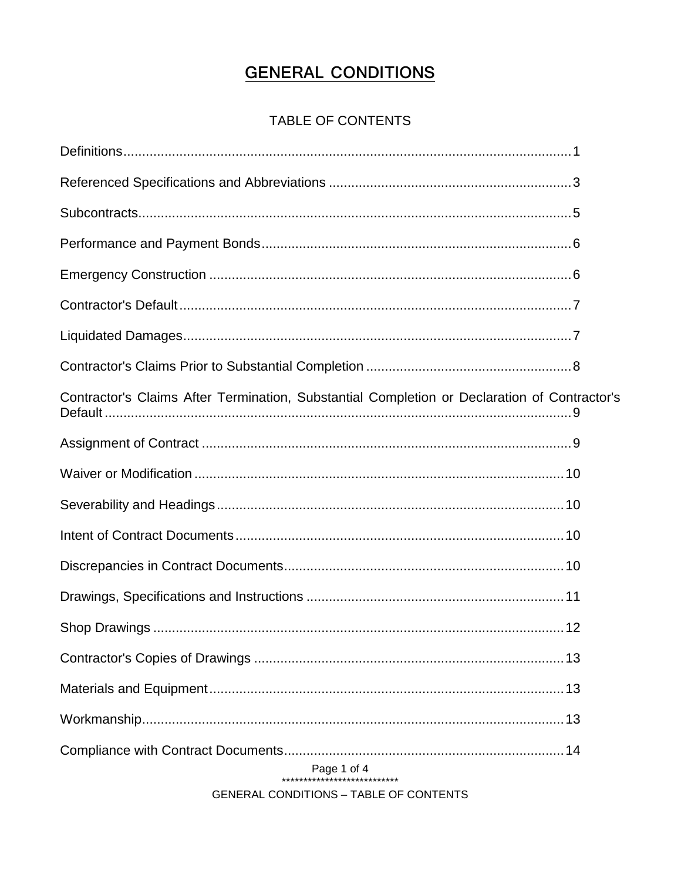# GENERAL CONDITIONS

## TABLE OF CONTENTS

| Section | Page |
| --- | --- |
| Definitions | 1 |
| Referenced Specifications and Abbreviations | 3 |
| Subcontracts | 5 |
| Performance and Payment Bonds | 6 |
| Emergency Construction | 6 |
| Contractor's Default | 7 |
| Liquidated Damages | 7 |
| Contractor's Claims Prior to Substantial Completion | 8 |
| Contractor's Claims After Termination, Substantial Completion or Declaration of Contractor's Default | 9 |
| Assignment of Contract | 9 |
| Waiver or Modification | 10 |
| Severability and Headings | 10 |
| Intent of Contract Documents | 10 |
| Discrepancies in Contract Documents | 10 |
| Drawings, Specifications and Instructions | 11 |
| Shop Drawings | 12 |
| Contractor's Copies of Drawings | 13 |
| Materials and Equipment | 13 |
| Workmanship | 13 |
| Compliance with Contract Documents | 14 |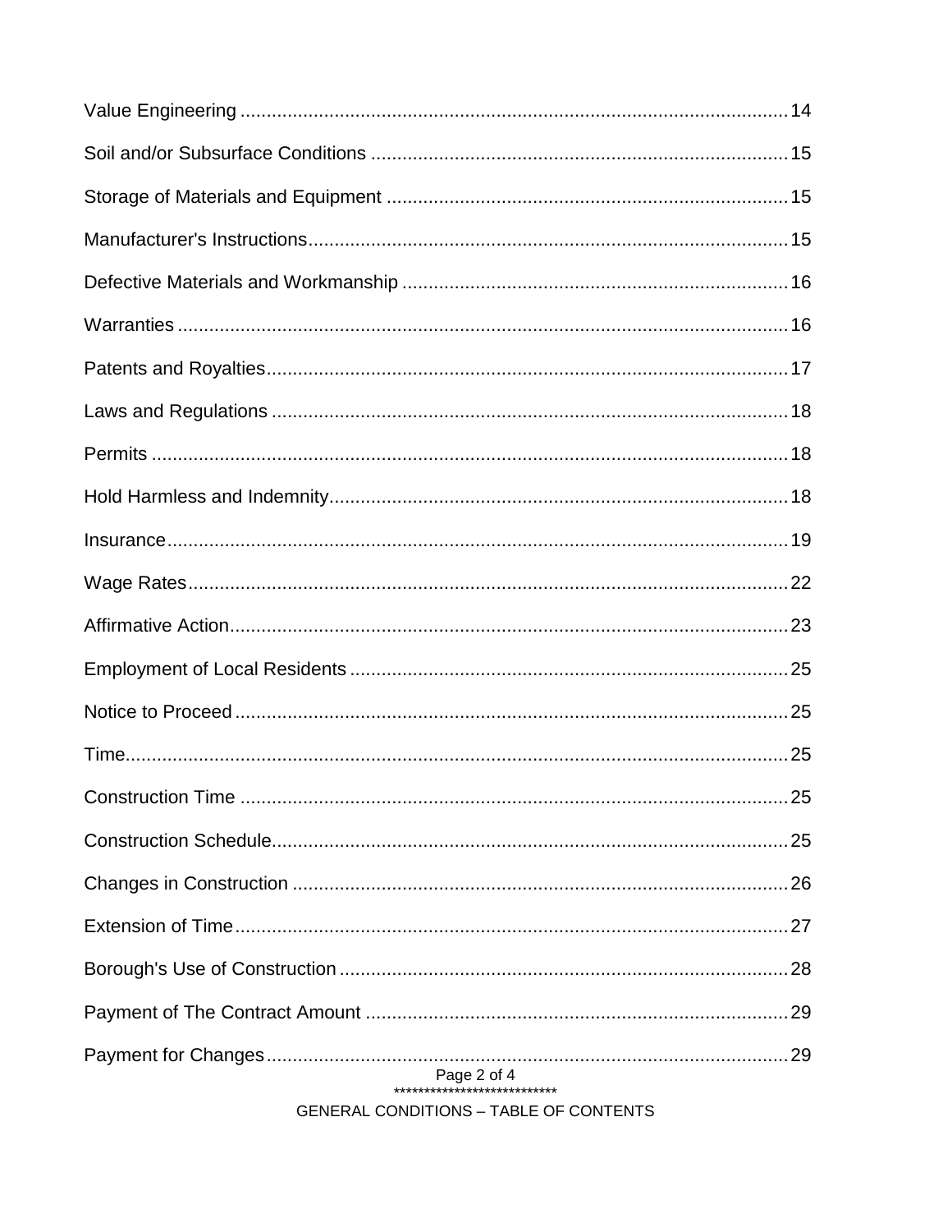| | |
|---|---|
| Value Engineering | 14 |
| Soil and/or Subsurface Conditions | 15 |
| Storage of Materials and Equipment | 15 |
| Manufacturer's Instructions | 15 |
| Defective Materials and Workmanship | 16 |
| Warranties | 16 |
| Patents and Royalties | 17 |
| Laws and Regulations | 18 |
| Permits | 18 |
| Hold Harmless and Indemnity | 18 |
| Insurance | 19 |
| Wage Rates | 22 |
| Affirmative Action | 23 |
| Employment of Local Residents | 25 |
| Notice to Proceed | 25 |
| Time | 25 |
| Construction Time | 25 |
| Construction Schedule | 25 |
| Changes in Construction | 26 |
| Extension of Time | 27 |
| Borough's Use of Construction | 28 |
| Payment of The Contract Amount | 29 |
| Payment for Changes | 29 |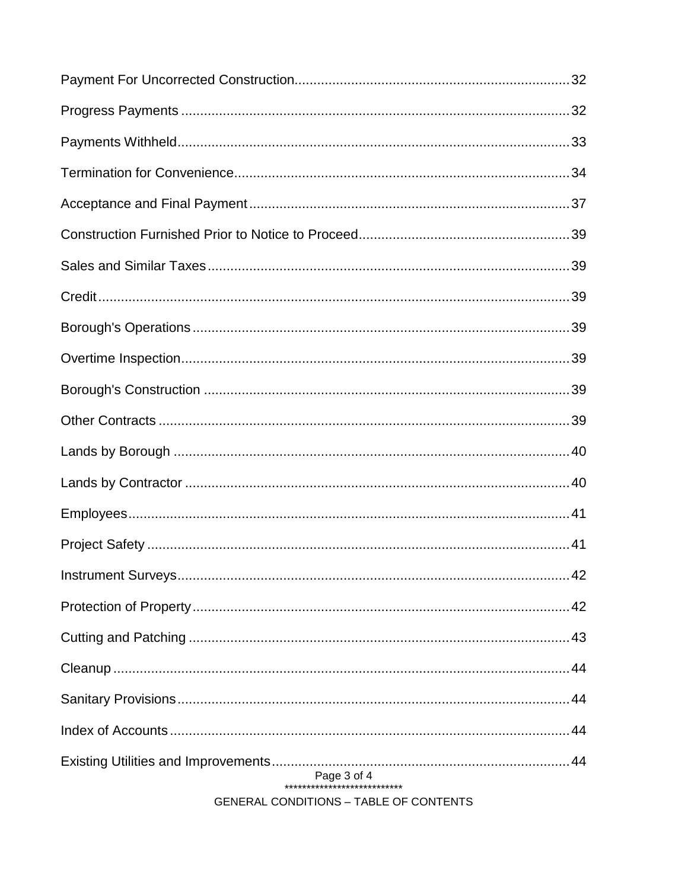| | |
|---|---|
| Payment For Uncorrected Construction | 32 |
| Progress Payments | 32 |
| Payments Withheld | 33 |
| Termination for Convenience | 34 |
| Acceptance and Final Payment | 37 |
| Construction Furnished Prior to Notice to Proceed | 39 |
| Sales and Similar Taxes | 39 |
| Credit | 39 |
| Borough's Operations | 39 |
| Overtime Inspection | 39 |
| Borough's Construction | 39 |
| Other Contracts | 39 |
| Lands by Borough | 40 |
| Lands by Contractor | 40 |
| Employees | 41 |
| Project Safety | 41 |
| Instrument Surveys | 42 |
| Protection of Property | 42 |
| Cutting and Patching | 43 |
| Cleanup | 44 |
| Sanitary Provisions | 44 |
| Index of Accounts | 44 |
| Existing Utilities and Improvements | 44 |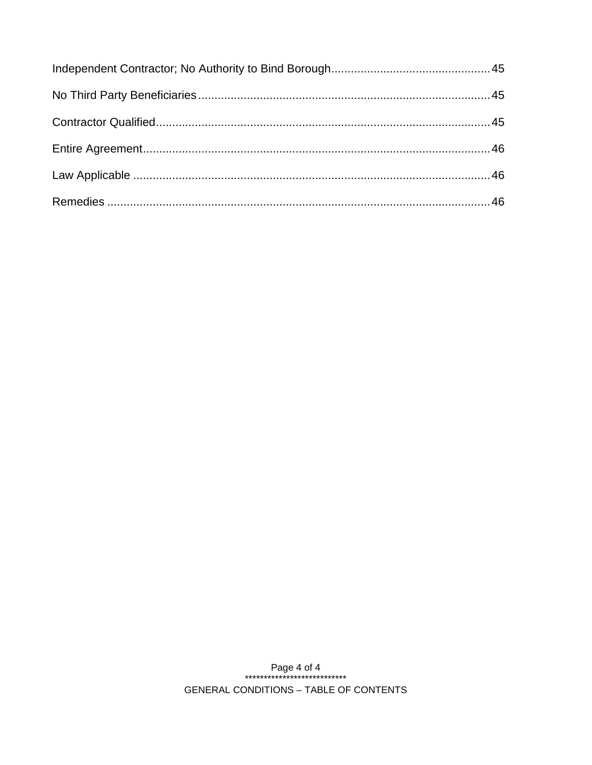Independent Contractor; No Authority to Bind Borough.................................................45

No Third Party Beneficiaries..........................................................................................45

Contractor Qualified.......................................................................................................45

Entire Agreement...........................................................................................................46

Law Applicable ..............................................................................................................46

Remedies ......................................................................................................................46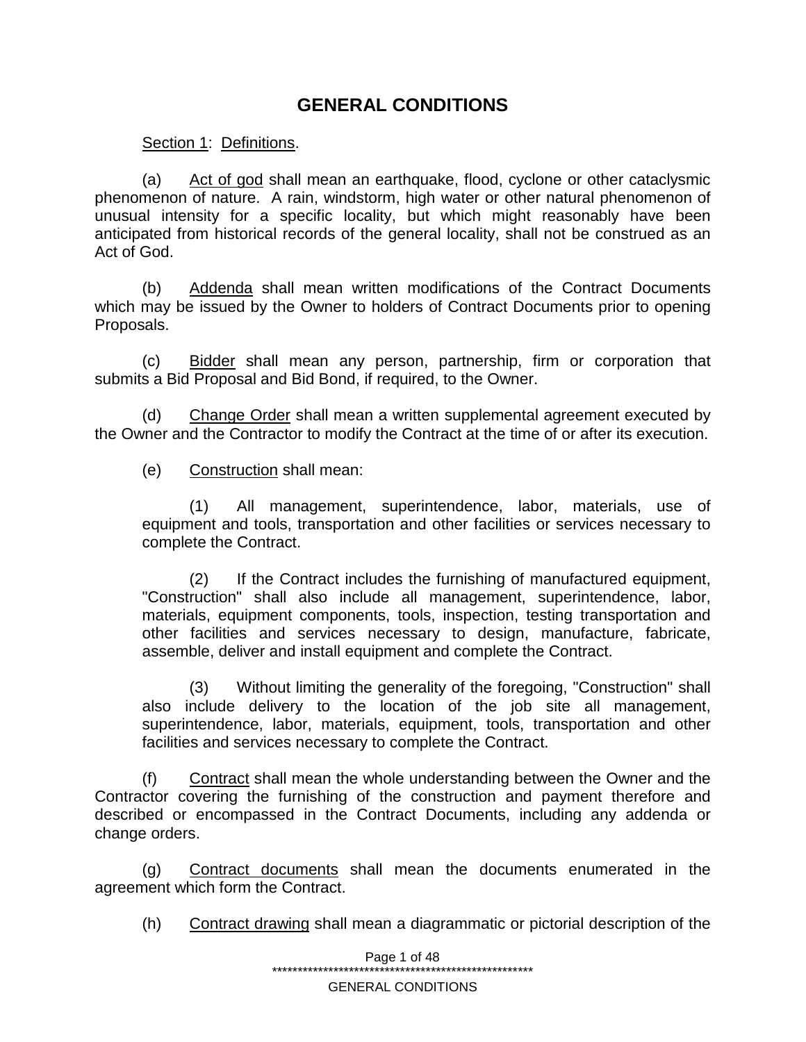# GENERAL CONDITIONS

Section 1: Definitions.

(a) Act of god shall mean an earthquake, flood, cyclone or other cataclysmic phenomenon of nature. A rain, windstorm, high water or other natural phenomenon of unusual intensity for a specific locality, but which might reasonably have been anticipated from historical records of the general locality, shall not be construed as an Act of God.

(b) Addenda shall mean written modifications of the Contract Documents which may be issued by the Owner to holders of Contract Documents prior to opening Proposals.

(c) Bidder shall mean any person, partnership, firm or corporation that submits a Bid Proposal and Bid Bond, if required, to the Owner.

(d) Change Order shall mean a written supplemental agreement executed by the Owner and the Contractor to modify the Contract at the time of or after its execution.

(e) Construction shall mean:

(1) All management, superintendence, labor, materials, use of equipment and tools, transportation and other facilities or services necessary to complete the Contract.

(2) If the Contract includes the furnishing of manufactured equipment, "Construction" shall also include all management, superintendence, labor, materials, equipment components, tools, inspection, testing transportation and other facilities and services necessary to design, manufacture, fabricate, assemble, deliver and install equipment and complete the Contract.

(3) Without limiting the generality of the foregoing, "Construction" shall also include delivery to the location of the job site all management, superintendence, labor, materials, equipment, tools, transportation and other facilities and services necessary to complete the Contract.

(f) Contract shall mean the whole understanding between the Owner and the Contractor covering the furnishing of the construction and payment therefore and described or encompassed in the Contract Documents, including any addenda or change orders.

(g) Contract documents shall mean the documents enumerated in the agreement which form the Contract.

(h) Contract drawing shall mean a diagrammatic or pictorial description of the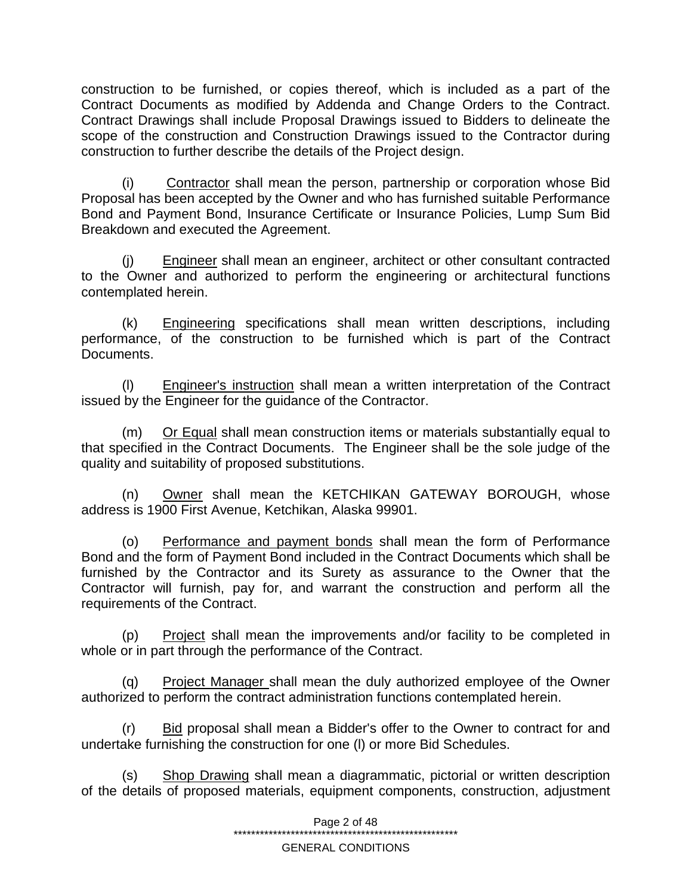construction to be furnished, or copies thereof, which is included as a part of the Contract Documents as modified by Addenda and Change Orders to the Contract. Contract Drawings shall include Proposal Drawings issued to Bidders to delineate the scope of the construction and Construction Drawings issued to the Contractor during construction to further describe the details of the Project design.

(i) Contractor shall mean the person, partnership or corporation whose Bid Proposal has been accepted by the Owner and who has furnished suitable Performance Bond and Payment Bond, Insurance Certificate or Insurance Policies, Lump Sum Bid Breakdown and executed the Agreement.

(j) Engineer shall mean an engineer, architect or other consultant contracted to the Owner and authorized to perform the engineering or architectural functions contemplated herein.

(k) Engineering specifications shall mean written descriptions, including performance, of the construction to be furnished which is part of the Contract Documents.

(l) Engineer's instruction shall mean a written interpretation of the Contract issued by the Engineer for the guidance of the Contractor.

(m) Or Equal shall mean construction items or materials substantially equal to that specified in the Contract Documents. The Engineer shall be the sole judge of the quality and suitability of proposed substitutions.

(n) Owner shall mean the KETCHIKAN GATEWAY BOROUGH, whose address is 1900 First Avenue, Ketchikan, Alaska 99901.

(o) Performance and payment bonds shall mean the form of Performance Bond and the form of Payment Bond included in the Contract Documents which shall be furnished by the Contractor and its Surety as assurance to the Owner that the Contractor will furnish, pay for, and warrant the construction and perform all the requirements of the Contract.

(p) Project shall mean the improvements and/or facility to be completed in whole or in part through the performance of the Contract.

(q) Project Manager shall mean the duly authorized employee of the Owner authorized to perform the contract administration functions contemplated herein.

(r) Bid proposal shall mean a Bidder's offer to the Owner to contract for and undertake furnishing the construction for one (l) or more Bid Schedules.

(s) Shop Drawing shall mean a diagrammatic, pictorial or written description of the details of proposed materials, equipment components, construction, adjustment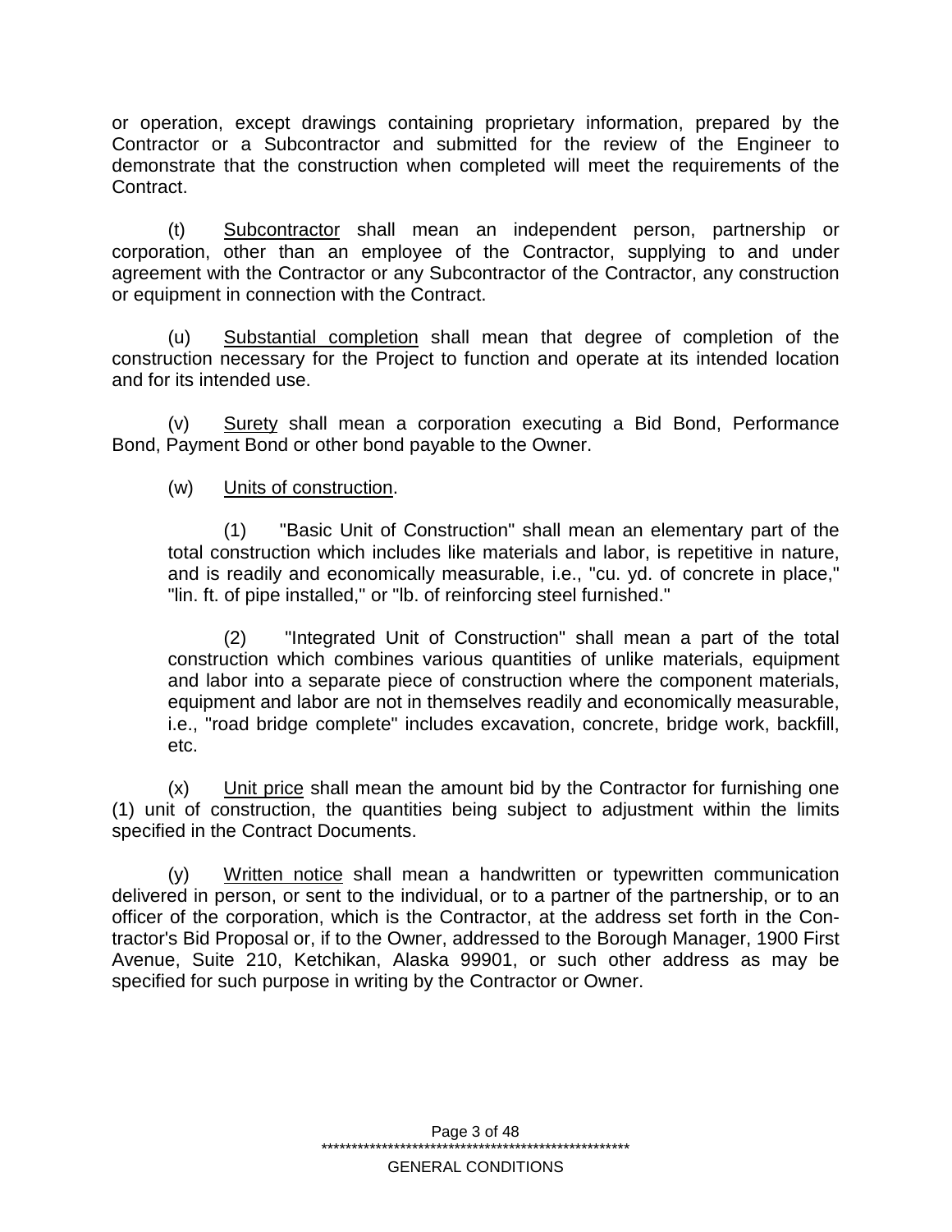or operation, except drawings containing proprietary information, prepared by the Contractor or a Subcontractor and submitted for the review of the Engineer to demonstrate that the construction when completed will meet the requirements of the Contract.

(t) Subcontractor shall mean an independent person, partnership or corporation, other than an employee of the Contractor, supplying to and under agreement with the Contractor or any Subcontractor of the Contractor, any construction or equipment in connection with the Contract.

(u) Substantial completion shall mean that degree of completion of the construction necessary for the Project to function and operate at its intended location and for its intended use.

(v) Surety shall mean a corporation executing a Bid Bond, Performance Bond, Payment Bond or other bond payable to the Owner.

(w) Units of construction.

(1) "Basic Unit of Construction" shall mean an elementary part of the total construction which includes like materials and labor, is repetitive in nature, and is readily and economically measurable, i.e., "cu. yd. of concrete in place," "lin. ft. of pipe installed," or "lb. of reinforcing steel furnished."

(2) "Integrated Unit of Construction" shall mean a part of the total construction which combines various quantities of unlike materials, equipment and labor into a separate piece of construction where the component materials, equipment and labor are not in themselves readily and economically measurable, i.e., "road bridge complete" includes excavation, concrete, bridge work, backfill, etc.

(x) Unit price shall mean the amount bid by the Contractor for furnishing one (1) unit of construction, the quantities being subject to adjustment within the limits specified in the Contract Documents.

(y) Written notice shall mean a handwritten or typewritten communication delivered in person, or sent to the individual, or to a partner of the partnership, or to an officer of the corporation, which is the Contractor, at the address set forth in the Contractor's Bid Proposal or, if to the Owner, addressed to the Borough Manager, 1900 First Avenue, Suite 210, Ketchikan, Alaska 99901, or such other address as may be specified for such purpose in writing by the Contractor or Owner.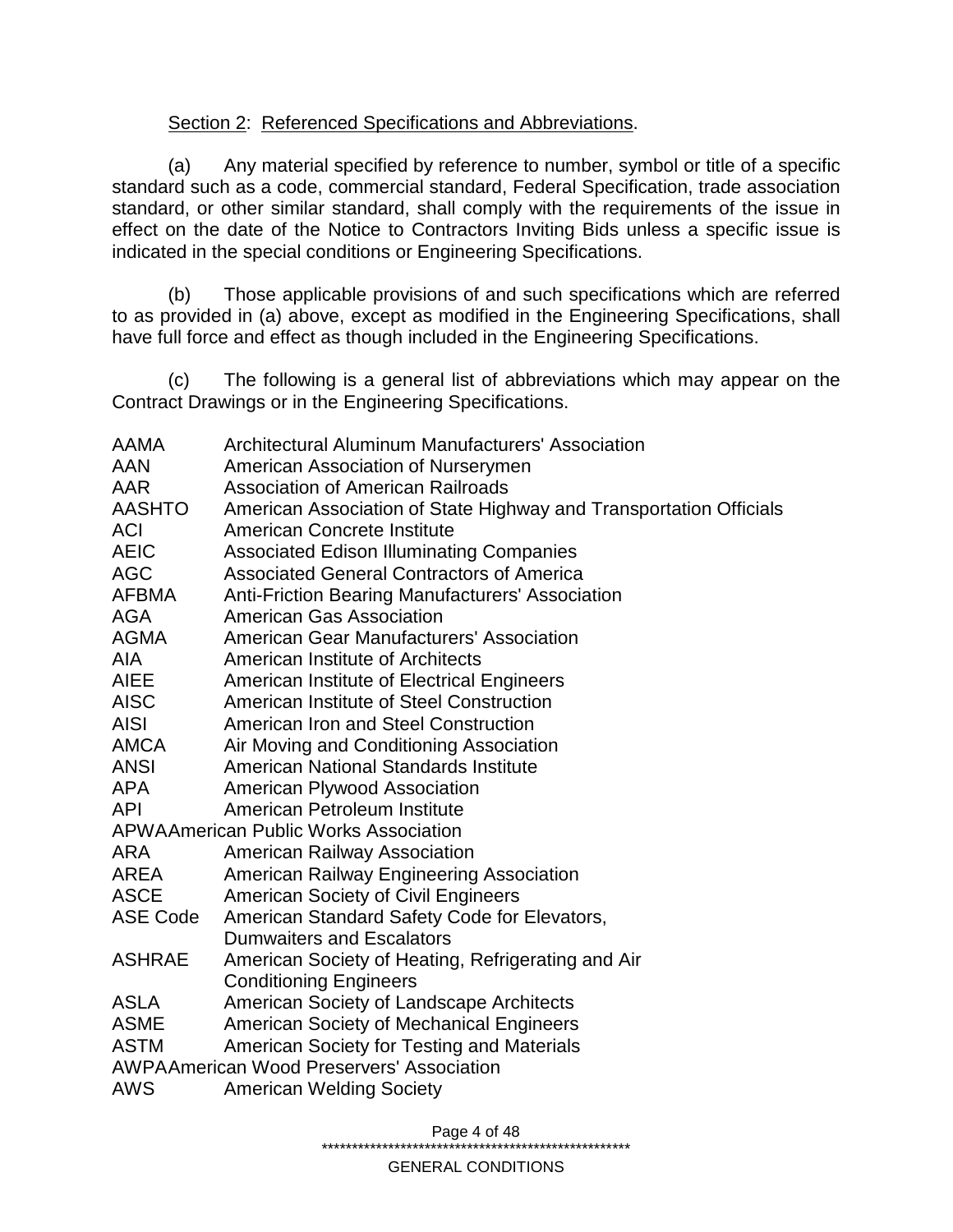Section 2: Referenced Specifications and Abbreviations.

(a) Any material specified by reference to number, symbol or title of a specific standard such as a code, commercial standard, Federal Specification, trade association standard, or other similar standard, shall comply with the requirements of the issue in effect on the date of the Notice to Contractors Inviting Bids unless a specific issue is indicated in the special conditions or Engineering Specifications.

(b) Those applicable provisions of and such specifications which are referred to as provided in (a) above, except as modified in the Engineering Specifications, shall have full force and effect as though included in the Engineering Specifications.

(c) The following is a general list of abbreviations which may appear on the Contract Drawings or in the Engineering Specifications.

| | |
|---|---|
| AAMA | Architectural Aluminum Manufacturers' Association |
| AAN | American Association of Nurserymen |
| AAR | Association of American Railroads |
| AASHTO | American Association of State Highway and Transportation Officials |
| ACI | American Concrete Institute |
| AEIC | Associated Edison Illuminating Companies |
| AGC | Associated General Contractors of America |
| AFBMA | Anti-Friction Bearing Manufacturers' Association |
| AGA | American Gas Association |
| AGMA | American Gear Manufacturers' Association |
| AIA | American Institute of Architects |
| AIEE | American Institute of Electrical Engineers |
| AISC | American Institute of Steel Construction |
| AISI | American Iron and Steel Construction |
| AMCA | Air Moving and Conditioning Association |
| ANSI | American National Standards Institute |
| APA | American Plywood Association |
| API | American Petroleum Institute |
| APWA | American Public Works Association |
| ARA | American Railway Association |
| AREA | American Railway Engineering Association |
| ASCE | American Society of Civil Engineers |
| ASE Code | American Standard Safety Code for Elevators, Dumwaiters and Escalators |
| ASHRAE | American Society of Heating, Refrigerating and Air Conditioning Engineers |
| ASLA | American Society of Landscape Architects |
| ASME | American Society of Mechanical Engineers |
| ASTM | American Society for Testing and Materials |
| AWPA | American Wood Preservers' Association |
| AWS | American Welding Society |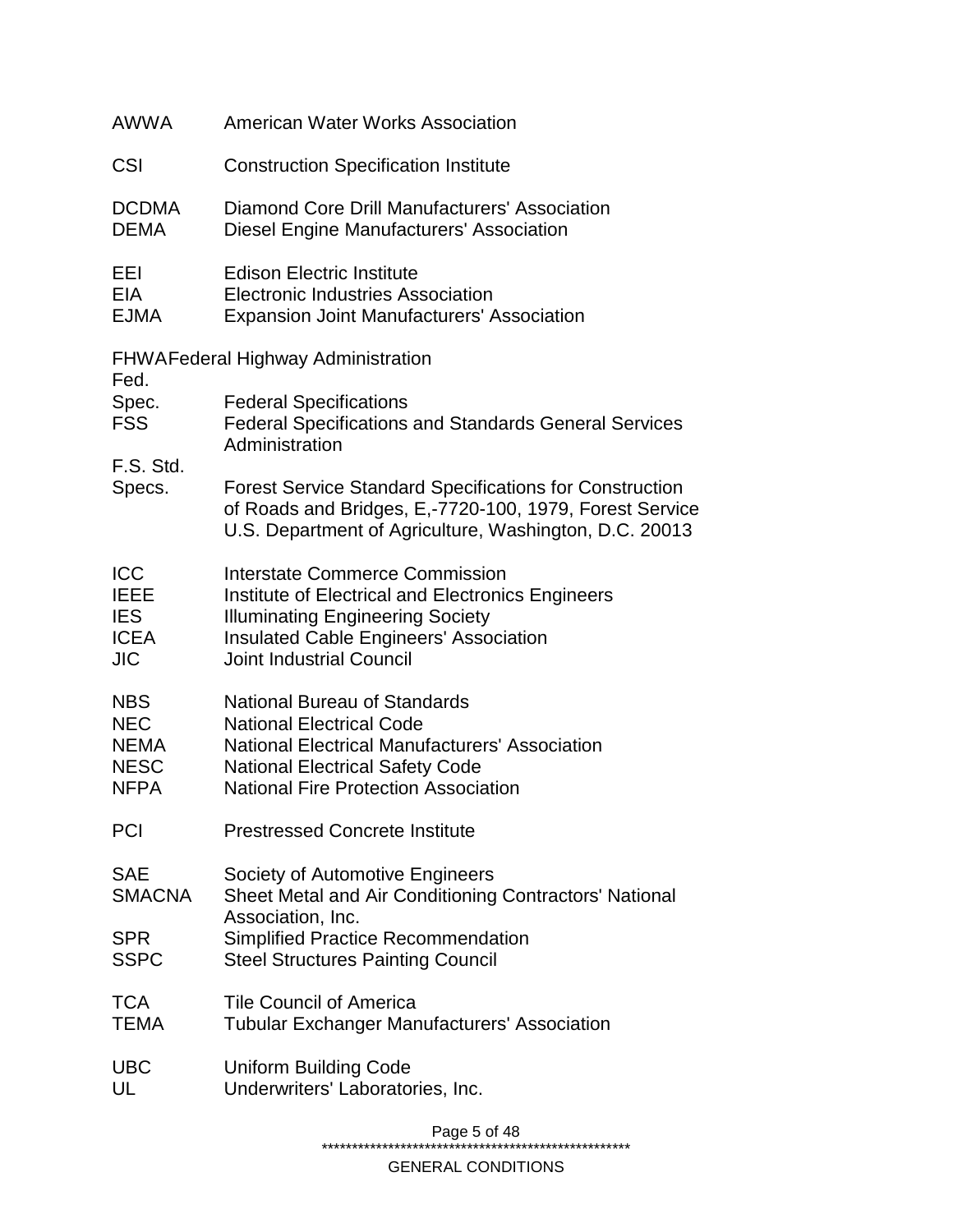| | |
|---|---|
| AWWA | American Water Works Association |
| CSI | Construction Specification Institute |
| DCDMA | Diamond Core Drill Manufacturers' Association |
| DEMA | Diesel Engine Manufacturers' Association |
| EEI | Edison Electric Institute |
| EIA | Electronic Industries Association |
| EJMA | Expansion Joint Manufacturers' Association |
| FHWA | Federal Highway Administration |
| Fed. Spec. | Federal Specifications |
| FSS | Federal Specifications and Standards General Services Administration |
| F.S. Std. Specs. | Forest Service Standard Specifications for Construction of Roads and Bridges, E,-7720-100, 1979, Forest Service U.S. Department of Agriculture, Washington, D.C. 20013 |
| ICC | Interstate Commerce Commission |
| IEEE | Institute of Electrical and Electronics Engineers |
| IES | Illuminating Engineering Society |
| ICEA | Insulated Cable Engineers' Association |
| JIC | Joint Industrial Council |
| NBS | National Bureau of Standards |
| NEC | National Electrical Code |
| NEMA | National Electrical Manufacturers' Association |
| NESC | National Electrical Safety Code |
| NFPA | National Fire Protection Association |
| PCI | Prestressed Concrete Institute |
| SAE | Society of Automotive Engineers |
| SMACNA | Sheet Metal and Air Conditioning Contractors' National Association, Inc. |
| SPR | Simplified Practice Recommendation |
| SSPC | Steel Structures Painting Council |
| TCA | Tile Council of America |
| TEMA | Tubular Exchanger Manufacturers' Association |
| UBC | Uniform Building Code |
| UL | Underwriters' Laboratories, Inc. |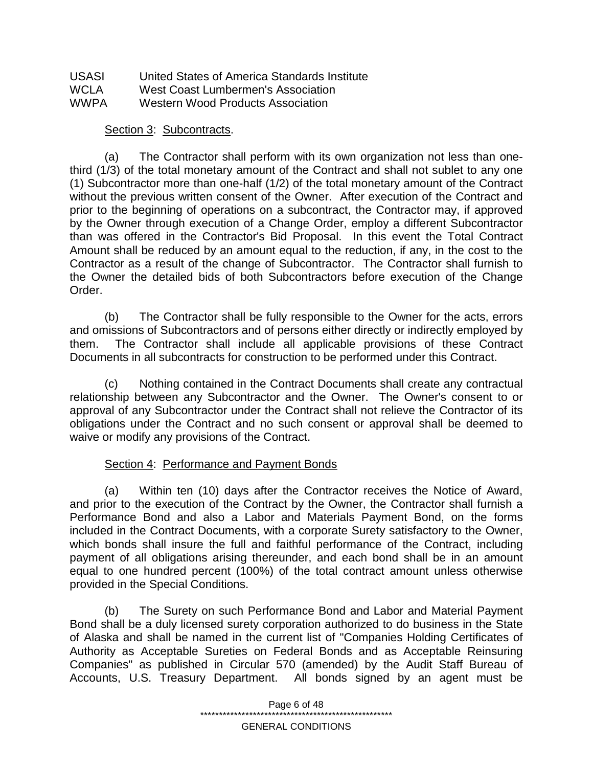| | |
|---|---|
| USASI | United States of America Standards Institute |
| WCLA | West Coast Lumbermen's Association |
| WWPA | Western Wood Products Association |

Section 3: Subcontracts.

(a) The Contractor shall perform with its own organization not less than one-third (1/3) of the total monetary amount of the Contract and shall not sublet to any one (1) Subcontractor more than one-half (1/2) of the total monetary amount of the Contract without the previous written consent of the Owner. After execution of the Contract and prior to the beginning of operations on a subcontract, the Contractor may, if approved by the Owner through execution of a Change Order, employ a different Subcontractor than was offered in the Contractor's Bid Proposal. In this event the Total Contract Amount shall be reduced by an amount equal to the reduction, if any, in the cost to the Contractor as a result of the change of Subcontractor. The Contractor shall furnish to the Owner the detailed bids of both Subcontractors before execution of the Change Order.

(b) The Contractor shall be fully responsible to the Owner for the acts, errors and omissions of Subcontractors and of persons either directly or indirectly employed by them. The Contractor shall include all applicable provisions of these Contract Documents in all subcontracts for construction to be performed under this Contract.

(c) Nothing contained in the Contract Documents shall create any contractual relationship between any Subcontractor and the Owner. The Owner's consent to or approval of any Subcontractor under the Contract shall not relieve the Contractor of its obligations under the Contract and no such consent or approval shall be deemed to waive or modify any provisions of the Contract.

Section 4: Performance and Payment Bonds

(a) Within ten (10) days after the Contractor receives the Notice of Award, and prior to the execution of the Contract by the Owner, the Contractor shall furnish a Performance Bond and also a Labor and Materials Payment Bond, on the forms included in the Contract Documents, with a corporate Surety satisfactory to the Owner, which bonds shall insure the full and faithful performance of the Contract, including payment of all obligations arising thereunder, and each bond shall be in an amount equal to one hundred percent (100%) of the total contract amount unless otherwise provided in the Special Conditions.

(b) The Surety on such Performance Bond and Labor and Material Payment Bond shall be a duly licensed surety corporation authorized to do business in the State of Alaska and shall be named in the current list of "Companies Holding Certificates of Authority as Acceptable Sureties on Federal Bonds and as Acceptable Reinsuring Companies" as published in Circular 570 (amended) by the Audit Staff Bureau of Accounts, U.S. Treasury Department. All bonds signed by an agent must be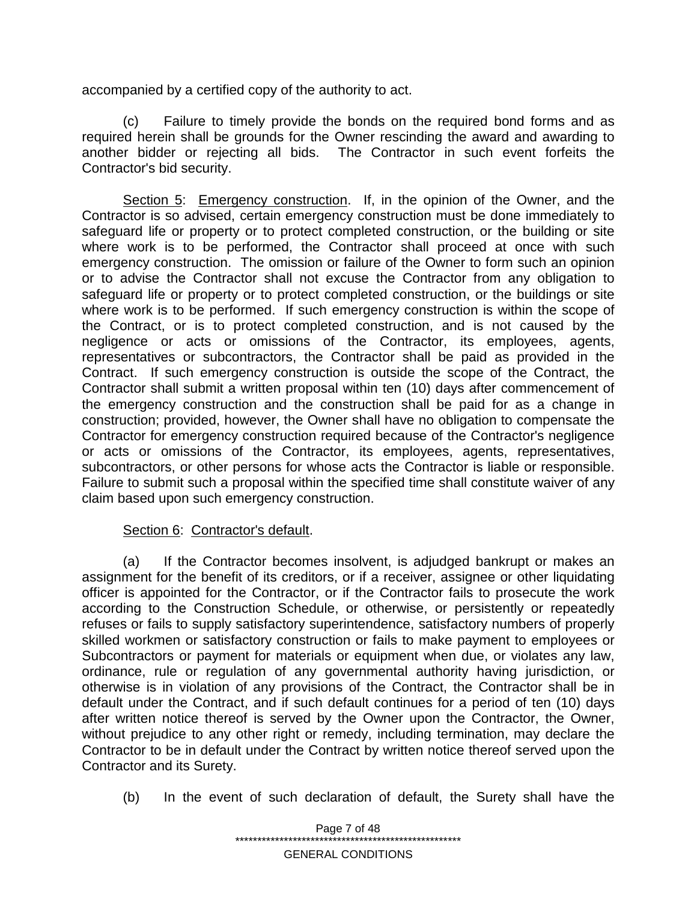accompanied by a certified copy of the authority to act.

(c) Failure to timely provide the bonds on the required bond forms and as required herein shall be grounds for the Owner rescinding the award and awarding to another bidder or rejecting all bids. The Contractor in such event forfeits the Contractor's bid security.

<u>Section 5</u>: <u>Emergency construction</u>. If, in the opinion of the Owner, and the Contractor is so advised, certain emergency construction must be done immediately to safeguard life or property or to protect completed construction, or the building or site where work is to be performed, the Contractor shall proceed at once with such emergency construction. The omission or failure of the Owner to form such an opinion or to advise the Contractor shall not excuse the Contractor from any obligation to safeguard life or property or to protect completed construction, or the buildings or site where work is to be performed. If such emergency construction is within the scope of the Contract, or is to protect completed construction, and is not caused by the negligence or acts or omissions of the Contractor, its employees, agents, representatives or subcontractors, the Contractor shall be paid as provided in the Contract. If such emergency construction is outside the scope of the Contract, the Contractor shall submit a written proposal within ten (10) days after commencement of the emergency construction and the construction shall be paid for as a change in construction; provided, however, the Owner shall have no obligation to compensate the Contractor for emergency construction required because of the Contractor's negligence or acts or omissions of the Contractor, its employees, agents, representatives, subcontractors, or other persons for whose acts the Contractor is liable or responsible. Failure to submit such a proposal within the specified time shall constitute waiver of any claim based upon such emergency construction.

<u>Section 6</u>: <u>Contractor's default</u>.

(a) If the Contractor becomes insolvent, is adjudged bankrupt or makes an assignment for the benefit of its creditors, or if a receiver, assignee or other liquidating officer is appointed for the Contractor, or if the Contractor fails to prosecute the work according to the Construction Schedule, or otherwise, or persistently or repeatedly refuses or fails to supply satisfactory superintendence, satisfactory numbers of properly skilled workmen or satisfactory construction or fails to make payment to employees or Subcontractors or payment for materials or equipment when due, or violates any law, ordinance, rule or regulation of any governmental authority having jurisdiction, or otherwise is in violation of any provisions of the Contract, the Contractor shall be in default under the Contract, and if such default continues for a period of ten (10) days after written notice thereof is served by the Owner upon the Contractor, the Owner, without prejudice to any other right or remedy, including termination, may declare the Contractor to be in default under the Contract by written notice thereof served upon the Contractor and its Surety.

(b) In the event of such declaration of default, the Surety shall have the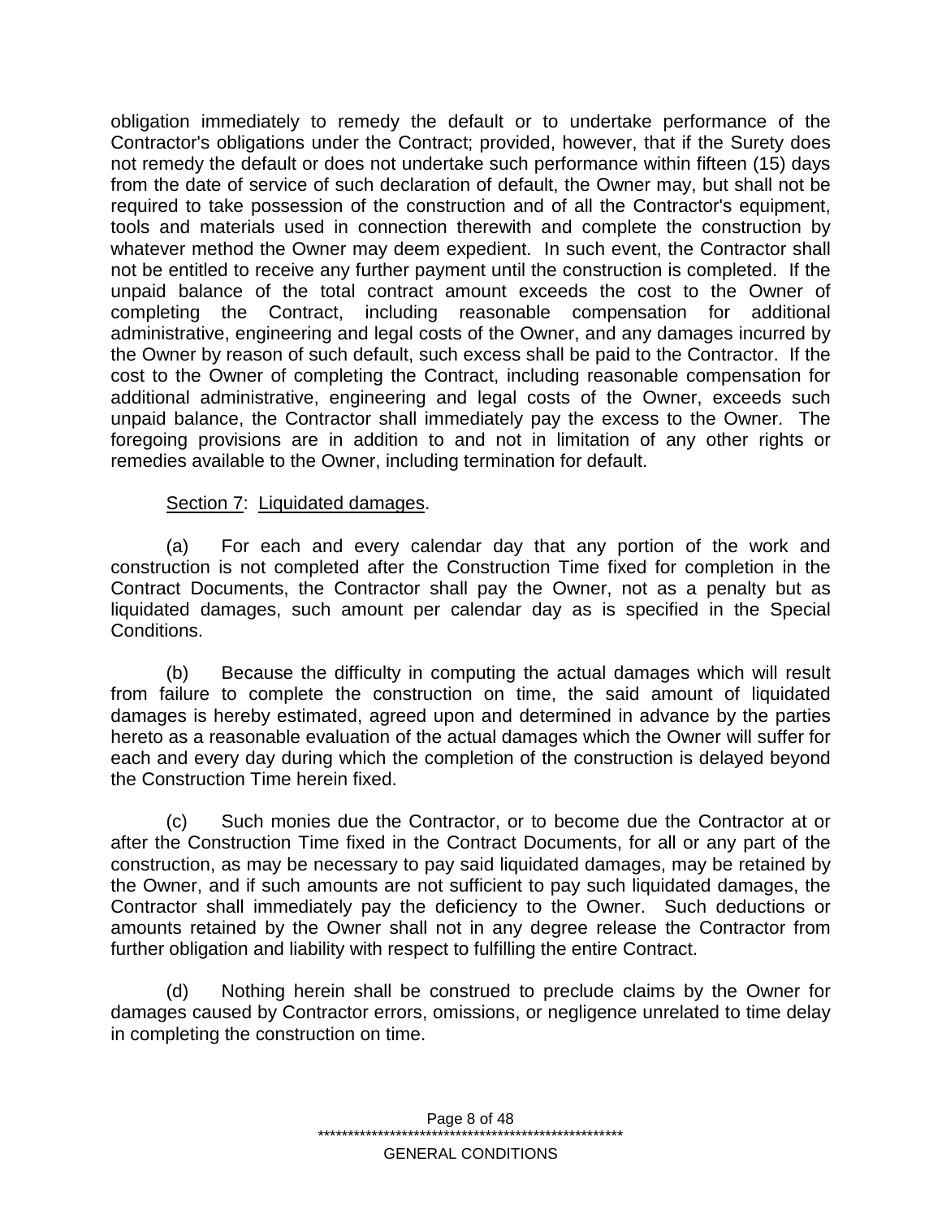obligation immediately to remedy the default or to undertake performance of the Contractor's obligations under the Contract; provided, however, that if the Surety does not remedy the default or does not undertake such performance within fifteen (15) days from the date of service of such declaration of default, the Owner may, but shall not be required to take possession of the construction and of all the Contractor's equipment, tools and materials used in connection therewith and complete the construction by whatever method the Owner may deem expedient. In such event, the Contractor shall not be entitled to receive any further payment until the construction is completed. If the unpaid balance of the total contract amount exceeds the cost to the Owner of completing the Contract, including reasonable compensation for additional administrative, engineering and legal costs of the Owner, and any damages incurred by the Owner by reason of such default, such excess shall be paid to the Contractor. If the cost to the Owner of completing the Contract, including reasonable compensation for additional administrative, engineering and legal costs of the Owner, exceeds such unpaid balance, the Contractor shall immediately pay the excess to the Owner. The foregoing provisions are in addition to and not in limitation of any other rights or remedies available to the Owner, including termination for default.

Section 7: Liquidated damages.

(a) For each and every calendar day that any portion of the work and construction is not completed after the Construction Time fixed for completion in the Contract Documents, the Contractor shall pay the Owner, not as a penalty but as liquidated damages, such amount per calendar day as is specified in the Special Conditions.

(b) Because the difficulty in computing the actual damages which will result from failure to complete the construction on time, the said amount of liquidated damages is hereby estimated, agreed upon and determined in advance by the parties hereto as a reasonable evaluation of the actual damages which the Owner will suffer for each and every day during which the completion of the construction is delayed beyond the Construction Time herein fixed.

(c) Such monies due the Contractor, or to become due the Contractor at or after the Construction Time fixed in the Contract Documents, for all or any part of the construction, as may be necessary to pay said liquidated damages, may be retained by the Owner, and if such amounts are not sufficient to pay such liquidated damages, the Contractor shall immediately pay the deficiency to the Owner. Such deductions or amounts retained by the Owner shall not in any degree release the Contractor from further obligation and liability with respect to fulfilling the entire Contract.

(d) Nothing herein shall be construed to preclude claims by the Owner for damages caused by Contractor errors, omissions, or negligence unrelated to time delay in completing the construction on time.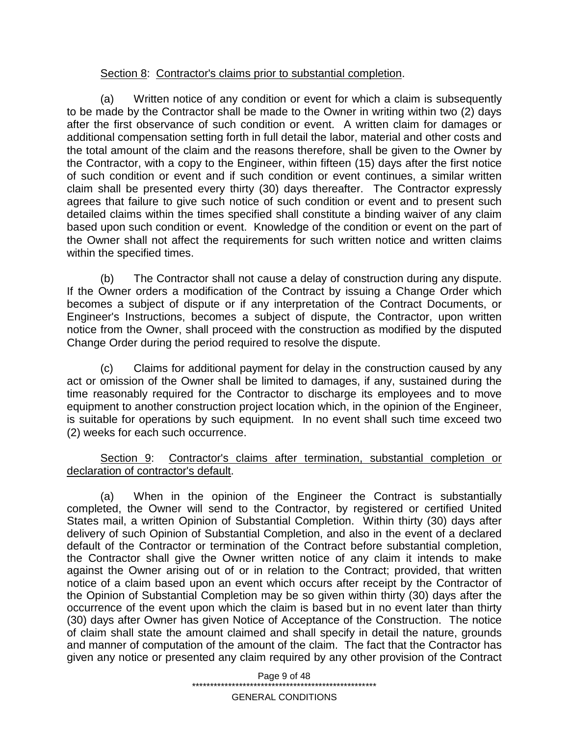Section 8: Contractor's claims prior to substantial completion.

(a) Written notice of any condition or event for which a claim is subsequently to be made by the Contractor shall be made to the Owner in writing within two (2) days after the first observance of such condition or event. A written claim for damages or additional compensation setting forth in full detail the labor, material and other costs and the total amount of the claim and the reasons therefore, shall be given to the Owner by the Contractor, with a copy to the Engineer, within fifteen (15) days after the first notice of such condition or event and if such condition or event continues, a similar written claim shall be presented every thirty (30) days thereafter. The Contractor expressly agrees that failure to give such notice of such condition or event and to present such detailed claims within the times specified shall constitute a binding waiver of any claim based upon such condition or event. Knowledge of the condition or event on the part of the Owner shall not affect the requirements for such written notice and written claims within the specified times.

(b) The Contractor shall not cause a delay of construction during any dispute. If the Owner orders a modification of the Contract by issuing a Change Order which becomes a subject of dispute or if any interpretation of the Contract Documents, or Engineer's Instructions, becomes a subject of dispute, the Contractor, upon written notice from the Owner, shall proceed with the construction as modified by the disputed Change Order during the period required to resolve the dispute.

(c) Claims for additional payment for delay in the construction caused by any act or omission of the Owner shall be limited to damages, if any, sustained during the time reasonably required for the Contractor to discharge its employees and to move equipment to another construction project location which, in the opinion of the Engineer, is suitable for operations by such equipment. In no event shall such time exceed two (2) weeks for each such occurrence.

Section 9: Contractor's claims after termination, substantial completion or declaration of contractor's default.

(a) When in the opinion of the Engineer the Contract is substantially completed, the Owner will send to the Contractor, by registered or certified United States mail, a written Opinion of Substantial Completion. Within thirty (30) days after delivery of such Opinion of Substantial Completion, and also in the event of a declared default of the Contractor or termination of the Contract before substantial completion, the Contractor shall give the Owner written notice of any claim it intends to make against the Owner arising out of or in relation to the Contract; provided, that written notice of a claim based upon an event which occurs after receipt by the Contractor of the Opinion of Substantial Completion may be so given within thirty (30) days after the occurrence of the event upon which the claim is based but in no event later than thirty (30) days after Owner has given Notice of Acceptance of the Construction. The notice of claim shall state the amount claimed and shall specify in detail the nature, grounds and manner of computation of the amount of the claim. The fact that the Contractor has given any notice or presented any claim required by any other provision of the Contract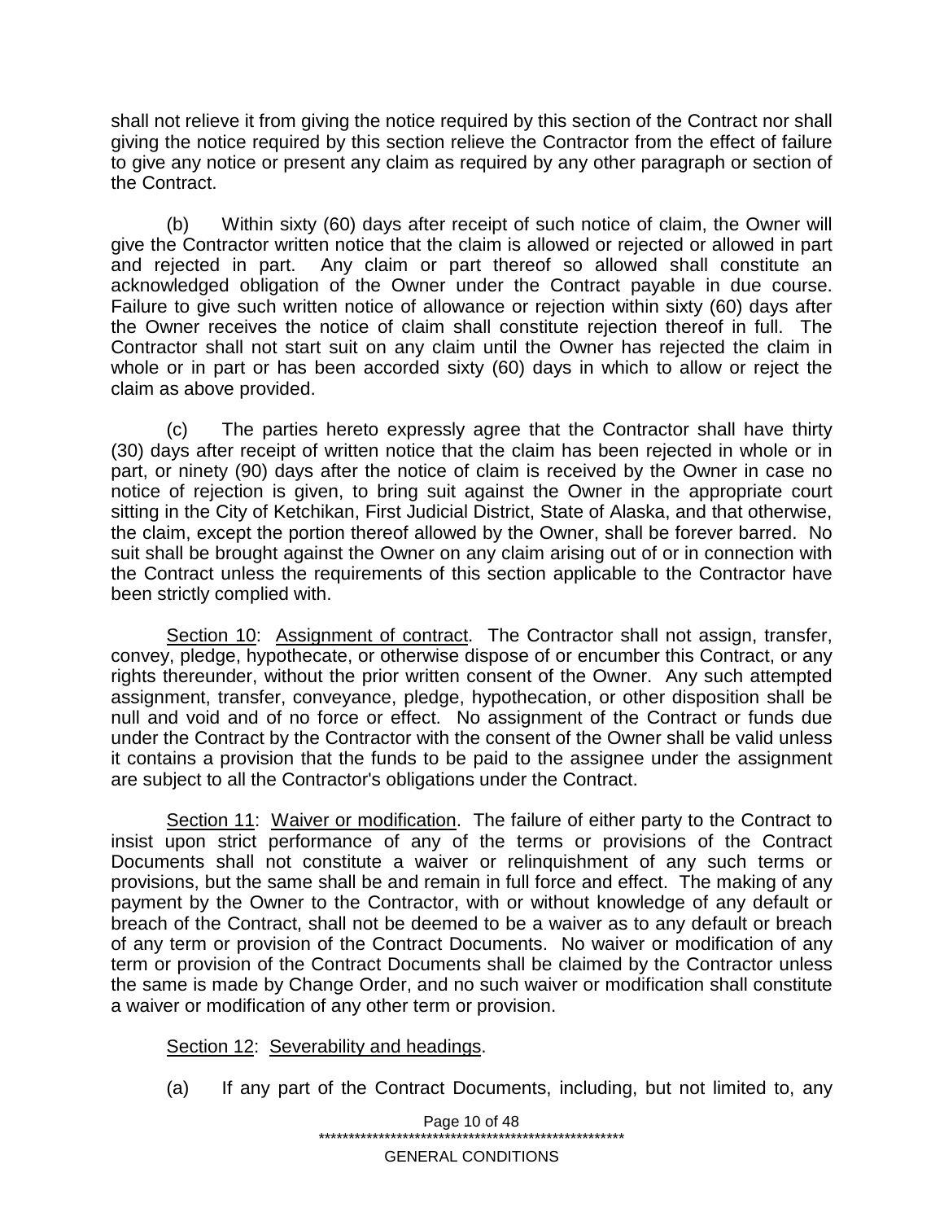shall not relieve it from giving the notice required by this section of the Contract nor shall giving the notice required by this section relieve the Contractor from the effect of failure to give any notice or present any claim as required by any other paragraph or section of the Contract.

(b) Within sixty (60) days after receipt of such notice of claim, the Owner will give the Contractor written notice that the claim is allowed or rejected or allowed in part and rejected in part. Any claim or part thereof so allowed shall constitute an acknowledged obligation of the Owner under the Contract payable in due course. Failure to give such written notice of allowance or rejection within sixty (60) days after the Owner receives the notice of claim shall constitute rejection thereof in full. The Contractor shall not start suit on any claim until the Owner has rejected the claim in whole or in part or has been accorded sixty (60) days in which to allow or reject the claim as above provided.

(c) The parties hereto expressly agree that the Contractor shall have thirty (30) days after receipt of written notice that the claim has been rejected in whole or in part, or ninety (90) days after the notice of claim is received by the Owner in case no notice of rejection is given, to bring suit against the Owner in the appropriate court sitting in the City of Ketchikan, First Judicial District, State of Alaska, and that otherwise, the claim, except the portion thereof allowed by the Owner, shall be forever barred. No suit shall be brought against the Owner on any claim arising out of or in connection with the Contract unless the requirements of this section applicable to the Contractor have been strictly complied with.

Section 10: Assignment of contract. The Contractor shall not assign, transfer, convey, pledge, hypothecate, or otherwise dispose of or encumber this Contract, or any rights thereunder, without the prior written consent of the Owner. Any such attempted assignment, transfer, conveyance, pledge, hypothecation, or other disposition shall be null and void and of no force or effect. No assignment of the Contract or funds due under the Contract by the Contractor with the consent of the Owner shall be valid unless it contains a provision that the funds to be paid to the assignee under the assignment are subject to all the Contractor's obligations under the Contract.

Section 11: Waiver or modification. The failure of either party to the Contract to insist upon strict performance of any of the terms or provisions of the Contract Documents shall not constitute a waiver or relinquishment of any such terms or provisions, but the same shall be and remain in full force and effect. The making of any payment by the Owner to the Contractor, with or without knowledge of any default or breach of the Contract, shall not be deemed to be a waiver as to any default or breach of any term or provision of the Contract Documents. No waiver or modification of any term or provision of the Contract Documents shall be claimed by the Contractor unless the same is made by Change Order, and no such waiver or modification shall constitute a waiver or modification of any other term or provision.

Section 12: Severability and headings.

(a) If any part of the Contract Documents, including, but not limited to, any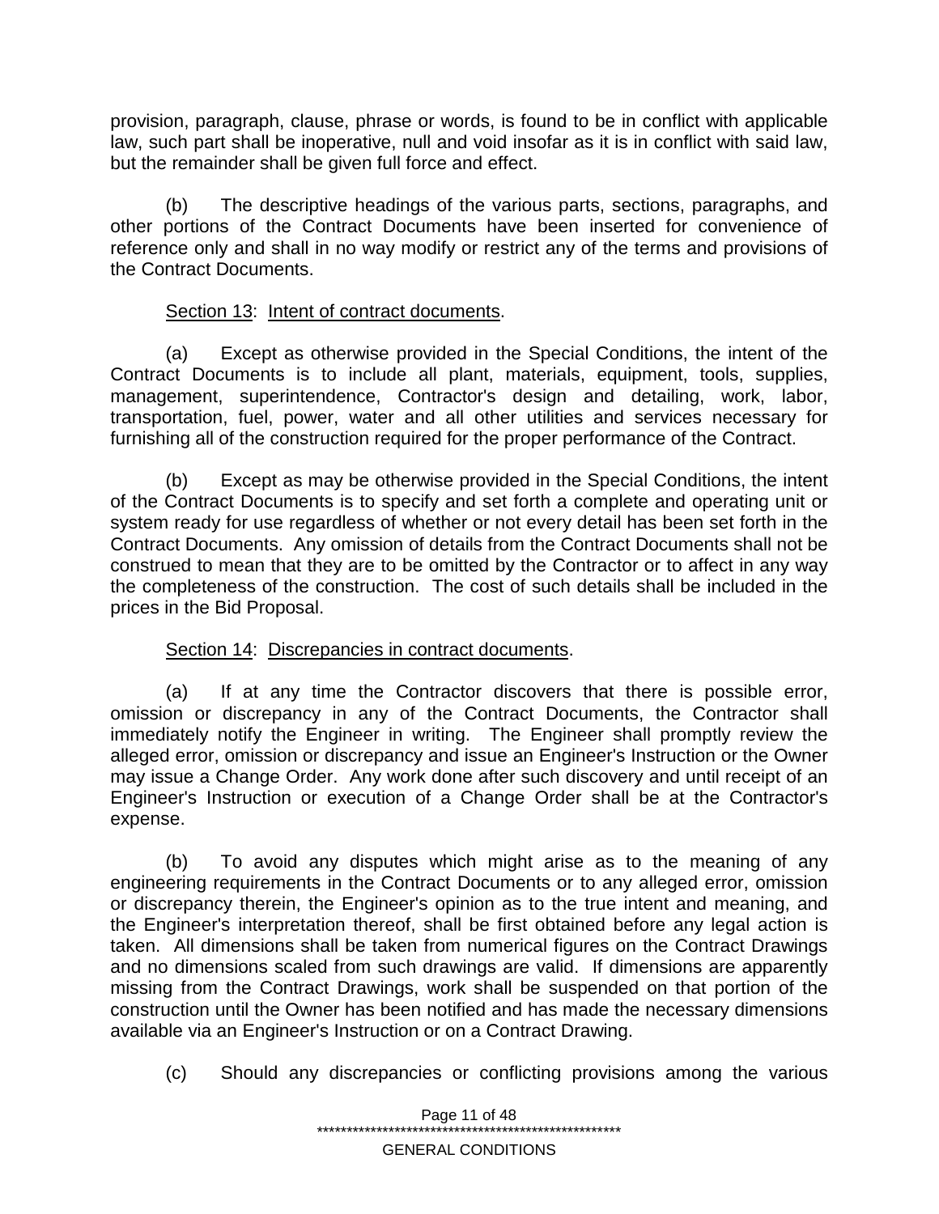provision, paragraph, clause, phrase or words, is found to be in conflict with applicable law, such part shall be inoperative, null and void insofar as it is in conflict with said law, but the remainder shall be given full force and effect.

(b) The descriptive headings of the various parts, sections, paragraphs, and other portions of the Contract Documents have been inserted for convenience of reference only and shall in no way modify or restrict any of the terms and provisions of the Contract Documents.

Section 13: Intent of contract documents.

(a) Except as otherwise provided in the Special Conditions, the intent of the Contract Documents is to include all plant, materials, equipment, tools, supplies, management, superintendence, Contractor's design and detailing, work, labor, transportation, fuel, power, water and all other utilities and services necessary for furnishing all of the construction required for the proper performance of the Contract.

(b) Except as may be otherwise provided in the Special Conditions, the intent of the Contract Documents is to specify and set forth a complete and operating unit or system ready for use regardless of whether or not every detail has been set forth in the Contract Documents. Any omission of details from the Contract Documents shall not be construed to mean that they are to be omitted by the Contractor or to affect in any way the completeness of the construction. The cost of such details shall be included in the prices in the Bid Proposal.

Section 14: Discrepancies in contract documents.

(a) If at any time the Contractor discovers that there is possible error, omission or discrepancy in any of the Contract Documents, the Contractor shall immediately notify the Engineer in writing. The Engineer shall promptly review the alleged error, omission or discrepancy and issue an Engineer's Instruction or the Owner may issue a Change Order. Any work done after such discovery and until receipt of an Engineer's Instruction or execution of a Change Order shall be at the Contractor's expense.

(b) To avoid any disputes which might arise as to the meaning of any engineering requirements in the Contract Documents or to any alleged error, omission or discrepancy therein, the Engineer's opinion as to the true intent and meaning, and the Engineer's interpretation thereof, shall be first obtained before any legal action is taken. All dimensions shall be taken from numerical figures on the Contract Drawings and no dimensions scaled from such drawings are valid. If dimensions are apparently missing from the Contract Drawings, work shall be suspended on that portion of the construction until the Owner has been notified and has made the necessary dimensions available via an Engineer's Instruction or on a Contract Drawing.

(c) Should any discrepancies or conflicting provisions among the various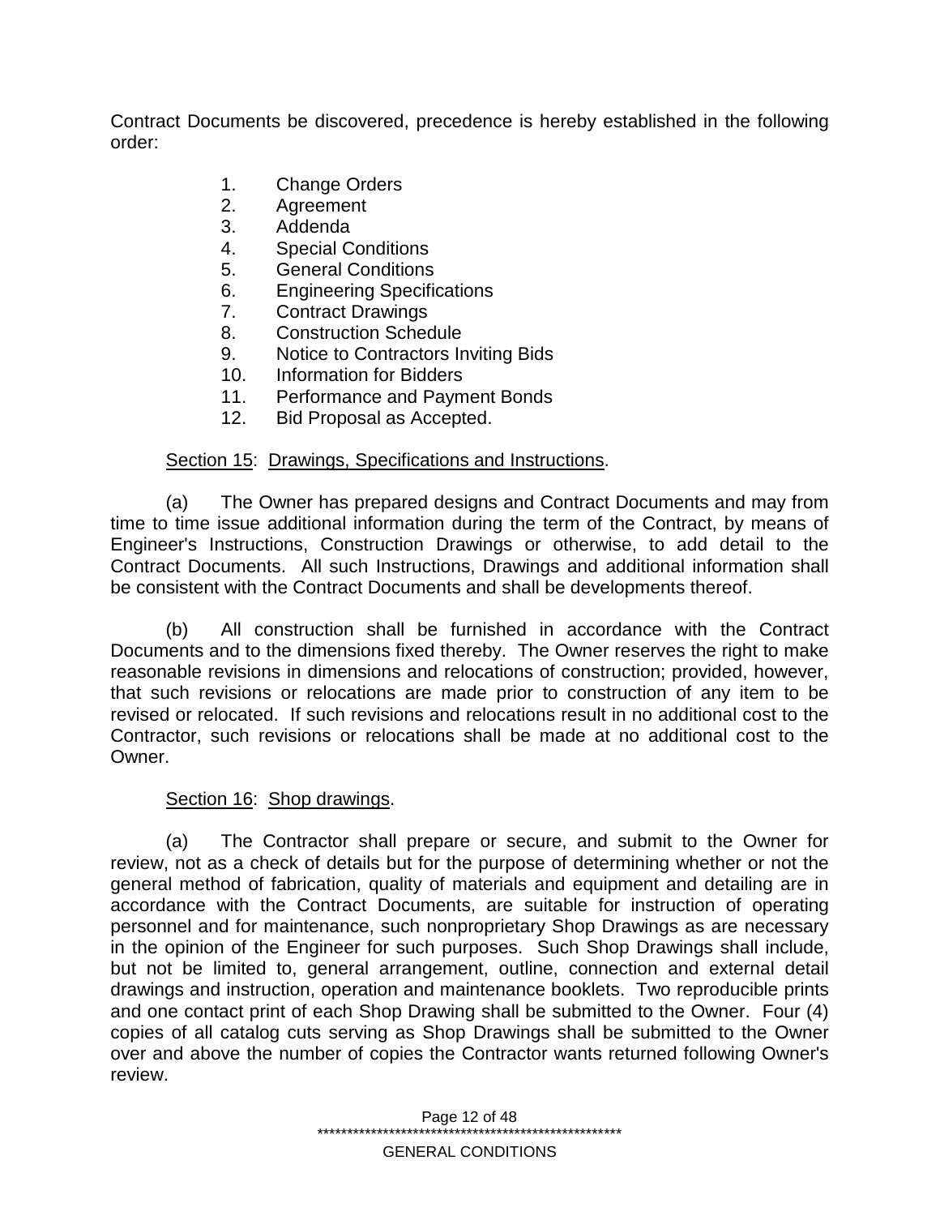Contract Documents be discovered, precedence is hereby established in the following order:

1. Change Orders
2. Agreement
3. Addenda
4. Special Conditions
5. General Conditions
6. Engineering Specifications
7. Contract Drawings
8. Construction Schedule
9. Notice to Contractors Inviting Bids
10. Information for Bidders
11. Performance and Payment Bonds
12. Bid Proposal as Accepted.

Section 15: Drawings, Specifications and Instructions.

(a) The Owner has prepared designs and Contract Documents and may from time to time issue additional information during the term of the Contract, by means of Engineer's Instructions, Construction Drawings or otherwise, to add detail to the Contract Documents. All such Instructions, Drawings and additional information shall be consistent with the Contract Documents and shall be developments thereof.

(b) All construction shall be furnished in accordance with the Contract Documents and to the dimensions fixed thereby. The Owner reserves the right to make reasonable revisions in dimensions and relocations of construction; provided, however, that such revisions or relocations are made prior to construction of any item to be revised or relocated. If such revisions and relocations result in no additional cost to the Contractor, such revisions or relocations shall be made at no additional cost to the Owner.

Section 16: Shop drawings.

(a) The Contractor shall prepare or secure, and submit to the Owner for review, not as a check of details but for the purpose of determining whether or not the general method of fabrication, quality of materials and equipment and detailing are in accordance with the Contract Documents, are suitable for instruction of operating personnel and for maintenance, such nonproprietary Shop Drawings as are necessary in the opinion of the Engineer for such purposes. Such Shop Drawings shall include, but not be limited to, general arrangement, outline, connection and external detail drawings and instruction, operation and maintenance booklets. Two reproducible prints and one contact print of each Shop Drawing shall be submitted to the Owner. Four (4) copies of all catalog cuts serving as Shop Drawings shall be submitted to the Owner over and above the number of copies the Contractor wants returned following Owner's review.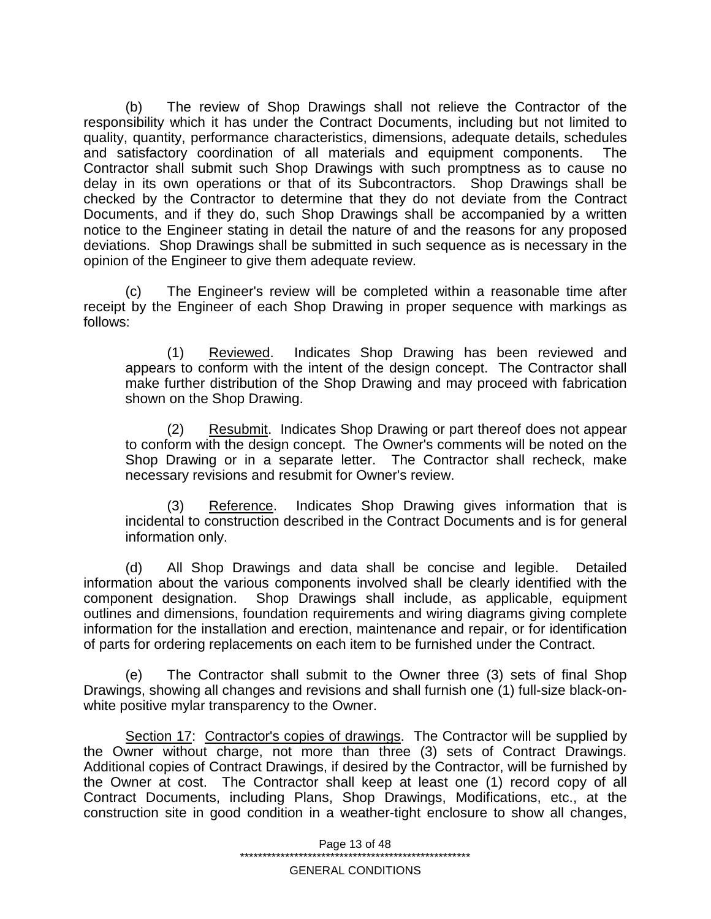(b) The review of Shop Drawings shall not relieve the Contractor of the responsibility which it has under the Contract Documents, including but not limited to quality, quantity, performance characteristics, dimensions, adequate details, schedules and satisfactory coordination of all materials and equipment components. The Contractor shall submit such Shop Drawings with such promptness as to cause no delay in its own operations or that of its Subcontractors. Shop Drawings shall be checked by the Contractor to determine that they do not deviate from the Contract Documents, and if they do, such Shop Drawings shall be accompanied by a written notice to the Engineer stating in detail the nature of and the reasons for any proposed deviations. Shop Drawings shall be submitted in such sequence as is necessary in the opinion of the Engineer to give them adequate review.

(c) The Engineer's review will be completed within a reasonable time after receipt by the Engineer of each Shop Drawing in proper sequence with markings as follows:

(1) Reviewed. Indicates Shop Drawing has been reviewed and appears to conform with the intent of the design concept. The Contractor shall make further distribution of the Shop Drawing and may proceed with fabrication shown on the Shop Drawing.

(2) Resubmit. Indicates Shop Drawing or part thereof does not appear to conform with the design concept. The Owner's comments will be noted on the Shop Drawing or in a separate letter. The Contractor shall recheck, make necessary revisions and resubmit for Owner's review.

(3) Reference. Indicates Shop Drawing gives information that is incidental to construction described in the Contract Documents and is for general information only.

(d) All Shop Drawings and data shall be concise and legible. Detailed information about the various components involved shall be clearly identified with the component designation. Shop Drawings shall include, as applicable, equipment outlines and dimensions, foundation requirements and wiring diagrams giving complete information for the installation and erection, maintenance and repair, or for identification of parts for ordering replacements on each item to be furnished under the Contract.

(e) The Contractor shall submit to the Owner three (3) sets of final Shop Drawings, showing all changes and revisions and shall furnish one (1) full-size black-on-white positive mylar transparency to the Owner.

Section 17: Contractor's copies of drawings. The Contractor will be supplied by the Owner without charge, not more than three (3) sets of Contract Drawings. Additional copies of Contract Drawings, if desired by the Contractor, will be furnished by the Owner at cost. The Contractor shall keep at least one (1) record copy of all Contract Documents, including Plans, Shop Drawings, Modifications, etc., at the construction site in good condition in a weather-tight enclosure to show all changes,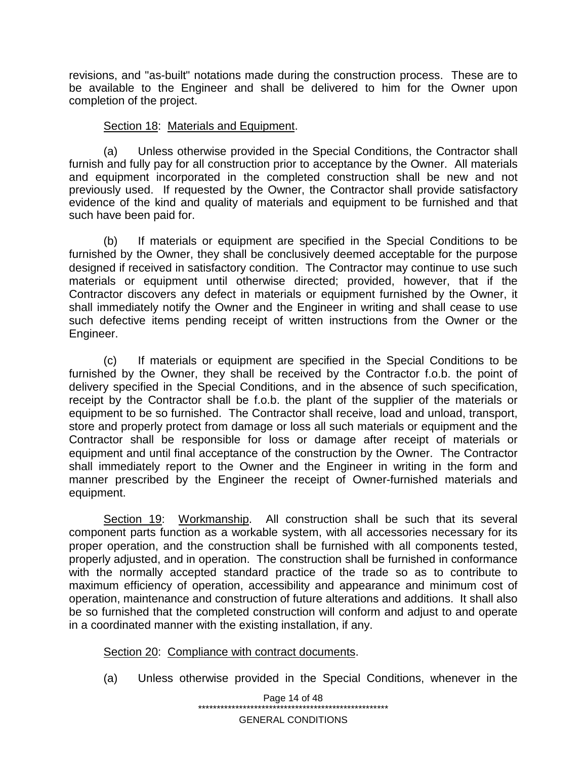revisions, and "as-built" notations made during the construction process. These are to be available to the Engineer and shall be delivered to him for the Owner upon completion of the project.

Section 18: Materials and Equipment.

(a) Unless otherwise provided in the Special Conditions, the Contractor shall furnish and fully pay for all construction prior to acceptance by the Owner. All materials and equipment incorporated in the completed construction shall be new and not previously used. If requested by the Owner, the Contractor shall provide satisfactory evidence of the kind and quality of materials and equipment to be furnished and that such have been paid for.

(b) If materials or equipment are specified in the Special Conditions to be furnished by the Owner, they shall be conclusively deemed acceptable for the purpose designed if received in satisfactory condition. The Contractor may continue to use such materials or equipment until otherwise directed; provided, however, that if the Contractor discovers any defect in materials or equipment furnished by the Owner, it shall immediately notify the Owner and the Engineer in writing and shall cease to use such defective items pending receipt of written instructions from the Owner or the Engineer.

(c) If materials or equipment are specified in the Special Conditions to be furnished by the Owner, they shall be received by the Contractor f.o.b. the point of delivery specified in the Special Conditions, and in the absence of such specification, receipt by the Contractor shall be f.o.b. the plant of the supplier of the materials or equipment to be so furnished. The Contractor shall receive, load and unload, transport, store and properly protect from damage or loss all such materials or equipment and the Contractor shall be responsible for loss or damage after receipt of materials or equipment and until final acceptance of the construction by the Owner. The Contractor shall immediately report to the Owner and the Engineer in writing in the form and manner prescribed by the Engineer the receipt of Owner-furnished materials and equipment.

Section 19: Workmanship. All construction shall be such that its several component parts function as a workable system, with all accessories necessary for its proper operation, and the construction shall be furnished with all components tested, properly adjusted, and in operation. The construction shall be furnished in conformance with the normally accepted standard practice of the trade so as to contribute to maximum efficiency of operation, accessibility and appearance and minimum cost of operation, maintenance and construction of future alterations and additions. It shall also be so furnished that the completed construction will conform and adjust to and operate in a coordinated manner with the existing installation, if any.

Section 20: Compliance with contract documents.

(a) Unless otherwise provided in the Special Conditions, whenever in the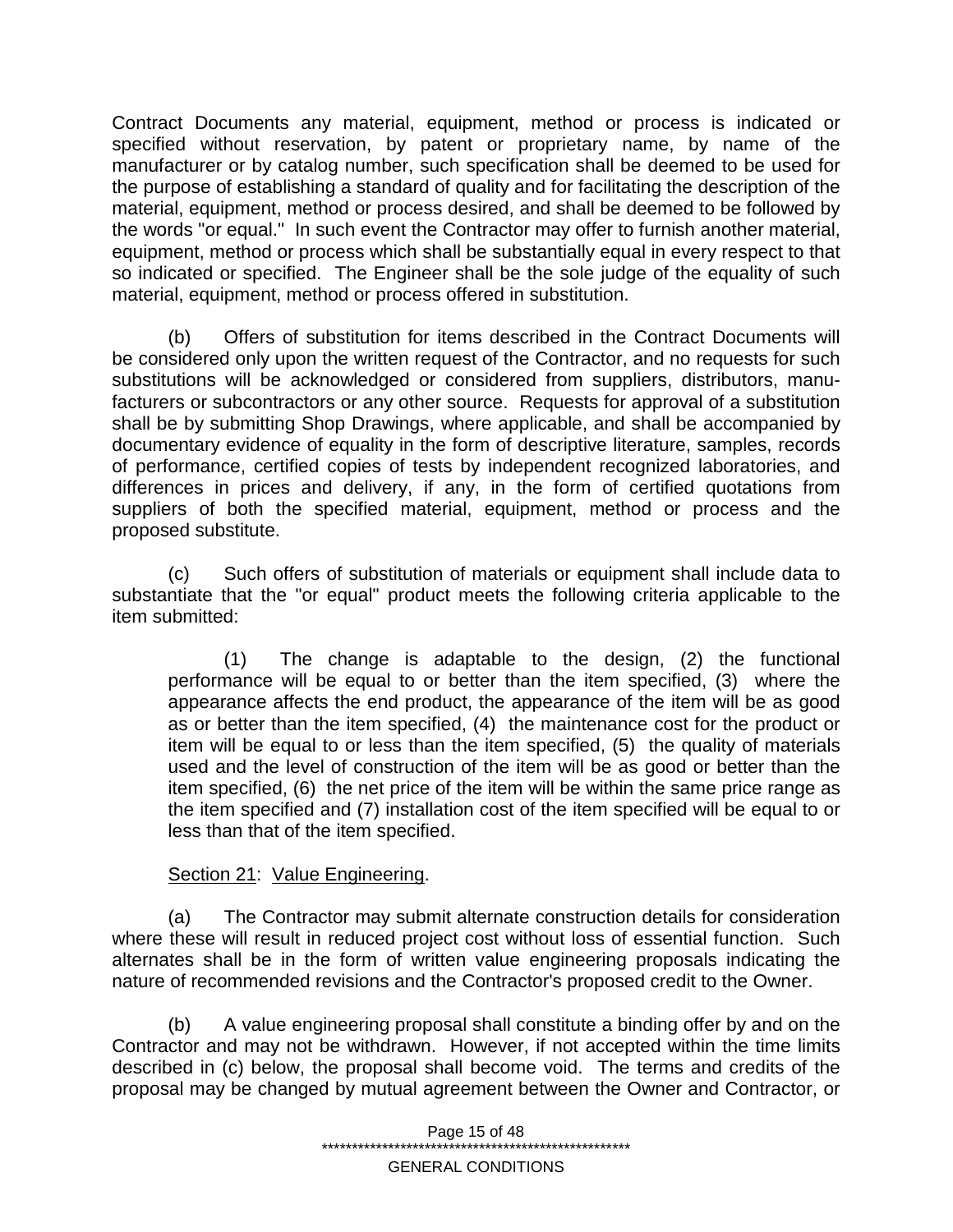Contract Documents any material, equipment, method or process is indicated or specified without reservation, by patent or proprietary name, by name of the manufacturer or by catalog number, such specification shall be deemed to be used for the purpose of establishing a standard of quality and for facilitating the description of the material, equipment, method or process desired, and shall be deemed to be followed by the words "or equal." In such event the Contractor may offer to furnish another material, equipment, method or process which shall be substantially equal in every respect to that so indicated or specified. The Engineer shall be the sole judge of the equality of such material, equipment, method or process offered in substitution.

(b) Offers of substitution for items described in the Contract Documents will be considered only upon the written request of the Contractor, and no requests for such substitutions will be acknowledged or considered from suppliers, distributors, manufacturers or subcontractors or any other source. Requests for approval of a substitution shall be by submitting Shop Drawings, where applicable, and shall be accompanied by documentary evidence of equality in the form of descriptive literature, samples, records of performance, certified copies of tests by independent recognized laboratories, and differences in prices and delivery, if any, in the form of certified quotations from suppliers of both the specified material, equipment, method or process and the proposed substitute.

(c) Such offers of substitution of materials or equipment shall include data to substantiate that the "or equal" product meets the following criteria applicable to the item submitted:

> (1) The change is adaptable to the design, (2) the functional performance will be equal to or better than the item specified, (3) where the appearance affects the end product, the appearance of the item will be as good as or better than the item specified, (4) the maintenance cost for the product or item will be equal to or less than the item specified, (5) the quality of materials used and the level of construction of the item will be as good or better than the item specified, (6) the net price of the item will be within the same price range as the item specified and (7) installation cost of the item specified will be equal to or less than that of the item specified.

Section 21: Value Engineering.

(a) The Contractor may submit alternate construction details for consideration where these will result in reduced project cost without loss of essential function. Such alternates shall be in the form of written value engineering proposals indicating the nature of recommended revisions and the Contractor's proposed credit to the Owner.

(b) A value engineering proposal shall constitute a binding offer by and on the Contractor and may not be withdrawn. However, if not accepted within the time limits described in (c) below, the proposal shall become void. The terms and credits of the proposal may be changed by mutual agreement between the Owner and Contractor, or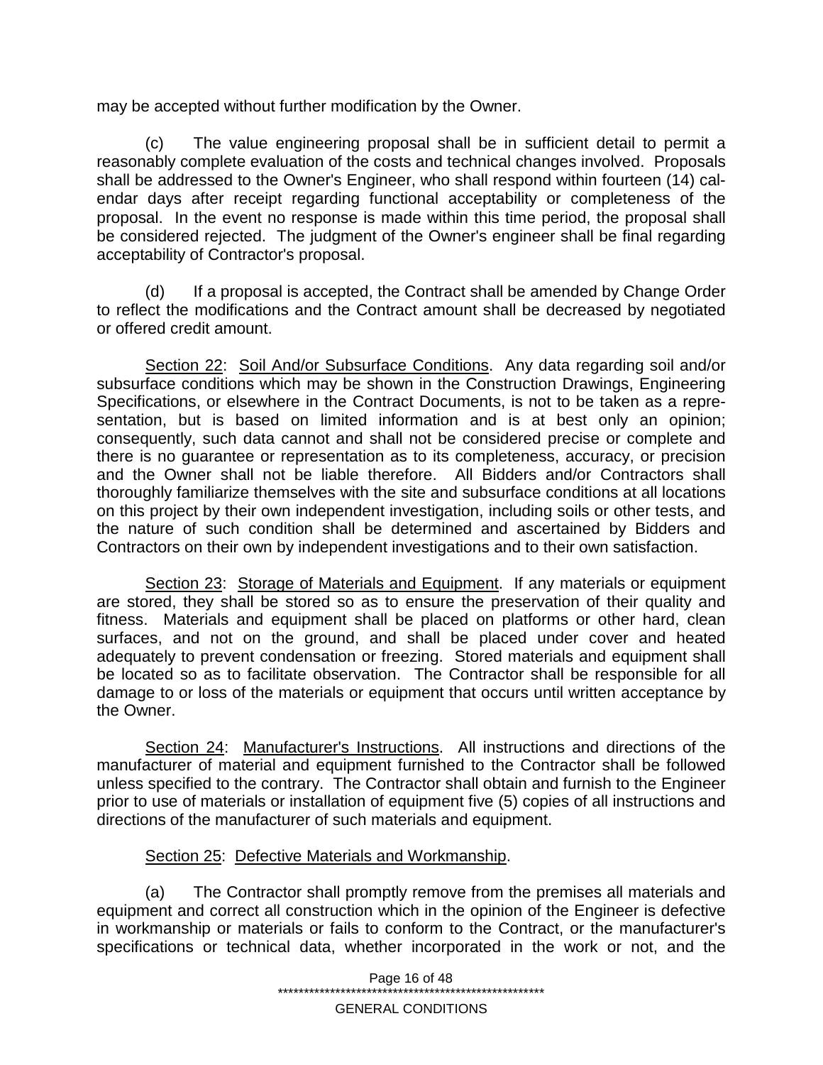may be accepted without further modification by the Owner.

(c) The value engineering proposal shall be in sufficient detail to permit a reasonably complete evaluation of the costs and technical changes involved. Proposals shall be addressed to the Owner's Engineer, who shall respond within fourteen (14) calendar days after receipt regarding functional acceptability or completeness of the proposal. In the event no response is made within this time period, the proposal shall be considered rejected. The judgment of the Owner's engineer shall be final regarding acceptability of Contractor's proposal.

(d) If a proposal is accepted, the Contract shall be amended by Change Order to reflect the modifications and the Contract amount shall be decreased by negotiated or offered credit amount.

<u>Section 22</u>: <u>Soil And/or Subsurface Conditions</u>. Any data regarding soil and/or subsurface conditions which may be shown in the Construction Drawings, Engineering Specifications, or elsewhere in the Contract Documents, is not to be taken as a representation, but is based on limited information and is at best only an opinion; consequently, such data cannot and shall not be considered precise or complete and there is no guarantee or representation as to its completeness, accuracy, or precision and the Owner shall not be liable therefore. All Bidders and/or Contractors shall thoroughly familiarize themselves with the site and subsurface conditions at all locations on this project by their own independent investigation, including soils or other tests, and the nature of such condition shall be determined and ascertained by Bidders and Contractors on their own by independent investigations and to their own satisfaction.

<u>Section 23</u>: <u>Storage of Materials and Equipment</u>. If any materials or equipment are stored, they shall be stored so as to ensure the preservation of their quality and fitness. Materials and equipment shall be placed on platforms or other hard, clean surfaces, and not on the ground, and shall be placed under cover and heated adequately to prevent condensation or freezing. Stored materials and equipment shall be located so as to facilitate observation. The Contractor shall be responsible for all damage to or loss of the materials or equipment that occurs until written acceptance by the Owner.

<u>Section 24</u>: <u>Manufacturer's Instructions</u>. All instructions and directions of the manufacturer of material and equipment furnished to the Contractor shall be followed unless specified to the contrary. The Contractor shall obtain and furnish to the Engineer prior to use of materials or installation of equipment five (5) copies of all instructions and directions of the manufacturer of such materials and equipment.

<u>Section 25</u>: <u>Defective Materials and Workmanship</u>.

(a) The Contractor shall promptly remove from the premises all materials and equipment and correct all construction which in the opinion of the Engineer is defective in workmanship or materials or fails to conform to the Contract, or the manufacturer's specifications or technical data, whether incorporated in the work or not, and the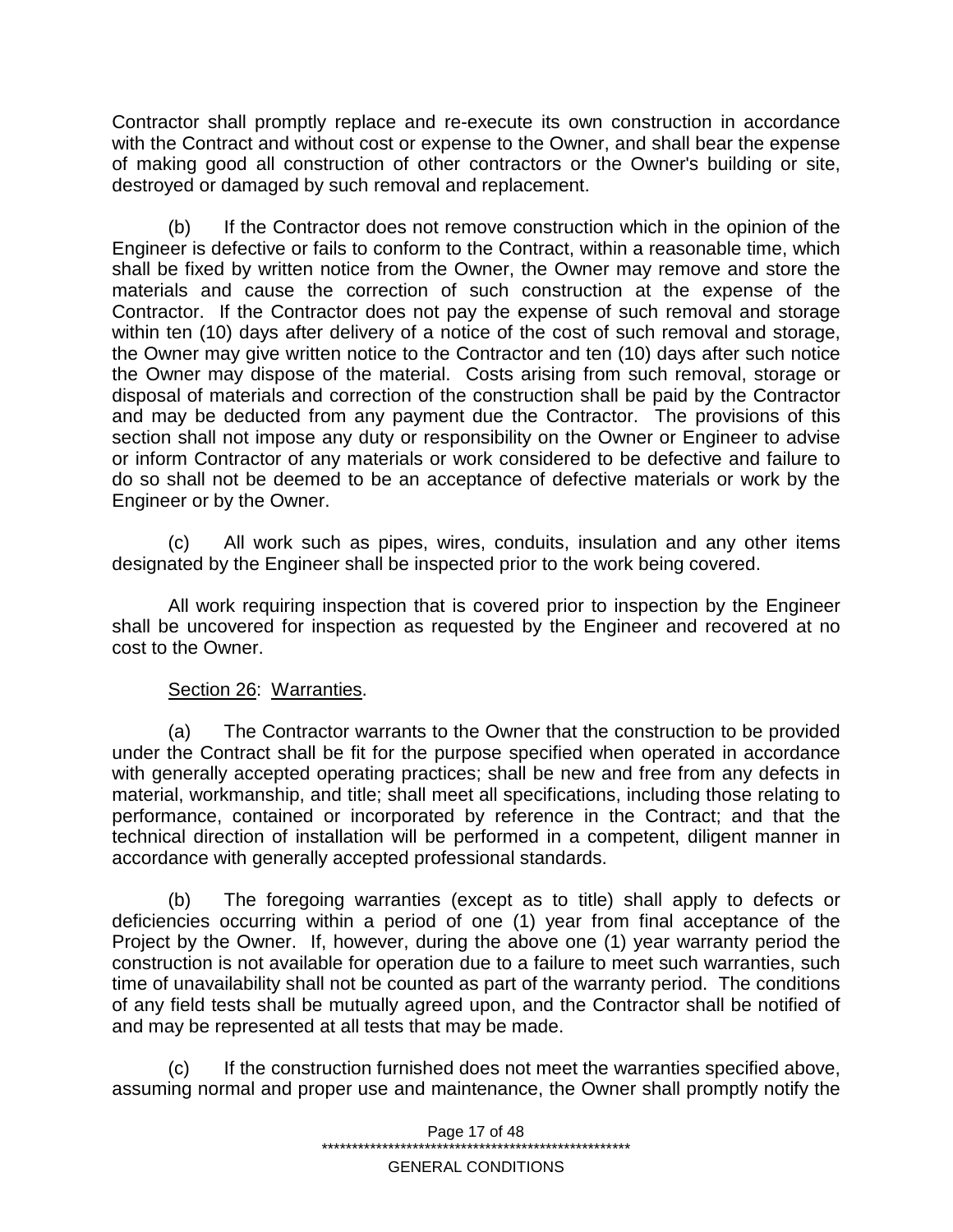Contractor shall promptly replace and re-execute its own construction in accordance with the Contract and without cost or expense to the Owner, and shall bear the expense of making good all construction of other contractors or the Owner's building or site, destroyed or damaged by such removal and replacement.

(b) If the Contractor does not remove construction which in the opinion of the Engineer is defective or fails to conform to the Contract, within a reasonable time, which shall be fixed by written notice from the Owner, the Owner may remove and store the materials and cause the correction of such construction at the expense of the Contractor. If the Contractor does not pay the expense of such removal and storage within ten (10) days after delivery of a notice of the cost of such removal and storage, the Owner may give written notice to the Contractor and ten (10) days after such notice the Owner may dispose of the material. Costs arising from such removal, storage or disposal of materials and correction of the construction shall be paid by the Contractor and may be deducted from any payment due the Contractor. The provisions of this section shall not impose any duty or responsibility on the Owner or Engineer to advise or inform Contractor of any materials or work considered to be defective and failure to do so shall not be deemed to be an acceptance of defective materials or work by the Engineer or by the Owner.

(c) All work such as pipes, wires, conduits, insulation and any other items designated by the Engineer shall be inspected prior to the work being covered.

All work requiring inspection that is covered prior to inspection by the Engineer shall be uncovered for inspection as requested by the Engineer and recovered at no cost to the Owner.

Section 26: Warranties.

(a) The Contractor warrants to the Owner that the construction to be provided under the Contract shall be fit for the purpose specified when operated in accordance with generally accepted operating practices; shall be new and free from any defects in material, workmanship, and title; shall meet all specifications, including those relating to performance, contained or incorporated by reference in the Contract; and that the technical direction of installation will be performed in a competent, diligent manner in accordance with generally accepted professional standards.

(b) The foregoing warranties (except as to title) shall apply to defects or deficiencies occurring within a period of one (1) year from final acceptance of the Project by the Owner. If, however, during the above one (1) year warranty period the construction is not available for operation due to a failure to meet such warranties, such time of unavailability shall not be counted as part of the warranty period. The conditions of any field tests shall be mutually agreed upon, and the Contractor shall be notified of and may be represented at all tests that may be made.

(c) If the construction furnished does not meet the warranties specified above, assuming normal and proper use and maintenance, the Owner shall promptly notify the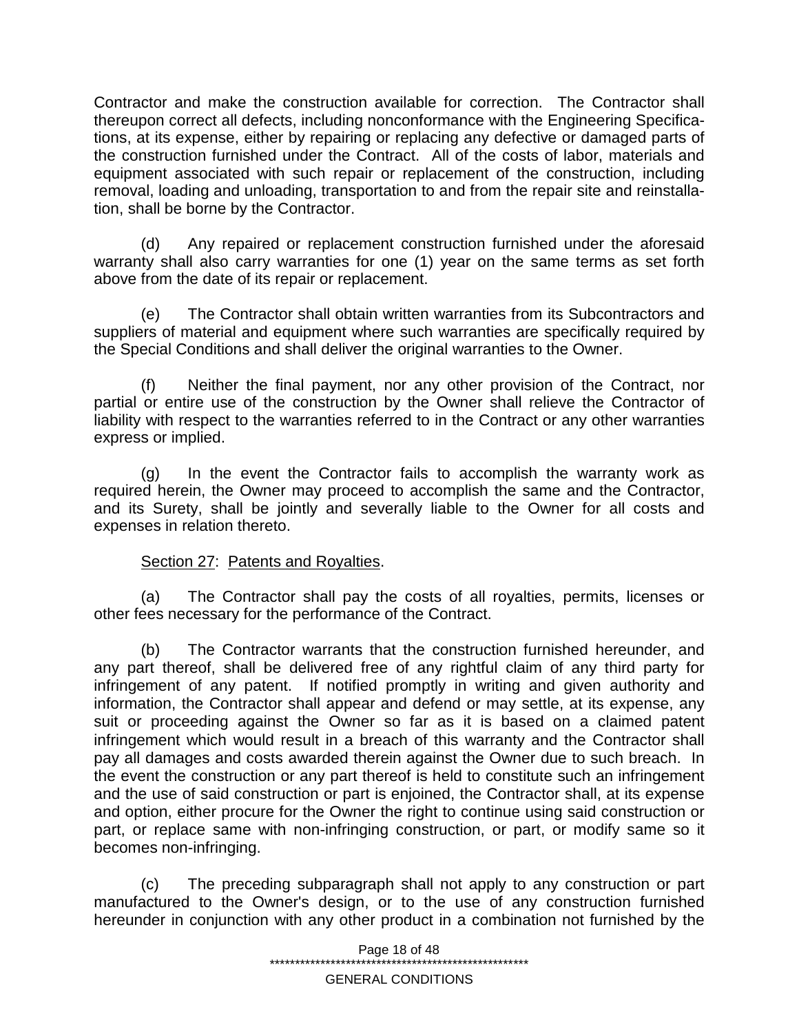Contractor and make the construction available for correction. The Contractor shall thereupon correct all defects, including nonconformance with the Engineering Specifications, at its expense, either by repairing or replacing any defective or damaged parts of the construction furnished under the Contract. All of the costs of labor, materials and equipment associated with such repair or replacement of the construction, including removal, loading and unloading, transportation to and from the repair site and reinstallation, shall be borne by the Contractor.

(d) Any repaired or replacement construction furnished under the aforesaid warranty shall also carry warranties for one (1) year on the same terms as set forth above from the date of its repair or replacement.

(e) The Contractor shall obtain written warranties from its Subcontractors and suppliers of material and equipment where such warranties are specifically required by the Special Conditions and shall deliver the original warranties to the Owner.

(f) Neither the final payment, nor any other provision of the Contract, nor partial or entire use of the construction by the Owner shall relieve the Contractor of liability with respect to the warranties referred to in the Contract or any other warranties express or implied.

(g) In the event the Contractor fails to accomplish the warranty work as required herein, the Owner may proceed to accomplish the same and the Contractor, and its Surety, shall be jointly and severally liable to the Owner for all costs and expenses in relation thereto.

Section 27: Patents and Royalties.

(a) The Contractor shall pay the costs of all royalties, permits, licenses or other fees necessary for the performance of the Contract.

(b) The Contractor warrants that the construction furnished hereunder, and any part thereof, shall be delivered free of any rightful claim of any third party for infringement of any patent. If notified promptly in writing and given authority and information, the Contractor shall appear and defend or may settle, at its expense, any suit or proceeding against the Owner so far as it is based on a claimed patent infringement which would result in a breach of this warranty and the Contractor shall pay all damages and costs awarded therein against the Owner due to such breach. In the event the construction or any part thereof is held to constitute such an infringement and the use of said construction or part is enjoined, the Contractor shall, at its expense and option, either procure for the Owner the right to continue using said construction or part, or replace same with non-infringing construction, or part, or modify same so it becomes non-infringing.

(c) The preceding subparagraph shall not apply to any construction or part manufactured to the Owner's design, or to the use of any construction furnished hereunder in conjunction with any other product in a combination not furnished by the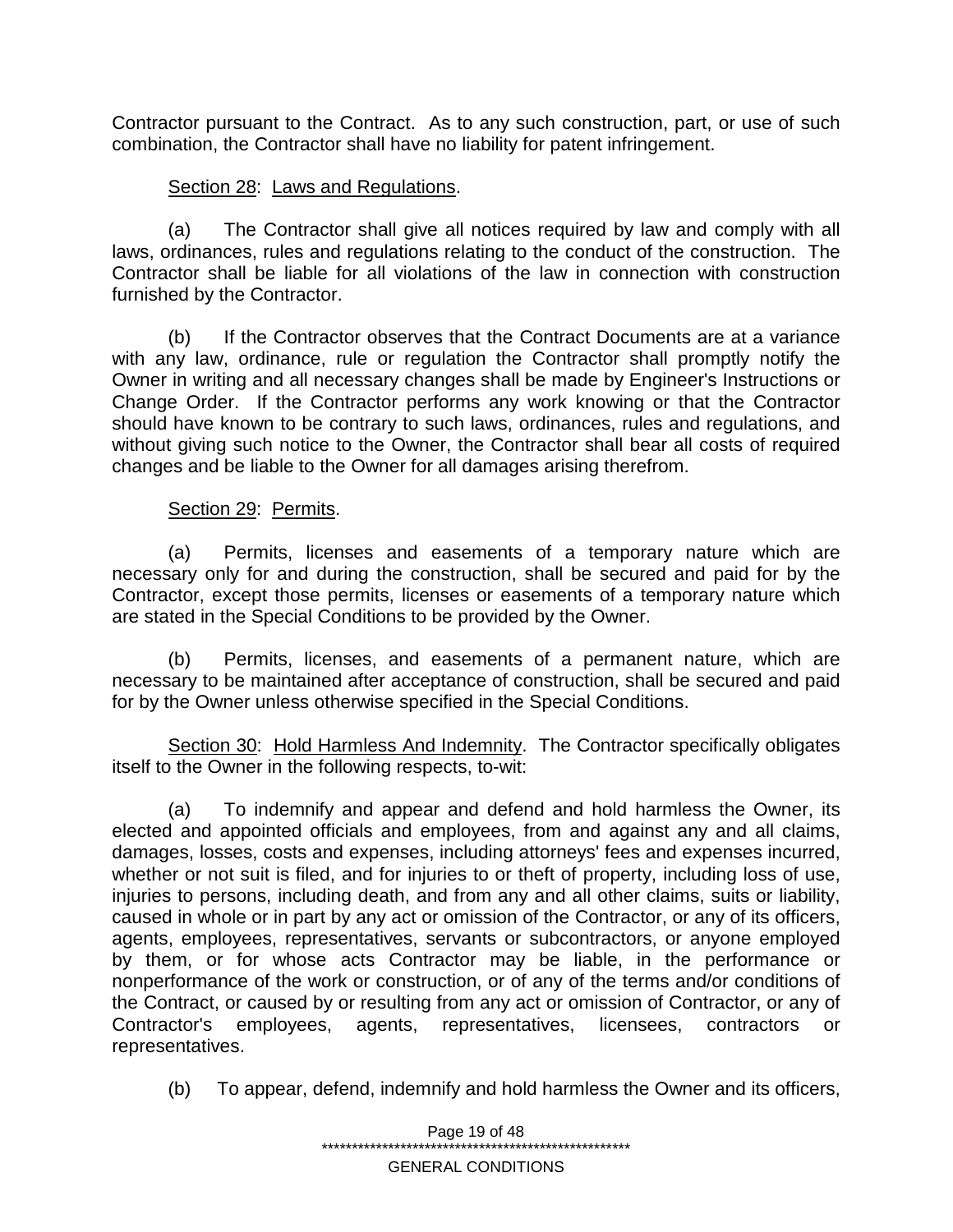Contractor pursuant to the Contract. As to any such construction, part, or use of such combination, the Contractor shall have no liability for patent infringement.

Section 28: Laws and Regulations.

(a) The Contractor shall give all notices required by law and comply with all laws, ordinances, rules and regulations relating to the conduct of the construction. The Contractor shall be liable for all violations of the law in connection with construction furnished by the Contractor.

(b) If the Contractor observes that the Contract Documents are at a variance with any law, ordinance, rule or regulation the Contractor shall promptly notify the Owner in writing and all necessary changes shall be made by Engineer's Instructions or Change Order. If the Contractor performs any work knowing or that the Contractor should have known to be contrary to such laws, ordinances, rules and regulations, and without giving such notice to the Owner, the Contractor shall bear all costs of required changes and be liable to the Owner for all damages arising therefrom.

Section 29: Permits.

(a) Permits, licenses and easements of a temporary nature which are necessary only for and during the construction, shall be secured and paid for by the Contractor, except those permits, licenses or easements of a temporary nature which are stated in the Special Conditions to be provided by the Owner.

(b) Permits, licenses, and easements of a permanent nature, which are necessary to be maintained after acceptance of construction, shall be secured and paid for by the Owner unless otherwise specified in the Special Conditions.

Section 30: Hold Harmless And Indemnity. The Contractor specifically obligates itself to the Owner in the following respects, to-wit:

(a) To indemnify and appear and defend and hold harmless the Owner, its elected and appointed officials and employees, from and against any and all claims, damages, losses, costs and expenses, including attorneys' fees and expenses incurred, whether or not suit is filed, and for injuries to or theft of property, including loss of use, injuries to persons, including death, and from any and all other claims, suits or liability, caused in whole or in part by any act or omission of the Contractor, or any of its officers, agents, employees, representatives, servants or subcontractors, or anyone employed by them, or for whose acts Contractor may be liable, in the performance or nonperformance of the work or construction, or of any of the terms and/or conditions of the Contract, or caused by or resulting from any act or omission of Contractor, or any of Contractor's employees, agents, representatives, licensees, contractors or representatives.

(b) To appear, defend, indemnify and hold harmless the Owner and its officers,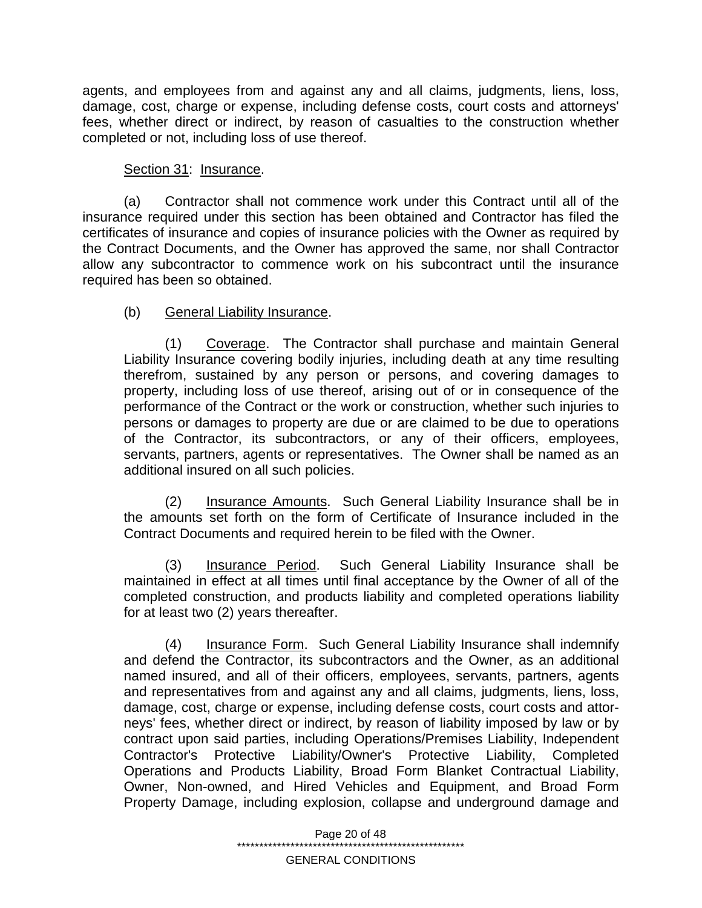agents, and employees from and against any and all claims, judgments, liens, loss, damage, cost, charge or expense, including defense costs, court costs and attorneys' fees, whether direct or indirect, by reason of casualties to the construction whether completed or not, including loss of use thereof.

Section 31: Insurance.

(a) Contractor shall not commence work under this Contract until all of the insurance required under this section has been obtained and Contractor has filed the certificates of insurance and copies of insurance policies with the Owner as required by the Contract Documents, and the Owner has approved the same, nor shall Contractor allow any subcontractor to commence work on his subcontract until the insurance required has been so obtained.

(b) General Liability Insurance.

(1) Coverage. The Contractor shall purchase and maintain General Liability Insurance covering bodily injuries, including death at any time resulting therefrom, sustained by any person or persons, and covering damages to property, including loss of use thereof, arising out of or in consequence of the performance of the Contract or the work or construction, whether such injuries to persons or damages to property are due or are claimed to be due to operations of the Contractor, its subcontractors, or any of their officers, employees, servants, partners, agents or representatives. The Owner shall be named as an additional insured on all such policies.

(2) Insurance Amounts. Such General Liability Insurance shall be in the amounts set forth on the form of Certificate of Insurance included in the Contract Documents and required herein to be filed with the Owner.

(3) Insurance Period. Such General Liability Insurance shall be maintained in effect at all times until final acceptance by the Owner of all of the completed construction, and products liability and completed operations liability for at least two (2) years thereafter.

(4) Insurance Form. Such General Liability Insurance shall indemnify and defend the Contractor, its subcontractors and the Owner, as an additional named insured, and all of their officers, employees, servants, partners, agents and representatives from and against any and all claims, judgments, liens, loss, damage, cost, charge or expense, including defense costs, court costs and attorneys' fees, whether direct or indirect, by reason of liability imposed by law or by contract upon said parties, including Operations/Premises Liability, Independent Contractor's Protective Liability/Owner's Protective Liability, Completed Operations and Products Liability, Broad Form Blanket Contractual Liability, Owner, Non-owned, and Hired Vehicles and Equipment, and Broad Form Property Damage, including explosion, collapse and underground damage and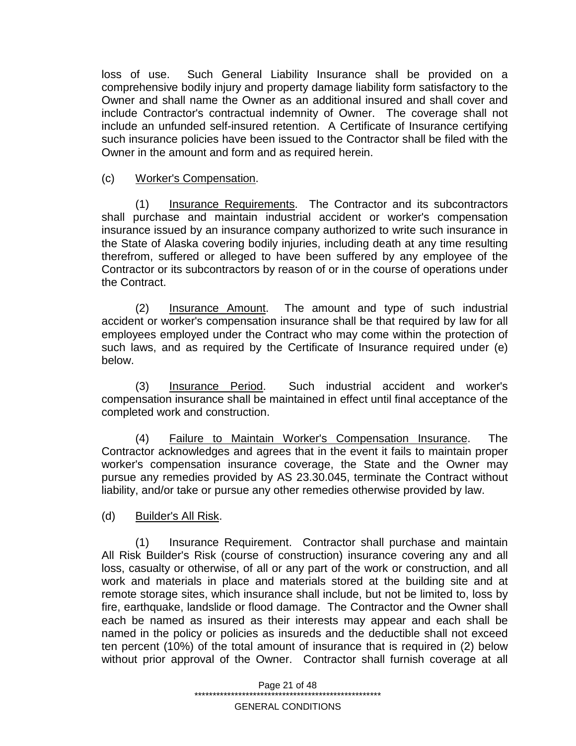loss of use. Such General Liability Insurance shall be provided on a comprehensive bodily injury and property damage liability form satisfactory to the Owner and shall name the Owner as an additional insured and shall cover and include Contractor's contractual indemnity of Owner. The coverage shall not include an unfunded self-insured retention. A Certificate of Insurance certifying such insurance policies have been issued to the Contractor shall be filed with the Owner in the amount and form and as required herein.

(c) Worker's Compensation.

(1) Insurance Requirements. The Contractor and its subcontractors shall purchase and maintain industrial accident or worker's compensation insurance issued by an insurance company authorized to write such insurance in the State of Alaska covering bodily injuries, including death at any time resulting therefrom, suffered or alleged to have been suffered by any employee of the Contractor or its subcontractors by reason of or in the course of operations under the Contract.

(2) Insurance Amount. The amount and type of such industrial accident or worker's compensation insurance shall be that required by law for all employees employed under the Contract who may come within the protection of such laws, and as required by the Certificate of Insurance required under (e) below.

(3) Insurance Period. Such industrial accident and worker's compensation insurance shall be maintained in effect until final acceptance of the completed work and construction.

(4) Failure to Maintain Worker's Compensation Insurance. The Contractor acknowledges and agrees that in the event it fails to maintain proper worker's compensation insurance coverage, the State and the Owner may pursue any remedies provided by AS 23.30.045, terminate the Contract without liability, and/or take or pursue any other remedies otherwise provided by law.

(d) Builder's All Risk.

(1) Insurance Requirement. Contractor shall purchase and maintain All Risk Builder's Risk (course of construction) insurance covering any and all loss, casualty or otherwise, of all or any part of the work or construction, and all work and materials in place and materials stored at the building site and at remote storage sites, which insurance shall include, but not be limited to, loss by fire, earthquake, landslide or flood damage. The Contractor and the Owner shall each be named as insured as their interests may appear and each shall be named in the policy or policies as insureds and the deductible shall not exceed ten percent (10%) of the total amount of insurance that is required in (2) below without prior approval of the Owner. Contractor shall furnish coverage at all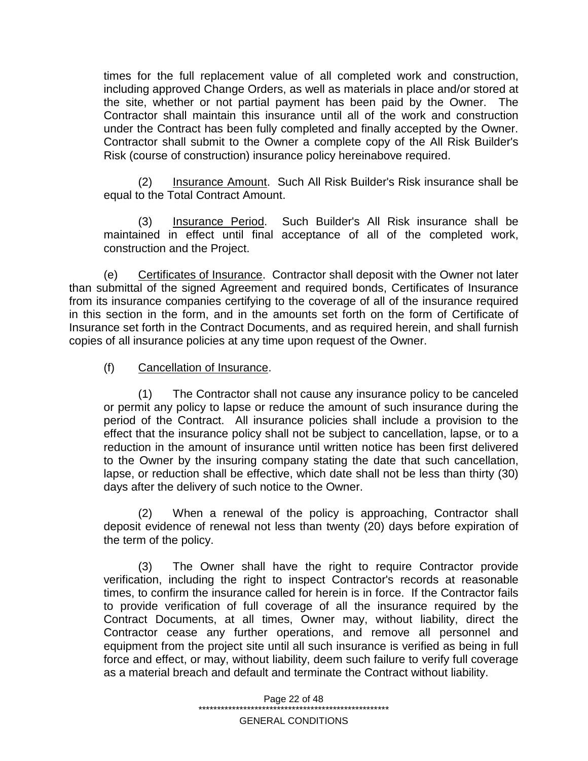times for the full replacement value of all completed work and construction, including approved Change Orders, as well as materials in place and/or stored at the site, whether or not partial payment has been paid by the Owner. The Contractor shall maintain this insurance until all of the work and construction under the Contract has been fully completed and finally accepted by the Owner. Contractor shall submit to the Owner a complete copy of the All Risk Builder's Risk (course of construction) insurance policy hereinabove required.

(2) Insurance Amount. Such All Risk Builder's Risk insurance shall be equal to the Total Contract Amount.

(3) Insurance Period. Such Builder's All Risk insurance shall be maintained in effect until final acceptance of all of the completed work, construction and the Project.

(e) Certificates of Insurance. Contractor shall deposit with the Owner not later than submittal of the signed Agreement and required bonds, Certificates of Insurance from its insurance companies certifying to the coverage of all of the insurance required in this section in the form, and in the amounts set forth on the form of Certificate of Insurance set forth in the Contract Documents, and as required herein, and shall furnish copies of all insurance policies at any time upon request of the Owner.

(f) Cancellation of Insurance.

(1) The Contractor shall not cause any insurance policy to be canceled or permit any policy to lapse or reduce the amount of such insurance during the period of the Contract. All insurance policies shall include a provision to the effect that the insurance policy shall not be subject to cancellation, lapse, or to a reduction in the amount of insurance until written notice has been first delivered to the Owner by the insuring company stating the date that such cancellation, lapse, or reduction shall be effective, which date shall not be less than thirty (30) days after the delivery of such notice to the Owner.

(2) When a renewal of the policy is approaching, Contractor shall deposit evidence of renewal not less than twenty (20) days before expiration of the term of the policy.

(3) The Owner shall have the right to require Contractor provide verification, including the right to inspect Contractor's records at reasonable times, to confirm the insurance called for herein is in force. If the Contractor fails to provide verification of full coverage of all the insurance required by the Contract Documents, at all times, Owner may, without liability, direct the Contractor cease any further operations, and remove all personnel and equipment from the project site until all such insurance is verified as being in full force and effect, or may, without liability, deem such failure to verify full coverage as a material breach and default and terminate the Contract without liability.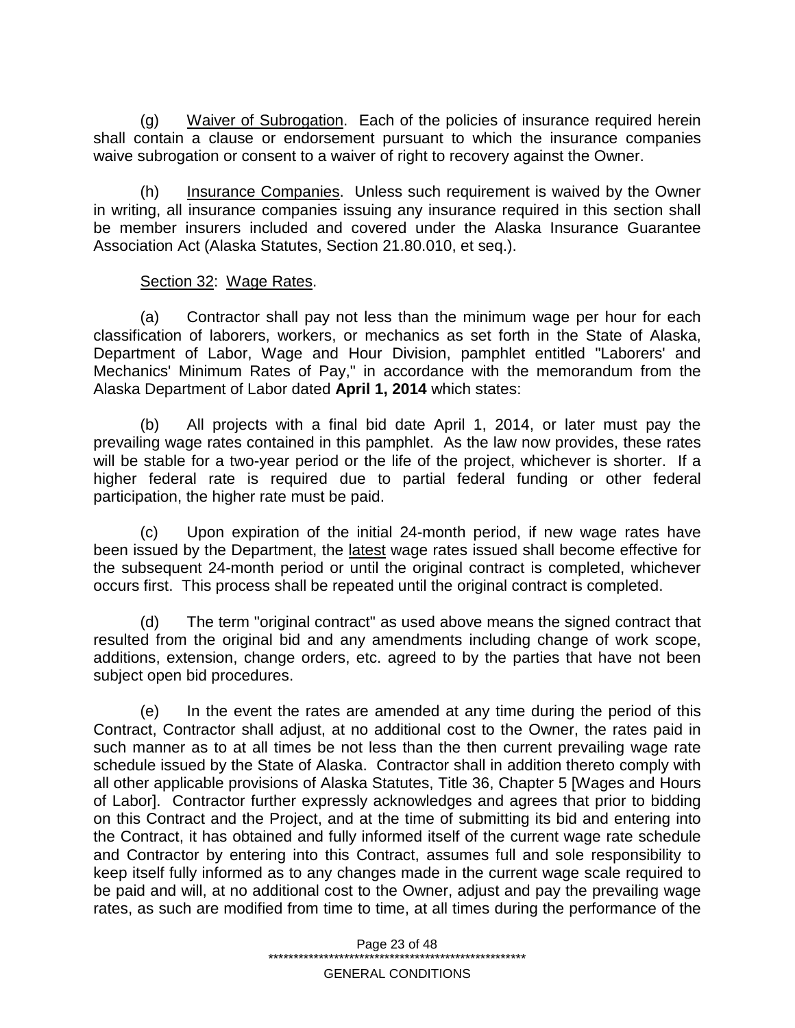(g) Waiver of Subrogation. Each of the policies of insurance required herein shall contain a clause or endorsement pursuant to which the insurance companies waive subrogation or consent to a waiver of right to recovery against the Owner.

(h) Insurance Companies. Unless such requirement is waived by the Owner in writing, all insurance companies issuing any insurance required in this section shall be member insurers included and covered under the Alaska Insurance Guarantee Association Act (Alaska Statutes, Section 21.80.010, et seq.).

Section 32: Wage Rates.

(a) Contractor shall pay not less than the minimum wage per hour for each classification of laborers, workers, or mechanics as set forth in the State of Alaska, Department of Labor, Wage and Hour Division, pamphlet entitled "Laborers' and Mechanics' Minimum Rates of Pay," in accordance with the memorandum from the Alaska Department of Labor dated **April 1, 2014** which states:

(b) All projects with a final bid date April 1, 2014, or later must pay the prevailing wage rates contained in this pamphlet. As the law now provides, these rates will be stable for a two-year period or the life of the project, whichever is shorter. If a higher federal rate is required due to partial federal funding or other federal participation, the higher rate must be paid.

(c) Upon expiration of the initial 24-month period, if new wage rates have been issued by the Department, the latest wage rates issued shall become effective for the subsequent 24-month period or until the original contract is completed, whichever occurs first. This process shall be repeated until the original contract is completed.

(d) The term "original contract" as used above means the signed contract that resulted from the original bid and any amendments including change of work scope, additions, extension, change orders, etc. agreed to by the parties that have not been subject open bid procedures.

(e) In the event the rates are amended at any time during the period of this Contract, Contractor shall adjust, at no additional cost to the Owner, the rates paid in such manner as to at all times be not less than the then current prevailing wage rate schedule issued by the State of Alaska. Contractor shall in addition thereto comply with all other applicable provisions of Alaska Statutes, Title 36, Chapter 5 [Wages and Hours of Labor]. Contractor further expressly acknowledges and agrees that prior to bidding on this Contract and the Project, and at the time of submitting its bid and entering into the Contract, it has obtained and fully informed itself of the current wage rate schedule and Contractor by entering into this Contract, assumes full and sole responsibility to keep itself fully informed as to any changes made in the current wage scale required to be paid and will, at no additional cost to the Owner, adjust and pay the prevailing wage rates, as such are modified from time to time, at all times during the performance of the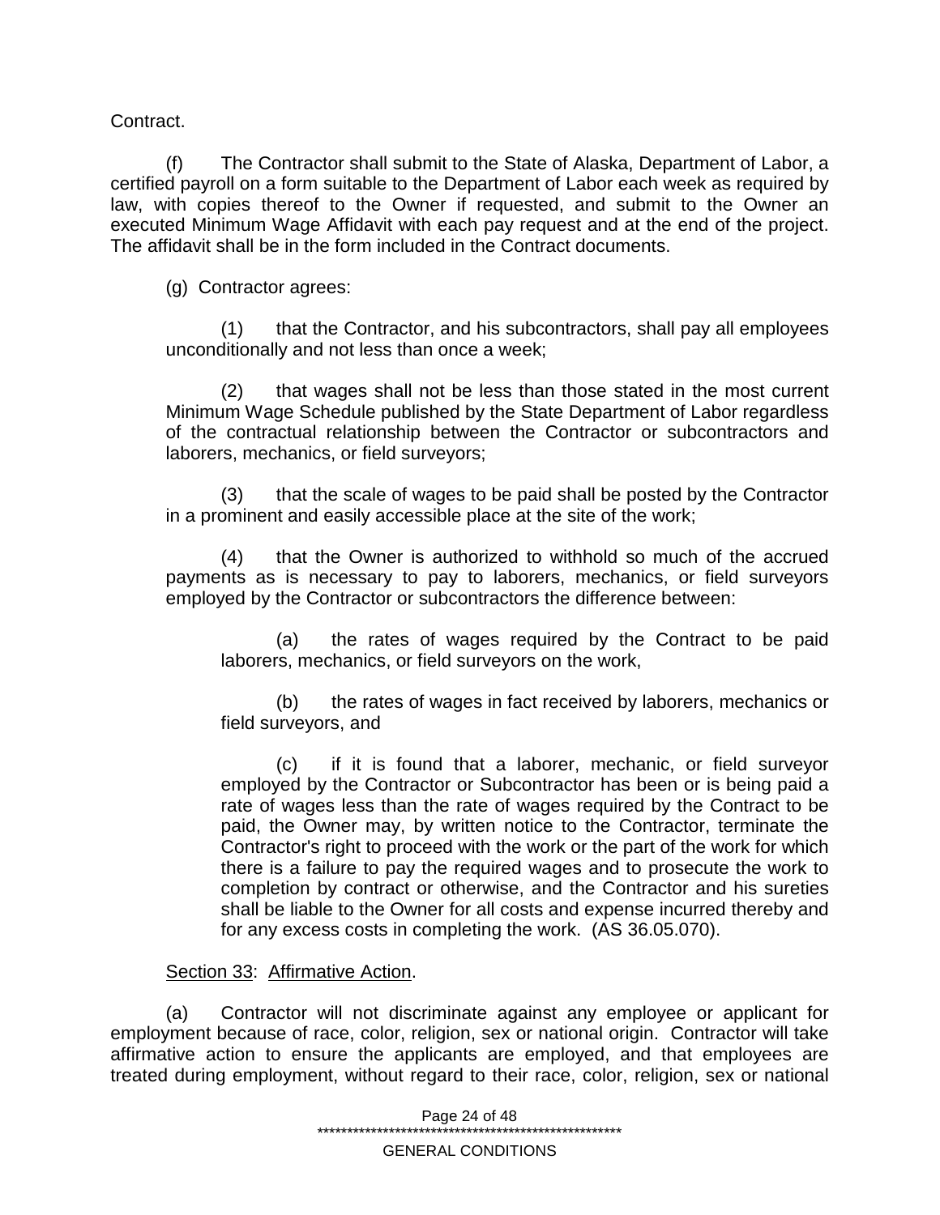Contract.

(f) The Contractor shall submit to the State of Alaska, Department of Labor, a certified payroll on a form suitable to the Department of Labor each week as required by law, with copies thereof to the Owner if requested, and submit to the Owner an executed Minimum Wage Affidavit with each pay request and at the end of the project. The affidavit shall be in the form included in the Contract documents.

(g) Contractor agrees:

(1) that the Contractor, and his subcontractors, shall pay all employees unconditionally and not less than once a week;

(2) that wages shall not be less than those stated in the most current Minimum Wage Schedule published by the State Department of Labor regardless of the contractual relationship between the Contractor or subcontractors and laborers, mechanics, or field surveyors;

(3) that the scale of wages to be paid shall be posted by the Contractor in a prominent and easily accessible place at the site of the work;

(4) that the Owner is authorized to withhold so much of the accrued payments as is necessary to pay to laborers, mechanics, or field surveyors employed by the Contractor or subcontractors the difference between:

(a) the rates of wages required by the Contract to be paid laborers, mechanics, or field surveyors on the work,

(b) the rates of wages in fact received by laborers, mechanics or field surveyors, and

(c) if it is found that a laborer, mechanic, or field surveyor employed by the Contractor or Subcontractor has been or is being paid a rate of wages less than the rate of wages required by the Contract to be paid, the Owner may, by written notice to the Contractor, terminate the Contractor's right to proceed with the work or the part of the work for which there is a failure to pay the required wages and to prosecute the work to completion by contract or otherwise, and the Contractor and his sureties shall be liable to the Owner for all costs and expense incurred thereby and for any excess costs in completing the work. (AS 36.05.070).

Section 33: Affirmative Action.

(a) Contractor will not discriminate against any employee or applicant for employment because of race, color, religion, sex or national origin. Contractor will take affirmative action to ensure the applicants are employed, and that employees are treated during employment, without regard to their race, color, religion, sex or national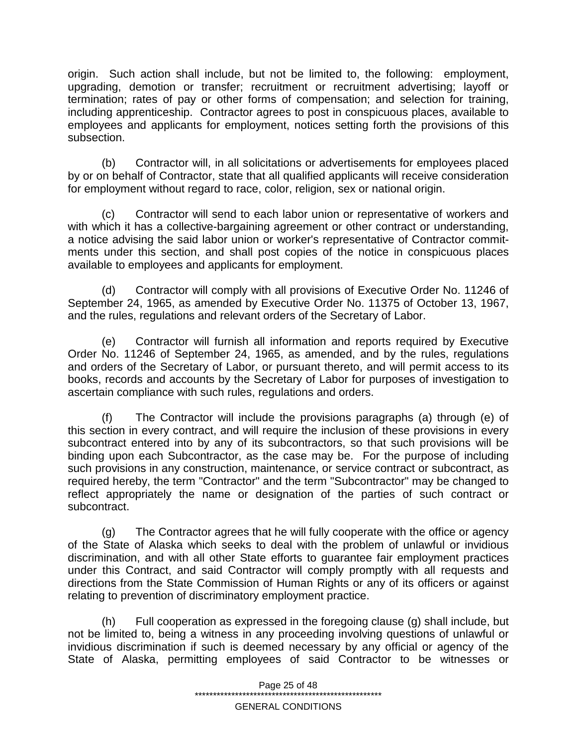origin. Such action shall include, but not be limited to, the following: employment, upgrading, demotion or transfer; recruitment or recruitment advertising; layoff or termination; rates of pay or other forms of compensation; and selection for training, including apprenticeship. Contractor agrees to post in conspicuous places, available to employees and applicants for employment, notices setting forth the provisions of this subsection.

(b) Contractor will, in all solicitations or advertisements for employees placed by or on behalf of Contractor, state that all qualified applicants will receive consideration for employment without regard to race, color, religion, sex or national origin.

(c) Contractor will send to each labor union or representative of workers and with which it has a collective-bargaining agreement or other contract or understanding, a notice advising the said labor union or worker's representative of Contractor commitments under this section, and shall post copies of the notice in conspicuous places available to employees and applicants for employment.

(d) Contractor will comply with all provisions of Executive Order No. 11246 of September 24, 1965, as amended by Executive Order No. 11375 of October 13, 1967, and the rules, regulations and relevant orders of the Secretary of Labor.

(e) Contractor will furnish all information and reports required by Executive Order No. 11246 of September 24, 1965, as amended, and by the rules, regulations and orders of the Secretary of Labor, or pursuant thereto, and will permit access to its books, records and accounts by the Secretary of Labor for purposes of investigation to ascertain compliance with such rules, regulations and orders.

(f) The Contractor will include the provisions paragraphs (a) through (e) of this section in every contract, and will require the inclusion of these provisions in every subcontract entered into by any of its subcontractors, so that such provisions will be binding upon each Subcontractor, as the case may be. For the purpose of including such provisions in any construction, maintenance, or service contract or subcontract, as required hereby, the term "Contractor" and the term "Subcontractor" may be changed to reflect appropriately the name or designation of the parties of such contract or subcontract.

(g) The Contractor agrees that he will fully cooperate with the office or agency of the State of Alaska which seeks to deal with the problem of unlawful or invidious discrimination, and with all other State efforts to guarantee fair employment practices under this Contract, and said Contractor will comply promptly with all requests and directions from the State Commission of Human Rights or any of its officers or against relating to prevention of discriminatory employment practice.

(h) Full cooperation as expressed in the foregoing clause (g) shall include, but not be limited to, being a witness in any proceeding involving questions of unlawful or invidious discrimination if such is deemed necessary by any official or agency of the State of Alaska, permitting employees of said Contractor to be witnesses or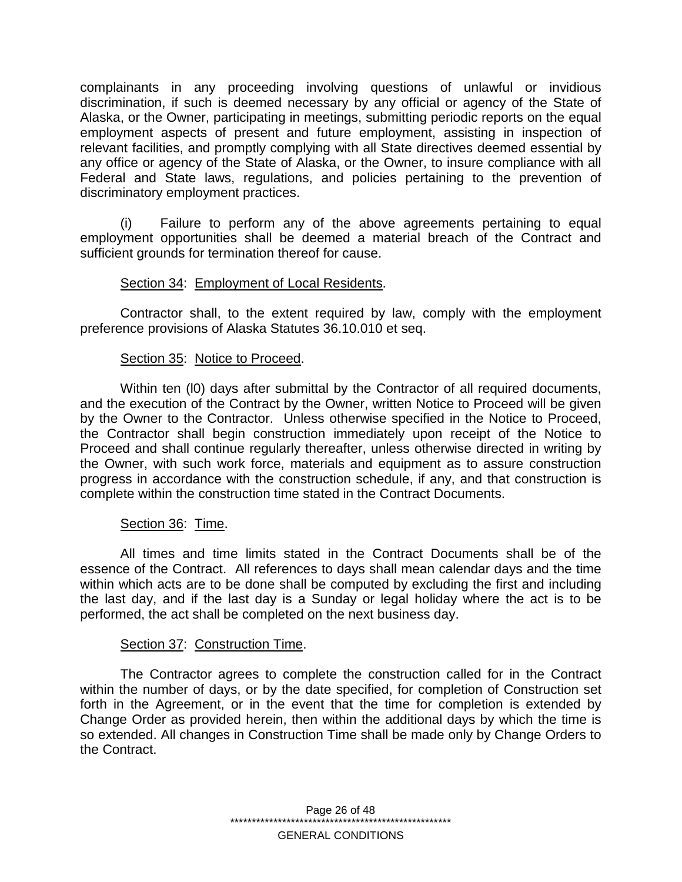complainants in any proceeding involving questions of unlawful or invidious discrimination, if such is deemed necessary by any official or agency of the State of Alaska, or the Owner, participating in meetings, submitting periodic reports on the equal employment aspects of present and future employment, assisting in inspection of relevant facilities, and promptly complying with all State directives deemed essential by any office or agency of the State of Alaska, or the Owner, to insure compliance with all Federal and State laws, regulations, and policies pertaining to the prevention of discriminatory employment practices.

(i) Failure to perform any of the above agreements pertaining to equal employment opportunities shall be deemed a material breach of the Contract and sufficient grounds for termination thereof for cause.

Section 34: Employment of Local Residents.

Contractor shall, to the extent required by law, comply with the employment preference provisions of Alaska Statutes 36.10.010 et seq.

Section 35: Notice to Proceed.

Within ten (l0) days after submittal by the Contractor of all required documents, and the execution of the Contract by the Owner, written Notice to Proceed will be given by the Owner to the Contractor. Unless otherwise specified in the Notice to Proceed, the Contractor shall begin construction immediately upon receipt of the Notice to Proceed and shall continue regularly thereafter, unless otherwise directed in writing by the Owner, with such work force, materials and equipment as to assure construction progress in accordance with the construction schedule, if any, and that construction is complete within the construction time stated in the Contract Documents.

Section 36: Time.

All times and time limits stated in the Contract Documents shall be of the essence of the Contract. All references to days shall mean calendar days and the time within which acts are to be done shall be computed by excluding the first and including the last day, and if the last day is a Sunday or legal holiday where the act is to be performed, the act shall be completed on the next business day.

Section 37: Construction Time.

The Contractor agrees to complete the construction called for in the Contract within the number of days, or by the date specified, for completion of Construction set forth in the Agreement, or in the event that the time for completion is extended by Change Order as provided herein, then within the additional days by which the time is so extended. All changes in Construction Time shall be made only by Change Orders to the Contract.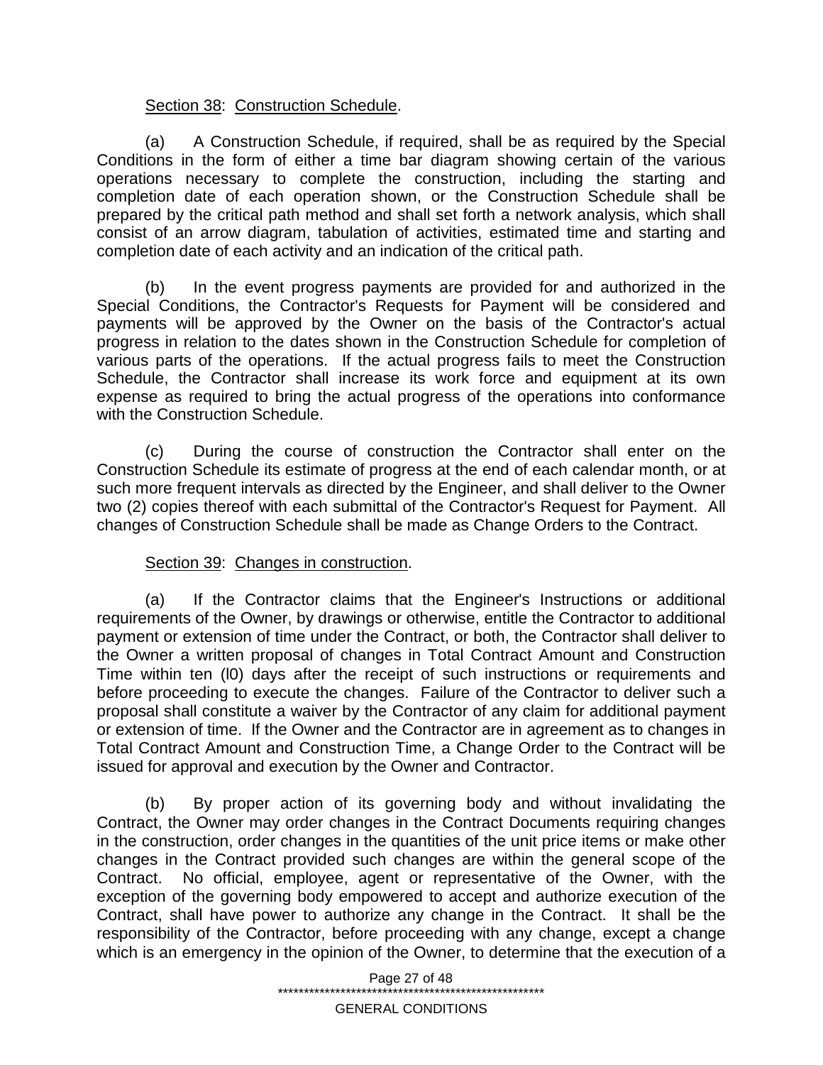Section 38: Construction Schedule.

(a) A Construction Schedule, if required, shall be as required by the Special Conditions in the form of either a time bar diagram showing certain of the various operations necessary to complete the construction, including the starting and completion date of each operation shown, or the Construction Schedule shall be prepared by the critical path method and shall set forth a network analysis, which shall consist of an arrow diagram, tabulation of activities, estimated time and starting and completion date of each activity and an indication of the critical path.

(b) In the event progress payments are provided for and authorized in the Special Conditions, the Contractor's Requests for Payment will be considered and payments will be approved by the Owner on the basis of the Contractor's actual progress in relation to the dates shown in the Construction Schedule for completion of various parts of the operations. If the actual progress fails to meet the Construction Schedule, the Contractor shall increase its work force and equipment at its own expense as required to bring the actual progress of the operations into conformance with the Construction Schedule.

(c) During the course of construction the Contractor shall enter on the Construction Schedule its estimate of progress at the end of each calendar month, or at such more frequent intervals as directed by the Engineer, and shall deliver to the Owner two (2) copies thereof with each submittal of the Contractor's Request for Payment. All changes of Construction Schedule shall be made as Change Orders to the Contract.

Section 39: Changes in construction.

(a) If the Contractor claims that the Engineer's Instructions or additional requirements of the Owner, by drawings or otherwise, entitle the Contractor to additional payment or extension of time under the Contract, or both, the Contractor shall deliver to the Owner a written proposal of changes in Total Contract Amount and Construction Time within ten (l0) days after the receipt of such instructions or requirements and before proceeding to execute the changes. Failure of the Contractor to deliver such a proposal shall constitute a waiver by the Contractor of any claim for additional payment or extension of time. If the Owner and the Contractor are in agreement as to changes in Total Contract Amount and Construction Time, a Change Order to the Contract will be issued for approval and execution by the Owner and Contractor.

(b) By proper action of its governing body and without invalidating the Contract, the Owner may order changes in the Contract Documents requiring changes in the construction, order changes in the quantities of the unit price items or make other changes in the Contract provided such changes are within the general scope of the Contract. No official, employee, agent or representative of the Owner, with the exception of the governing body empowered to accept and authorize execution of the Contract, shall have power to authorize any change in the Contract. It shall be the responsibility of the Contractor, before proceeding with any change, except a change which is an emergency in the opinion of the Owner, to determine that the execution of a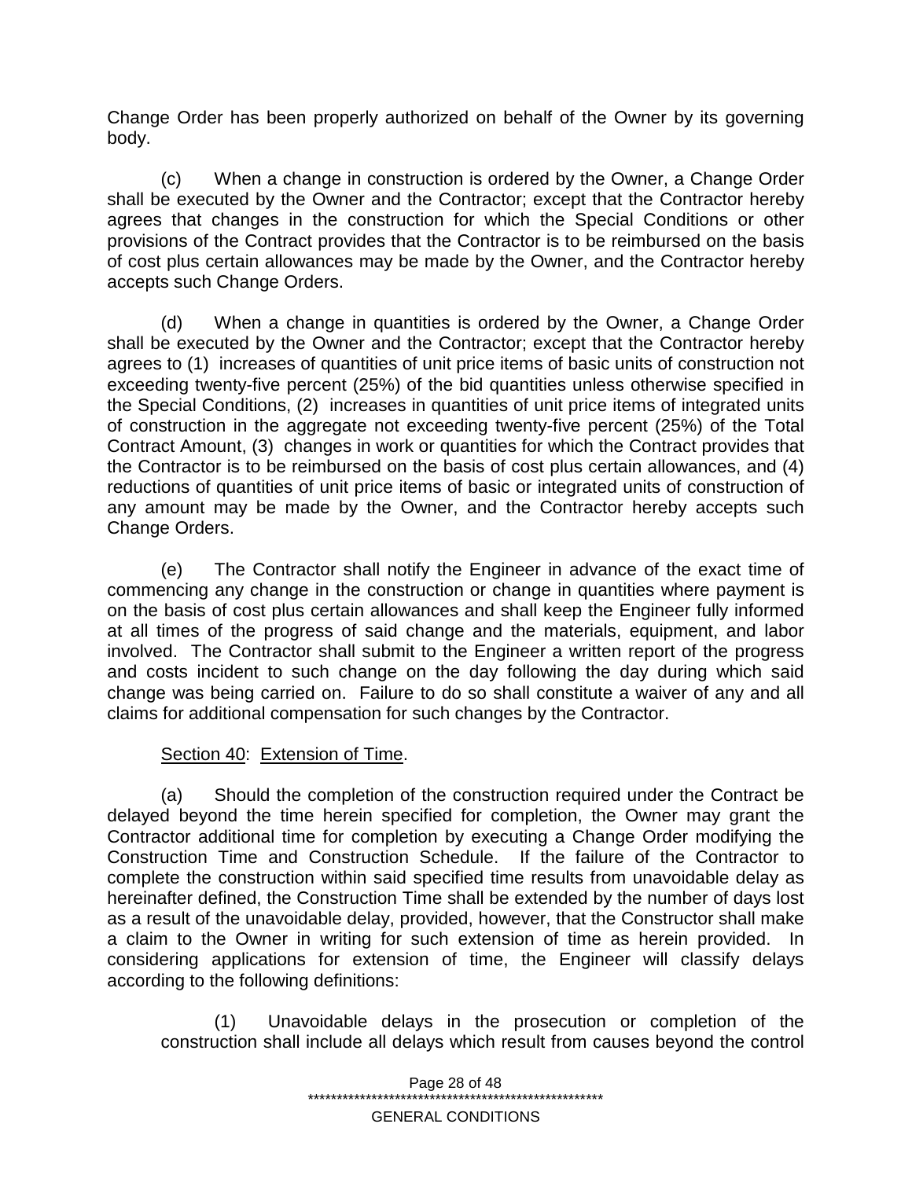Change Order has been properly authorized on behalf of the Owner by its governing body.

(c) When a change in construction is ordered by the Owner, a Change Order shall be executed by the Owner and the Contractor; except that the Contractor hereby agrees that changes in the construction for which the Special Conditions or other provisions of the Contract provides that the Contractor is to be reimbursed on the basis of cost plus certain allowances may be made by the Owner, and the Contractor hereby accepts such Change Orders.

(d) When a change in quantities is ordered by the Owner, a Change Order shall be executed by the Owner and the Contractor; except that the Contractor hereby agrees to (1) increases of quantities of unit price items of basic units of construction not exceeding twenty-five percent (25%) of the bid quantities unless otherwise specified in the Special Conditions, (2) increases in quantities of unit price items of integrated units of construction in the aggregate not exceeding twenty-five percent (25%) of the Total Contract Amount, (3) changes in work or quantities for which the Contract provides that the Contractor is to be reimbursed on the basis of cost plus certain allowances, and (4) reductions of quantities of unit price items of basic or integrated units of construction of any amount may be made by the Owner, and the Contractor hereby accepts such Change Orders.

(e) The Contractor shall notify the Engineer in advance of the exact time of commencing any change in the construction or change in quantities where payment is on the basis of cost plus certain allowances and shall keep the Engineer fully informed at all times of the progress of said change and the materials, equipment, and labor involved. The Contractor shall submit to the Engineer a written report of the progress and costs incident to such change on the day following the day during which said change was being carried on. Failure to do so shall constitute a waiver of any and all claims for additional compensation for such changes by the Contractor.

Section 40: Extension of Time.

(a) Should the completion of the construction required under the Contract be delayed beyond the time herein specified for completion, the Owner may grant the Contractor additional time for completion by executing a Change Order modifying the Construction Time and Construction Schedule. If the failure of the Contractor to complete the construction within said specified time results from unavoidable delay as hereinafter defined, the Construction Time shall be extended by the number of days lost as a result of the unavoidable delay, provided, however, that the Constructor shall make a claim to the Owner in writing for such extension of time as herein provided. In considering applications for extension of time, the Engineer will classify delays according to the following definitions:

(1) Unavoidable delays in the prosecution or completion of the construction shall include all delays which result from causes beyond the control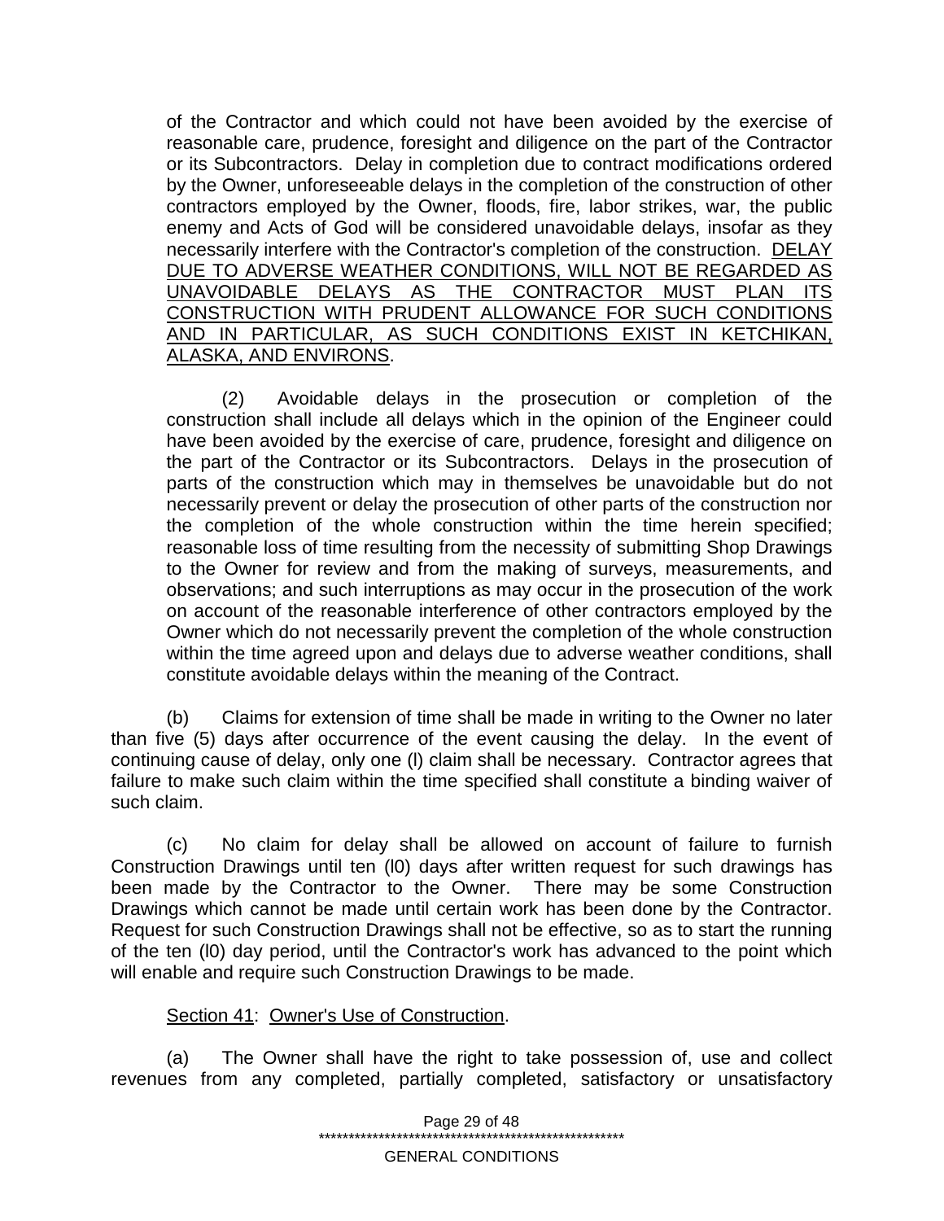of the Contractor and which could not have been avoided by the exercise of reasonable care, prudence, foresight and diligence on the part of the Contractor or its Subcontractors. Delay in completion due to contract modifications ordered by the Owner, unforeseeable delays in the completion of the construction of other contractors employed by the Owner, floods, fire, labor strikes, war, the public enemy and Acts of God will be considered unavoidable delays, insofar as they necessarily interfere with the Contractor's completion of the construction. <u>DELAY DUE TO ADVERSE WEATHER CONDITIONS, WILL NOT BE REGARDED AS UNAVOIDABLE DELAYS AS THE CONTRACTOR MUST PLAN ITS CONSTRUCTION WITH PRUDENT ALLOWANCE FOR SUCH CONDITIONS AND IN PARTICULAR, AS SUCH CONDITIONS EXIST IN KETCHIKAN, ALASKA, AND ENVIRONS</u>.

(2) Avoidable delays in the prosecution or completion of the construction shall include all delays which in the opinion of the Engineer could have been avoided by the exercise of care, prudence, foresight and diligence on the part of the Contractor or its Subcontractors. Delays in the prosecution of parts of the construction which may in themselves be unavoidable but do not necessarily prevent or delay the prosecution of other parts of the construction nor the completion of the whole construction within the time herein specified; reasonable loss of time resulting from the necessity of submitting Shop Drawings to the Owner for review and from the making of surveys, measurements, and observations; and such interruptions as may occur in the prosecution of the work on account of the reasonable interference of other contractors employed by the Owner which do not necessarily prevent the completion of the whole construction within the time agreed upon and delays due to adverse weather conditions, shall constitute avoidable delays within the meaning of the Contract.

(b) Claims for extension of time shall be made in writing to the Owner no later than five (5) days after occurrence of the event causing the delay. In the event of continuing cause of delay, only one (l) claim shall be necessary. Contractor agrees that failure to make such claim within the time specified shall constitute a binding waiver of such claim.

(c) No claim for delay shall be allowed on account of failure to furnish Construction Drawings until ten (l0) days after written request for such drawings has been made by the Contractor to the Owner. There may be some Construction Drawings which cannot be made until certain work has been done by the Contractor. Request for such Construction Drawings shall not be effective, so as to start the running of the ten (l0) day period, until the Contractor's work has advanced to the point which will enable and require such Construction Drawings to be made.

<u>Section 41</u>: <u>Owner's Use of Construction</u>.

(a) The Owner shall have the right to take possession of, use and collect revenues from any completed, partially completed, satisfactory or unsatisfactory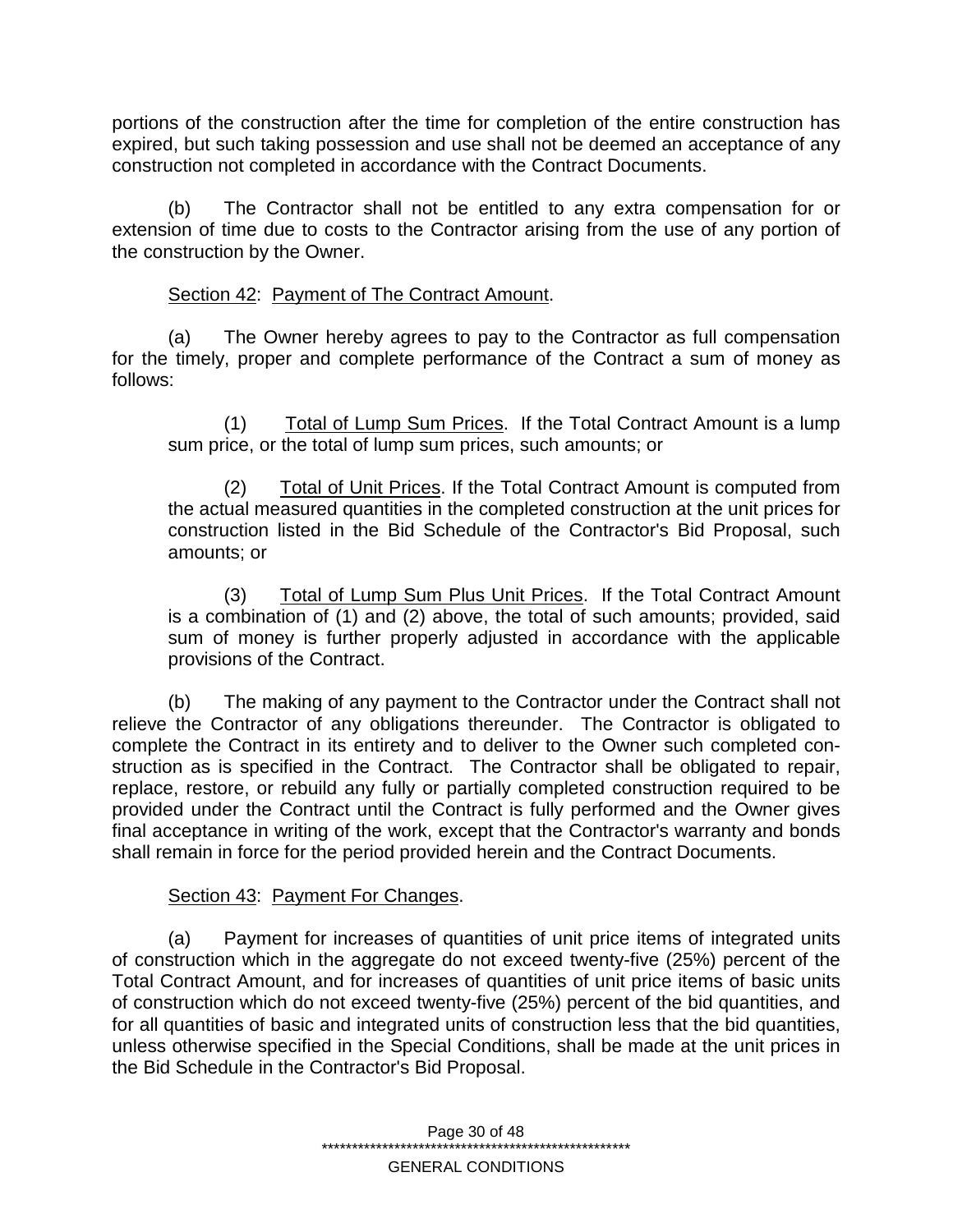portions of the construction after the time for completion of the entire construction has expired, but such taking possession and use shall not be deemed an acceptance of any construction not completed in accordance with the Contract Documents.

(b) The Contractor shall not be entitled to any extra compensation for or extension of time due to costs to the Contractor arising from the use of any portion of the construction by the Owner.

Section 42: Payment of The Contract Amount.

(a) The Owner hereby agrees to pay to the Contractor as full compensation for the timely, proper and complete performance of the Contract a sum of money as follows:

(1) Total of Lump Sum Prices. If the Total Contract Amount is a lump sum price, or the total of lump sum prices, such amounts; or

(2) Total of Unit Prices. If the Total Contract Amount is computed from the actual measured quantities in the completed construction at the unit prices for construction listed in the Bid Schedule of the Contractor's Bid Proposal, such amounts; or

(3) Total of Lump Sum Plus Unit Prices. If the Total Contract Amount is a combination of (1) and (2) above, the total of such amounts; provided, said sum of money is further properly adjusted in accordance with the applicable provisions of the Contract.

(b) The making of any payment to the Contractor under the Contract shall not relieve the Contractor of any obligations thereunder. The Contractor is obligated to complete the Contract in its entirety and to deliver to the Owner such completed construction as is specified in the Contract. The Contractor shall be obligated to repair, replace, restore, or rebuild any fully or partially completed construction required to be provided under the Contract until the Contract is fully performed and the Owner gives final acceptance in writing of the work, except that the Contractor's warranty and bonds shall remain in force for the period provided herein and the Contract Documents.

Section 43: Payment For Changes.

(a) Payment for increases of quantities of unit price items of integrated units of construction which in the aggregate do not exceed twenty-five (25%) percent of the Total Contract Amount, and for increases of quantities of unit price items of basic units of construction which do not exceed twenty-five (25%) percent of the bid quantities, and for all quantities of basic and integrated units of construction less that the bid quantities, unless otherwise specified in the Special Conditions, shall be made at the unit prices in the Bid Schedule in the Contractor's Bid Proposal.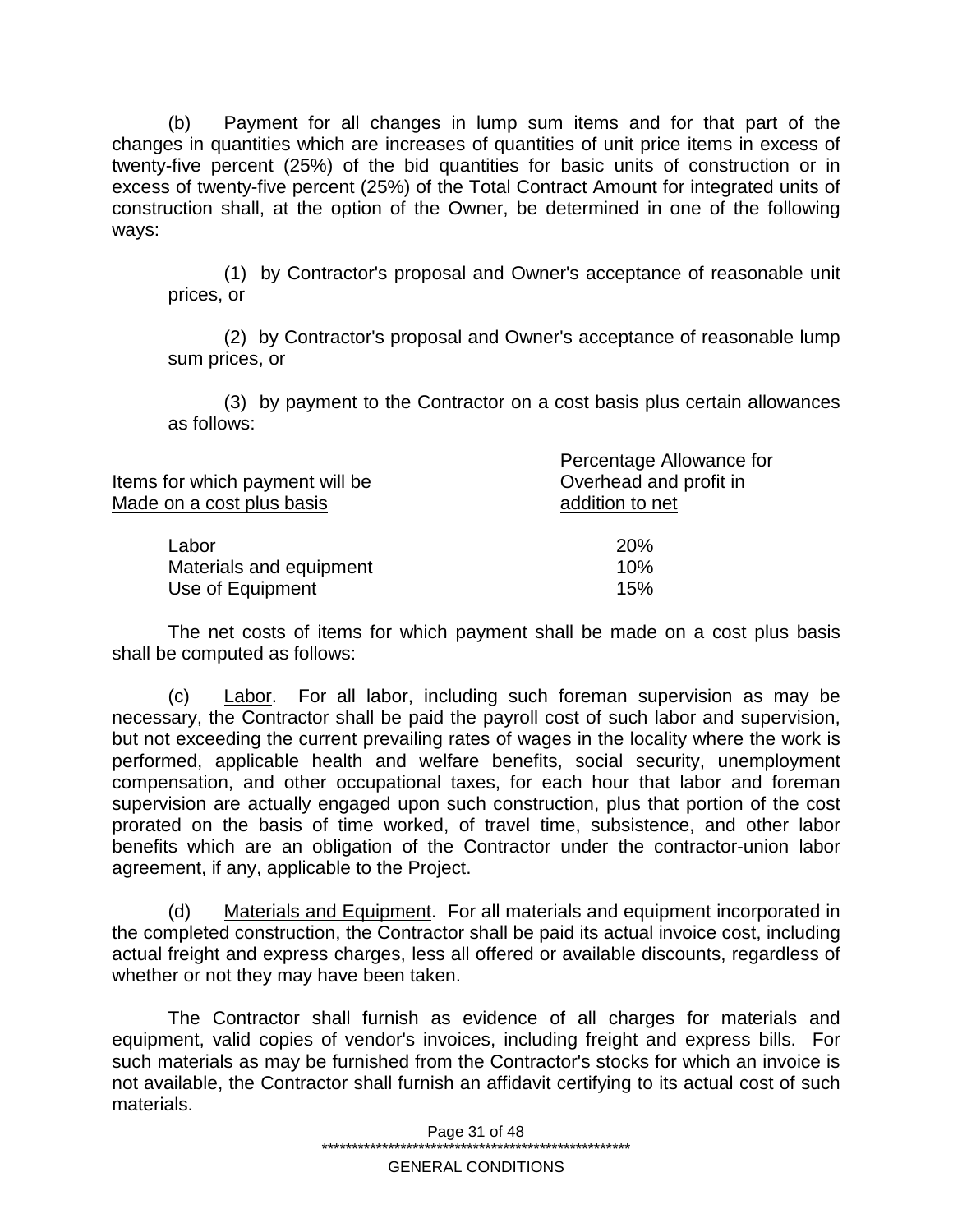(b) Payment for all changes in lump sum items and for that part of the changes in quantities which are increases of quantities of unit price items in excess of twenty-five percent (25%) of the bid quantities for basic units of construction or in excess of twenty-five percent (25%) of the Total Contract Amount for integrated units of construction shall, at the option of the Owner, be determined in one of the following ways:

(1) by Contractor's proposal and Owner's acceptance of reasonable unit prices, or

(2) by Contractor's proposal and Owner's acceptance of reasonable lump sum prices, or

(3) by payment to the Contractor on a cost basis plus certain allowances as follows:

| Items for which payment will be Made on a cost plus basis | Percentage Allowance for Overhead and profit in addition to net |
|---|---|
| Labor | 20% |
| Materials and equipment | 10% |
| Use of Equipment | 15% |

The net costs of items for which payment shall be made on a cost plus basis shall be computed as follows:

(c) Labor. For all labor, including such foreman supervision as may be necessary, the Contractor shall be paid the payroll cost of such labor and supervision, but not exceeding the current prevailing rates of wages in the locality where the work is performed, applicable health and welfare benefits, social security, unemployment compensation, and other occupational taxes, for each hour that labor and foreman supervision are actually engaged upon such construction, plus that portion of the cost prorated on the basis of time worked, of travel time, subsistence, and other labor benefits which are an obligation of the Contractor under the contractor-union labor agreement, if any, applicable to the Project.

(d) Materials and Equipment. For all materials and equipment incorporated in the completed construction, the Contractor shall be paid its actual invoice cost, including actual freight and express charges, less all offered or available discounts, regardless of whether or not they may have been taken.

The Contractor shall furnish as evidence of all charges for materials and equipment, valid copies of vendor's invoices, including freight and express bills. For such materials as may be furnished from the Contractor's stocks for which an invoice is not available, the Contractor shall furnish an affidavit certifying to its actual cost of such materials.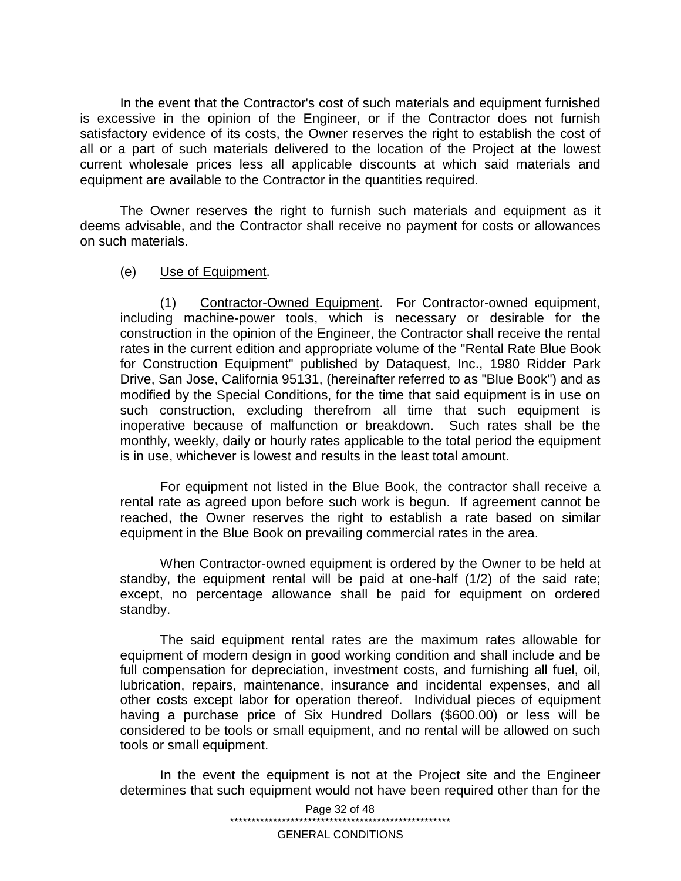In the event that the Contractor's cost of such materials and equipment furnished is excessive in the opinion of the Engineer, or if the Contractor does not furnish satisfactory evidence of its costs, the Owner reserves the right to establish the cost of all or a part of such materials delivered to the location of the Project at the lowest current wholesale prices less all applicable discounts at which said materials and equipment are available to the Contractor in the quantities required.

The Owner reserves the right to furnish such materials and equipment as it deems advisable, and the Contractor shall receive no payment for costs or allowances on such materials.

(e) Use of Equipment.

(1) Contractor-Owned Equipment. For Contractor-owned equipment, including machine-power tools, which is necessary or desirable for the construction in the opinion of the Engineer, the Contractor shall receive the rental rates in the current edition and appropriate volume of the "Rental Rate Blue Book for Construction Equipment" published by Dataquest, Inc., 1980 Ridder Park Drive, San Jose, California 95131, (hereinafter referred to as "Blue Book") and as modified by the Special Conditions, for the time that said equipment is in use on such construction, excluding therefrom all time that such equipment is inoperative because of malfunction or breakdown. Such rates shall be the monthly, weekly, daily or hourly rates applicable to the total period the equipment is in use, whichever is lowest and results in the least total amount.

For equipment not listed in the Blue Book, the contractor shall receive a rental rate as agreed upon before such work is begun. If agreement cannot be reached, the Owner reserves the right to establish a rate based on similar equipment in the Blue Book on prevailing commercial rates in the area.

When Contractor-owned equipment is ordered by the Owner to be held at standby, the equipment rental will be paid at one-half (1/2) of the said rate; except, no percentage allowance shall be paid for equipment on ordered standby.

The said equipment rental rates are the maximum rates allowable for equipment of modern design in good working condition and shall include and be full compensation for depreciation, investment costs, and furnishing all fuel, oil, lubrication, repairs, maintenance, insurance and incidental expenses, and all other costs except labor for operation thereof. Individual pieces of equipment having a purchase price of Six Hundred Dollars ($600.00) or less will be considered to be tools or small equipment, and no rental will be allowed on such tools or small equipment.

In the event the equipment is not at the Project site and the Engineer determines that such equipment would not have been required other than for the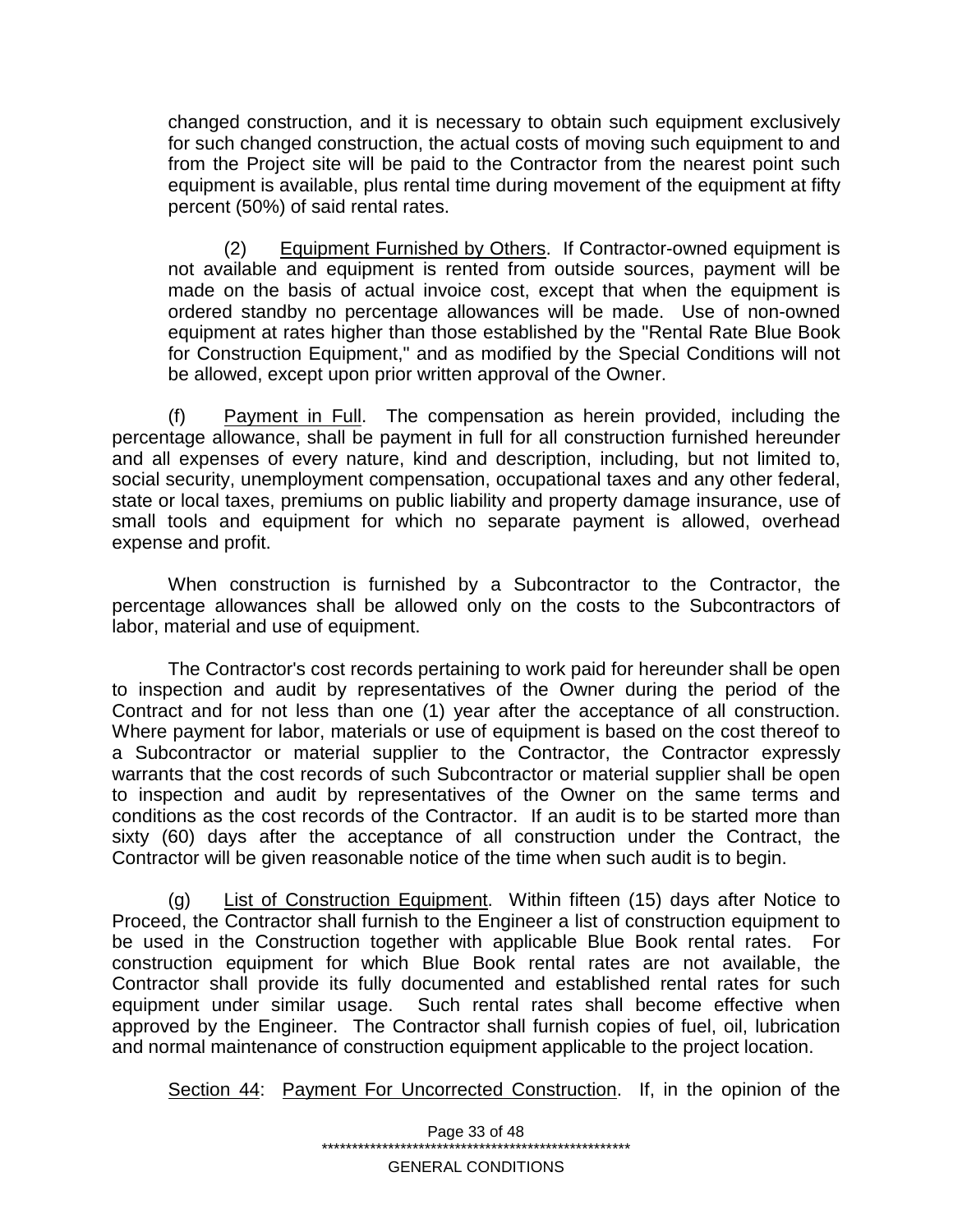changed construction, and it is necessary to obtain such equipment exclusively for such changed construction, the actual costs of moving such equipment to and from the Project site will be paid to the Contractor from the nearest point such equipment is available, plus rental time during movement of the equipment at fifty percent (50%) of said rental rates.

(2) Equipment Furnished by Others. If Contractor-owned equipment is not available and equipment is rented from outside sources, payment will be made on the basis of actual invoice cost, except that when the equipment is ordered standby no percentage allowances will be made. Use of non-owned equipment at rates higher than those established by the "Rental Rate Blue Book for Construction Equipment," and as modified by the Special Conditions will not be allowed, except upon prior written approval of the Owner.

(f) Payment in Full. The compensation as herein provided, including the percentage allowance, shall be payment in full for all construction furnished hereunder and all expenses of every nature, kind and description, including, but not limited to, social security, unemployment compensation, occupational taxes and any other federal, state or local taxes, premiums on public liability and property damage insurance, use of small tools and equipment for which no separate payment is allowed, overhead expense and profit.

When construction is furnished by a Subcontractor to the Contractor, the percentage allowances shall be allowed only on the costs to the Subcontractors of labor, material and use of equipment.

The Contractor's cost records pertaining to work paid for hereunder shall be open to inspection and audit by representatives of the Owner during the period of the Contract and for not less than one (1) year after the acceptance of all construction. Where payment for labor, materials or use of equipment is based on the cost thereof to a Subcontractor or material supplier to the Contractor, the Contractor expressly warrants that the cost records of such Subcontractor or material supplier shall be open to inspection and audit by representatives of the Owner on the same terms and conditions as the cost records of the Contractor. If an audit is to be started more than sixty (60) days after the acceptance of all construction under the Contract, the Contractor will be given reasonable notice of the time when such audit is to begin.

(g) List of Construction Equipment. Within fifteen (15) days after Notice to Proceed, the Contractor shall furnish to the Engineer a list of construction equipment to be used in the Construction together with applicable Blue Book rental rates. For construction equipment for which Blue Book rental rates are not available, the Contractor shall provide its fully documented and established rental rates for such equipment under similar usage. Such rental rates shall become effective when approved by the Engineer. The Contractor shall furnish copies of fuel, oil, lubrication and normal maintenance of construction equipment applicable to the project location.

Section 44: Payment For Uncorrected Construction. If, in the opinion of the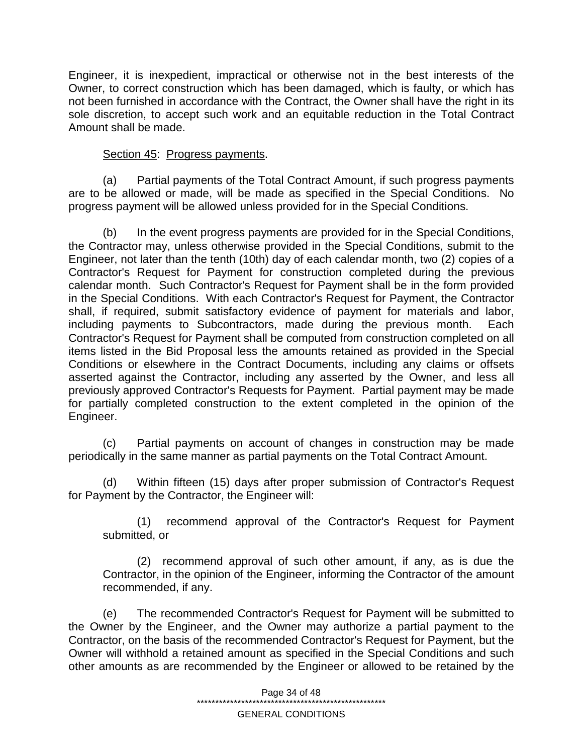Engineer, it is inexpedient, impractical or otherwise not in the best interests of the Owner, to correct construction which has been damaged, which is faulty, or which has not been furnished in accordance with the Contract, the Owner shall have the right in its sole discretion, to accept such work and an equitable reduction in the Total Contract Amount shall be made.

Section 45: Progress payments.

(a) Partial payments of the Total Contract Amount, if such progress payments are to be allowed or made, will be made as specified in the Special Conditions. No progress payment will be allowed unless provided for in the Special Conditions.

(b) In the event progress payments are provided for in the Special Conditions, the Contractor may, unless otherwise provided in the Special Conditions, submit to the Engineer, not later than the tenth (10th) day of each calendar month, two (2) copies of a Contractor's Request for Payment for construction completed during the previous calendar month. Such Contractor's Request for Payment shall be in the form provided in the Special Conditions. With each Contractor's Request for Payment, the Contractor shall, if required, submit satisfactory evidence of payment for materials and labor, including payments to Subcontractors, made during the previous month. Each Contractor's Request for Payment shall be computed from construction completed on all items listed in the Bid Proposal less the amounts retained as provided in the Special Conditions or elsewhere in the Contract Documents, including any claims or offsets asserted against the Contractor, including any asserted by the Owner, and less all previously approved Contractor's Requests for Payment. Partial payment may be made for partially completed construction to the extent completed in the opinion of the Engineer.

(c) Partial payments on account of changes in construction may be made periodically in the same manner as partial payments on the Total Contract Amount.

(d) Within fifteen (15) days after proper submission of Contractor's Request for Payment by the Contractor, the Engineer will:

(1) recommend approval of the Contractor's Request for Payment submitted, or

(2) recommend approval of such other amount, if any, as is due the Contractor, in the opinion of the Engineer, informing the Contractor of the amount recommended, if any.

(e) The recommended Contractor's Request for Payment will be submitted to the Owner by the Engineer, and the Owner may authorize a partial payment to the Contractor, on the basis of the recommended Contractor's Request for Payment, but the Owner will withhold a retained amount as specified in the Special Conditions and such other amounts as are recommended by the Engineer or allowed to be retained by the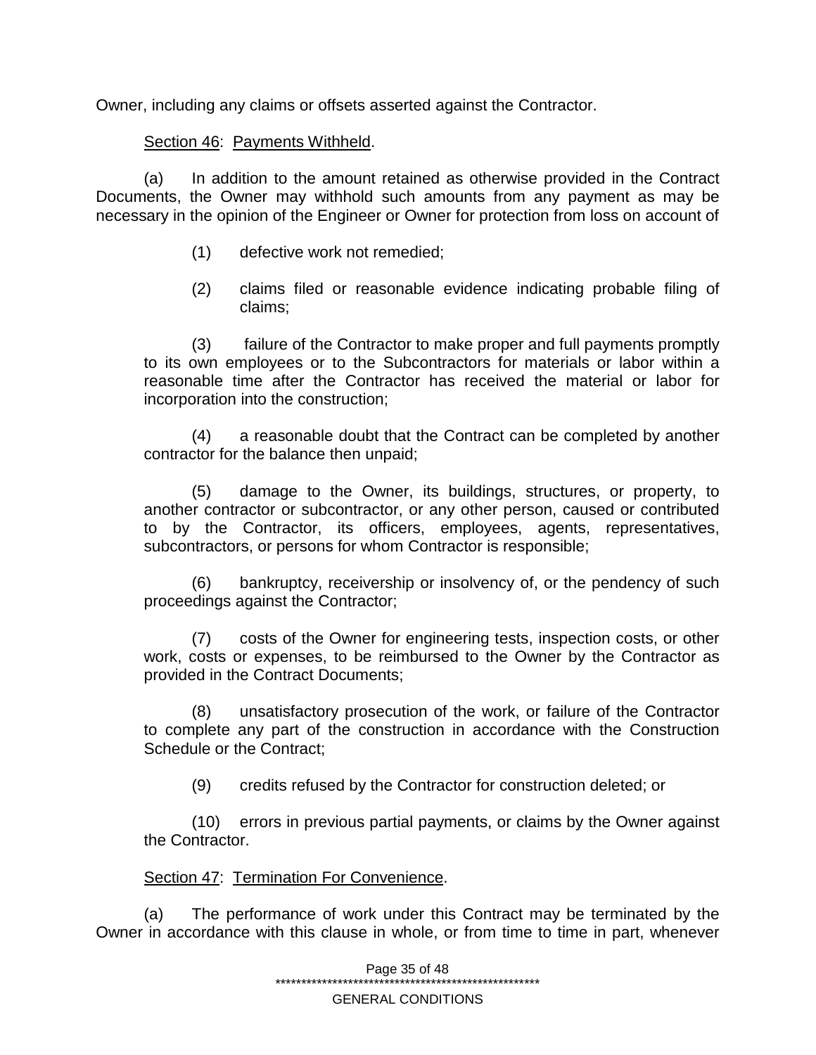Owner, including any claims or offsets asserted against the Contractor.

Section 46: Payments Withheld.

(a) In addition to the amount retained as otherwise provided in the Contract Documents, the Owner may withhold such amounts from any payment as may be necessary in the opinion of the Engineer or Owner for protection from loss on account of

(1) defective work not remedied;

(2) claims filed or reasonable evidence indicating probable filing of claims;

(3) failure of the Contractor to make proper and full payments promptly to its own employees or to the Subcontractors for materials or labor within a reasonable time after the Contractor has received the material or labor for incorporation into the construction;

(4) a reasonable doubt that the Contract can be completed by another contractor for the balance then unpaid;

(5) damage to the Owner, its buildings, structures, or property, to another contractor or subcontractor, or any other person, caused or contributed to by the Contractor, its officers, employees, agents, representatives, subcontractors, or persons for whom Contractor is responsible;

(6) bankruptcy, receivership or insolvency of, or the pendency of such proceedings against the Contractor;

(7) costs of the Owner for engineering tests, inspection costs, or other work, costs or expenses, to be reimbursed to the Owner by the Contractor as provided in the Contract Documents;

(8) unsatisfactory prosecution of the work, or failure of the Contractor to complete any part of the construction in accordance with the Construction Schedule or the Contract;

(9) credits refused by the Contractor for construction deleted; or

(10) errors in previous partial payments, or claims by the Owner against the Contractor.

Section 47: Termination For Convenience.

(a) The performance of work under this Contract may be terminated by the Owner in accordance with this clause in whole, or from time to time in part, whenever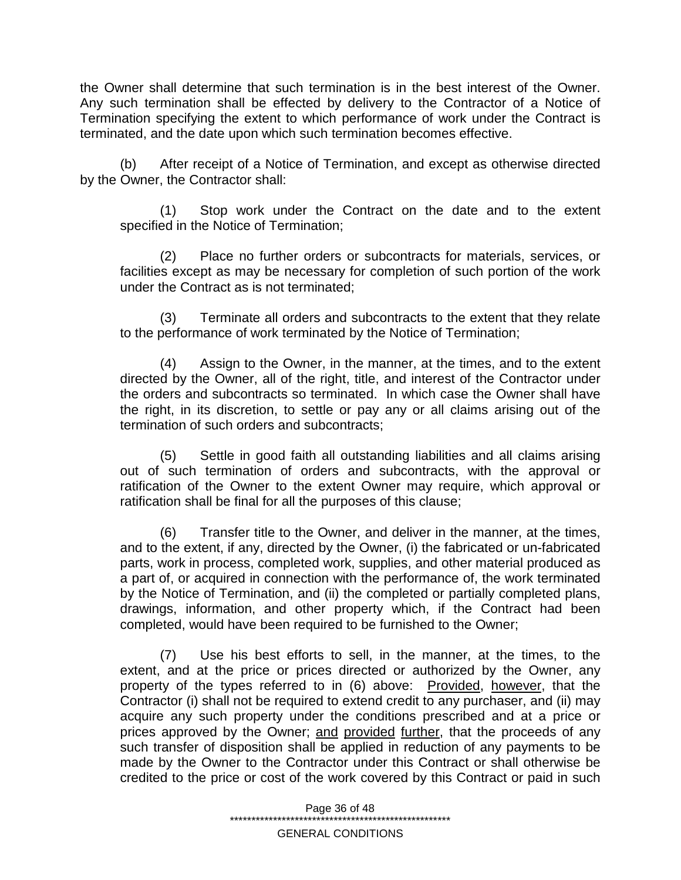the Owner shall determine that such termination is in the best interest of the Owner. Any such termination shall be effected by delivery to the Contractor of a Notice of Termination specifying the extent to which performance of work under the Contract is terminated, and the date upon which such termination becomes effective.

(b) After receipt of a Notice of Termination, and except as otherwise directed by the Owner, the Contractor shall:

(1) Stop work under the Contract on the date and to the extent specified in the Notice of Termination;

(2) Place no further orders or subcontracts for materials, services, or facilities except as may be necessary for completion of such portion of the work under the Contract as is not terminated;

(3) Terminate all orders and subcontracts to the extent that they relate to the performance of work terminated by the Notice of Termination;

(4) Assign to the Owner, in the manner, at the times, and to the extent directed by the Owner, all of the right, title, and interest of the Contractor under the orders and subcontracts so terminated. In which case the Owner shall have the right, in its discretion, to settle or pay any or all claims arising out of the termination of such orders and subcontracts;

(5) Settle in good faith all outstanding liabilities and all claims arising out of such termination of orders and subcontracts, with the approval or ratification of the Owner to the extent Owner may require, which approval or ratification shall be final for all the purposes of this clause;

(6) Transfer title to the Owner, and deliver in the manner, at the times, and to the extent, if any, directed by the Owner, (i) the fabricated or un-fabricated parts, work in process, completed work, supplies, and other material produced as a part of, or acquired in connection with the performance of, the work terminated by the Notice of Termination, and (ii) the completed or partially completed plans, drawings, information, and other property which, if the Contract had been completed, would have been required to be furnished to the Owner;

(7) Use his best efforts to sell, in the manner, at the times, to the extent, and at the price or prices directed or authorized by the Owner, any property of the types referred to in (6) above: Provided, however, that the Contractor (i) shall not be required to extend credit to any purchaser, and (ii) may acquire any such property under the conditions prescribed and at a price or prices approved by the Owner; and provided further, that the proceeds of any such transfer of disposition shall be applied in reduction of any payments to be made by the Owner to the Contractor under this Contract or shall otherwise be credited to the price or cost of the work covered by this Contract or paid in such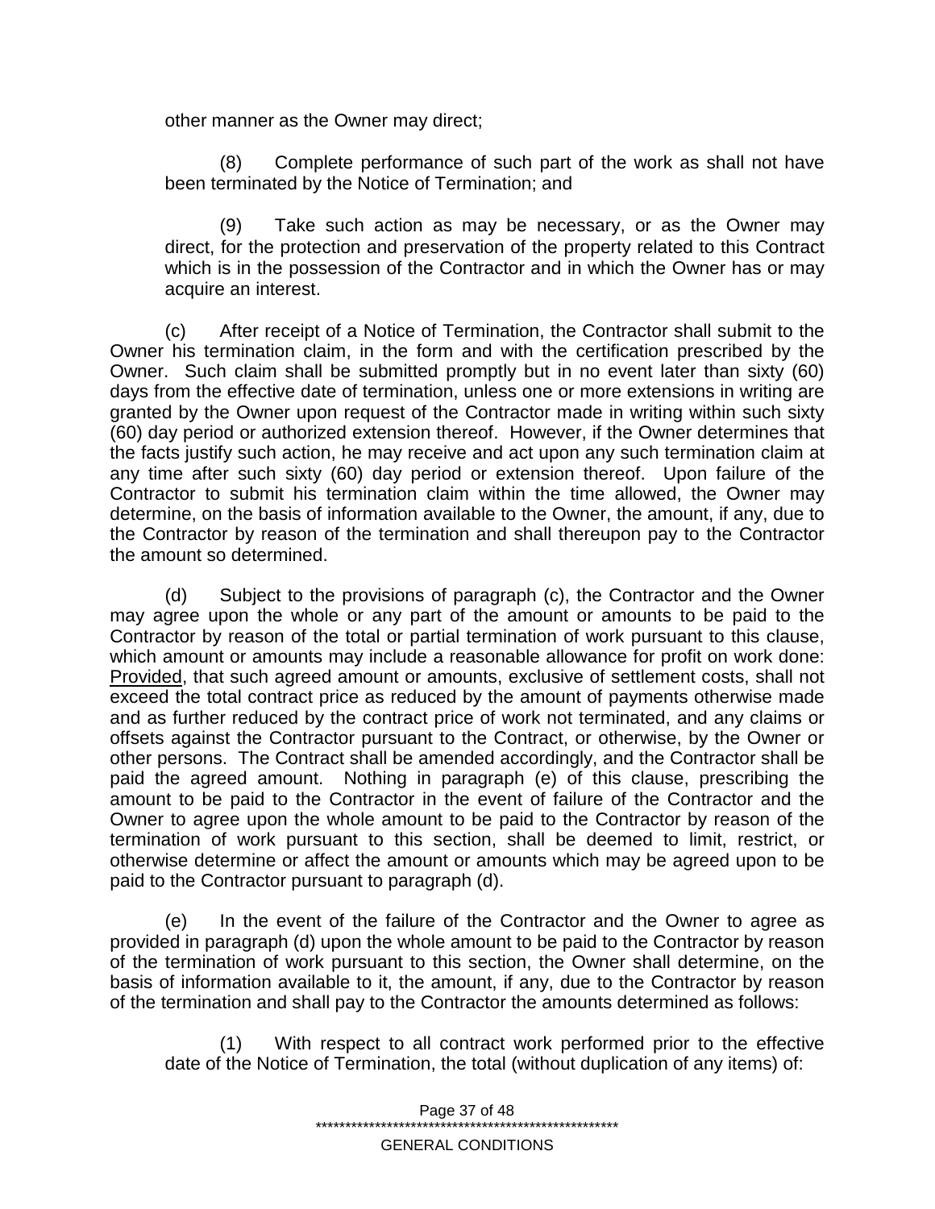other manner as the Owner may direct;

(8) Complete performance of such part of the work as shall not have been terminated by the Notice of Termination; and

(9) Take such action as may be necessary, or as the Owner may direct, for the protection and preservation of the property related to this Contract which is in the possession of the Contractor and in which the Owner has or may acquire an interest.

(c) After receipt of a Notice of Termination, the Contractor shall submit to the Owner his termination claim, in the form and with the certification prescribed by the Owner. Such claim shall be submitted promptly but in no event later than sixty (60) days from the effective date of termination, unless one or more extensions in writing are granted by the Owner upon request of the Contractor made in writing within such sixty (60) day period or authorized extension thereof. However, if the Owner determines that the facts justify such action, he may receive and act upon any such termination claim at any time after such sixty (60) day period or extension thereof. Upon failure of the Contractor to submit his termination claim within the time allowed, the Owner may determine, on the basis of information available to the Owner, the amount, if any, due to the Contractor by reason of the termination and shall thereupon pay to the Contractor the amount so determined.

(d) Subject to the provisions of paragraph (c), the Contractor and the Owner may agree upon the whole or any part of the amount or amounts to be paid to the Contractor by reason of the total or partial termination of work pursuant to this clause, which amount or amounts may include a reasonable allowance for profit on work done: Provided, that such agreed amount or amounts, exclusive of settlement costs, shall not exceed the total contract price as reduced by the amount of payments otherwise made and as further reduced by the contract price of work not terminated, and any claims or offsets against the Contractor pursuant to the Contract, or otherwise, by the Owner or other persons. The Contract shall be amended accordingly, and the Contractor shall be paid the agreed amount. Nothing in paragraph (e) of this clause, prescribing the amount to be paid to the Contractor in the event of failure of the Contractor and the Owner to agree upon the whole amount to be paid to the Contractor by reason of the termination of work pursuant to this section, shall be deemed to limit, restrict, or otherwise determine or affect the amount or amounts which may be agreed upon to be paid to the Contractor pursuant to paragraph (d).

(e) In the event of the failure of the Contractor and the Owner to agree as provided in paragraph (d) upon the whole amount to be paid to the Contractor by reason of the termination of work pursuant to this section, the Owner shall determine, on the basis of information available to it, the amount, if any, due to the Contractor by reason of the termination and shall pay to the Contractor the amounts determined as follows:

(1) With respect to all contract work performed prior to the effective date of the Notice of Termination, the total (without duplication of any items) of: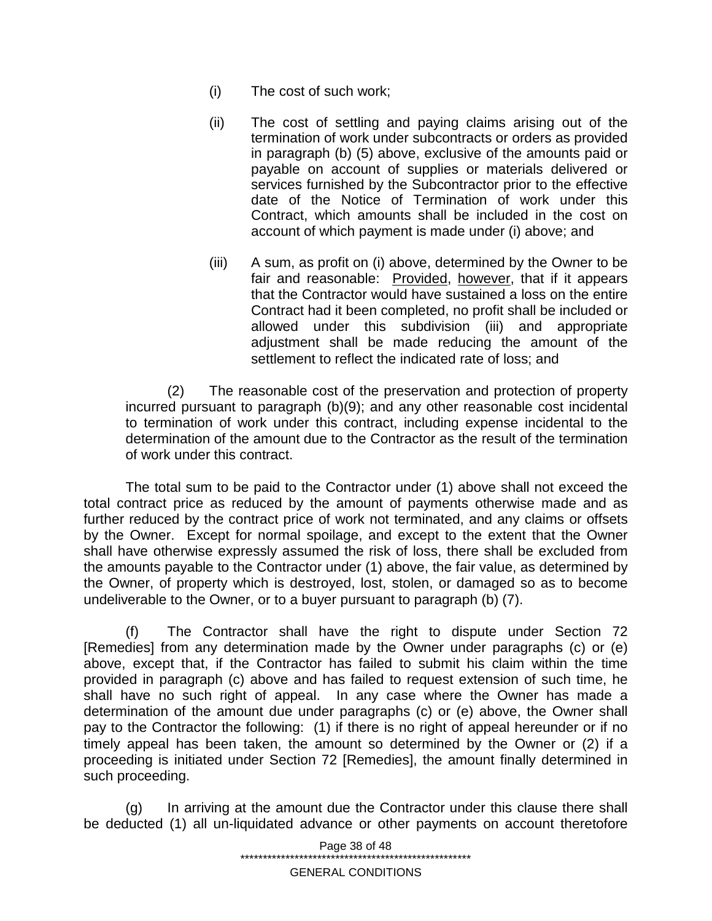(i) The cost of such work;

(ii) The cost of settling and paying claims arising out of the termination of work under subcontracts or orders as provided in paragraph (b) (5) above, exclusive of the amounts paid or payable on account of supplies or materials delivered or services furnished by the Subcontractor prior to the effective date of the Notice of Termination of work under this Contract, which amounts shall be included in the cost on account of which payment is made under (i) above; and

(iii) A sum, as profit on (i) above, determined by the Owner to be fair and reasonable: <u>Provided</u>, <u>however</u>, that if it appears that the Contractor would have sustained a loss on the entire Contract had it been completed, no profit shall be included or allowed under this subdivision (iii) and appropriate adjustment shall be made reducing the amount of the settlement to reflect the indicated rate of loss; and

(2) The reasonable cost of the preservation and protection of property incurred pursuant to paragraph (b)(9); and any other reasonable cost incidental to termination of work under this contract, including expense incidental to the determination of the amount due to the Contractor as the result of the termination of work under this contract.

The total sum to be paid to the Contractor under (1) above shall not exceed the total contract price as reduced by the amount of payments otherwise made and as further reduced by the contract price of work not terminated, and any claims or offsets by the Owner. Except for normal spoilage, and except to the extent that the Owner shall have otherwise expressly assumed the risk of loss, there shall be excluded from the amounts payable to the Contractor under (1) above, the fair value, as determined by the Owner, of property which is destroyed, lost, stolen, or damaged so as to become undeliverable to the Owner, or to a buyer pursuant to paragraph (b) (7).

(f) The Contractor shall have the right to dispute under Section 72 [Remedies] from any determination made by the Owner under paragraphs (c) or (e) above, except that, if the Contractor has failed to submit his claim within the time provided in paragraph (c) above and has failed to request extension of such time, he shall have no such right of appeal. In any case where the Owner has made a determination of the amount due under paragraphs (c) or (e) above, the Owner shall pay to the Contractor the following: (1) if there is no right of appeal hereunder or if no timely appeal has been taken, the amount so determined by the Owner or (2) if a proceeding is initiated under Section 72 [Remedies], the amount finally determined in such proceeding.

(g) In arriving at the amount due the Contractor under this clause there shall be deducted (1) all un-liquidated advance or other payments on account theretofore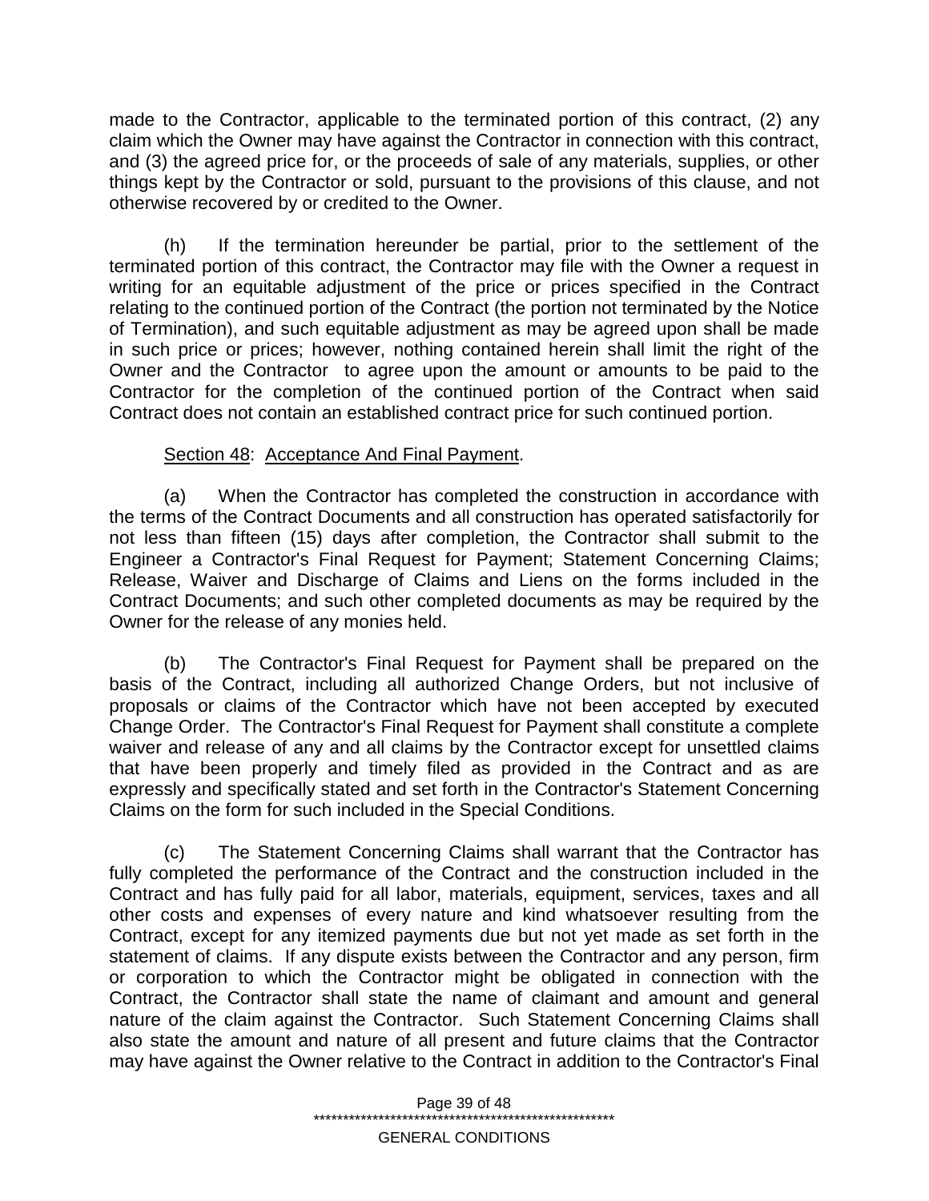made to the Contractor, applicable to the terminated portion of this contract, (2) any claim which the Owner may have against the Contractor in connection with this contract, and (3) the agreed price for, or the proceeds of sale of any materials, supplies, or other things kept by the Contractor or sold, pursuant to the provisions of this clause, and not otherwise recovered by or credited to the Owner.

(h) If the termination hereunder be partial, prior to the settlement of the terminated portion of this contract, the Contractor may file with the Owner a request in writing for an equitable adjustment of the price or prices specified in the Contract relating to the continued portion of the Contract (the portion not terminated by the Notice of Termination), and such equitable adjustment as may be agreed upon shall be made in such price or prices; however, nothing contained herein shall limit the right of the Owner and the Contractor to agree upon the amount or amounts to be paid to the Contractor for the completion of the continued portion of the Contract when said Contract does not contain an established contract price for such continued portion.

<u>Section 48</u>: <u>Acceptance And Final Payment</u>.

(a) When the Contractor has completed the construction in accordance with the terms of the Contract Documents and all construction has operated satisfactorily for not less than fifteen (15) days after completion, the Contractor shall submit to the Engineer a Contractor's Final Request for Payment; Statement Concerning Claims; Release, Waiver and Discharge of Claims and Liens on the forms included in the Contract Documents; and such other completed documents as may be required by the Owner for the release of any monies held.

(b) The Contractor's Final Request for Payment shall be prepared on the basis of the Contract, including all authorized Change Orders, but not inclusive of proposals or claims of the Contractor which have not been accepted by executed Change Order. The Contractor's Final Request for Payment shall constitute a complete waiver and release of any and all claims by the Contractor except for unsettled claims that have been properly and timely filed as provided in the Contract and as are expressly and specifically stated and set forth in the Contractor's Statement Concerning Claims on the form for such included in the Special Conditions.

(c) The Statement Concerning Claims shall warrant that the Contractor has fully completed the performance of the Contract and the construction included in the Contract and has fully paid for all labor, materials, equipment, services, taxes and all other costs and expenses of every nature and kind whatsoever resulting from the Contract, except for any itemized payments due but not yet made as set forth in the statement of claims. If any dispute exists between the Contractor and any person, firm or corporation to which the Contractor might be obligated in connection with the Contract, the Contractor shall state the name of claimant and amount and general nature of the claim against the Contractor. Such Statement Concerning Claims shall also state the amount and nature of all present and future claims that the Contractor may have against the Owner relative to the Contract in addition to the Contractor's Final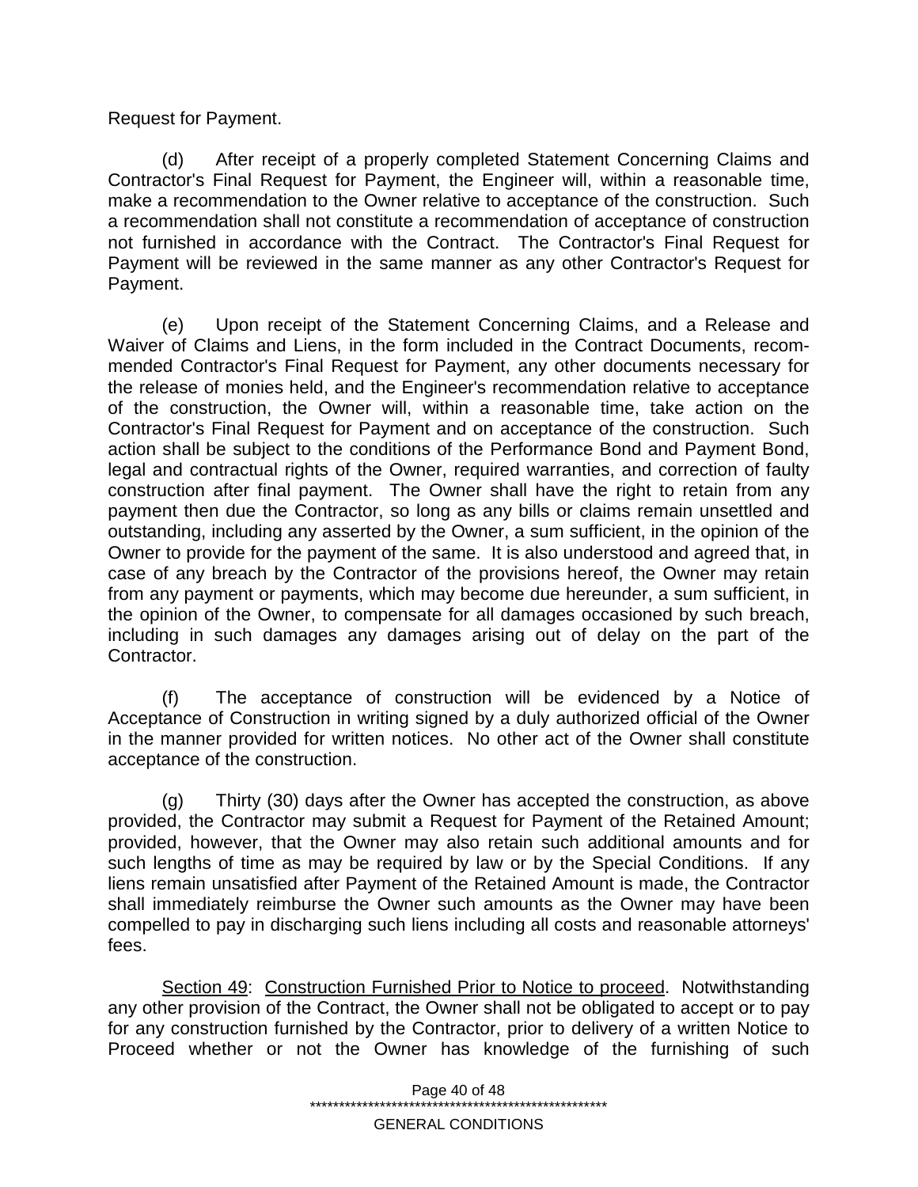Request for Payment.

(d) After receipt of a properly completed Statement Concerning Claims and Contractor's Final Request for Payment, the Engineer will, within a reasonable time, make a recommendation to the Owner relative to acceptance of the construction. Such a recommendation shall not constitute a recommendation of acceptance of construction not furnished in accordance with the Contract. The Contractor's Final Request for Payment will be reviewed in the same manner as any other Contractor's Request for Payment.

(e) Upon receipt of the Statement Concerning Claims, and a Release and Waiver of Claims and Liens, in the form included in the Contract Documents, recommended Contractor's Final Request for Payment, any other documents necessary for the release of monies held, and the Engineer's recommendation relative to acceptance of the construction, the Owner will, within a reasonable time, take action on the Contractor's Final Request for Payment and on acceptance of the construction. Such action shall be subject to the conditions of the Performance Bond and Payment Bond, legal and contractual rights of the Owner, required warranties, and correction of faulty construction after final payment. The Owner shall have the right to retain from any payment then due the Contractor, so long as any bills or claims remain unsettled and outstanding, including any asserted by the Owner, a sum sufficient, in the opinion of the Owner to provide for the payment of the same. It is also understood and agreed that, in case of any breach by the Contractor of the provisions hereof, the Owner may retain from any payment or payments, which may become due hereunder, a sum sufficient, in the opinion of the Owner, to compensate for all damages occasioned by such breach, including in such damages any damages arising out of delay on the part of the Contractor.

(f) The acceptance of construction will be evidenced by a Notice of Acceptance of Construction in writing signed by a duly authorized official of the Owner in the manner provided for written notices. No other act of the Owner shall constitute acceptance of the construction.

(g) Thirty (30) days after the Owner has accepted the construction, as above provided, the Contractor may submit a Request for Payment of the Retained Amount; provided, however, that the Owner may also retain such additional amounts and for such lengths of time as may be required by law or by the Special Conditions. If any liens remain unsatisfied after Payment of the Retained Amount is made, the Contractor shall immediately reimburse the Owner such amounts as the Owner may have been compelled to pay in discharging such liens including all costs and reasonable attorneys' fees.

<u>Section 49</u>: <u>Construction Furnished Prior to Notice to proceed</u>. Notwithstanding any other provision of the Contract, the Owner shall not be obligated to accept or to pay for any construction furnished by the Contractor, prior to delivery of a written Notice to Proceed whether or not the Owner has knowledge of the furnishing of such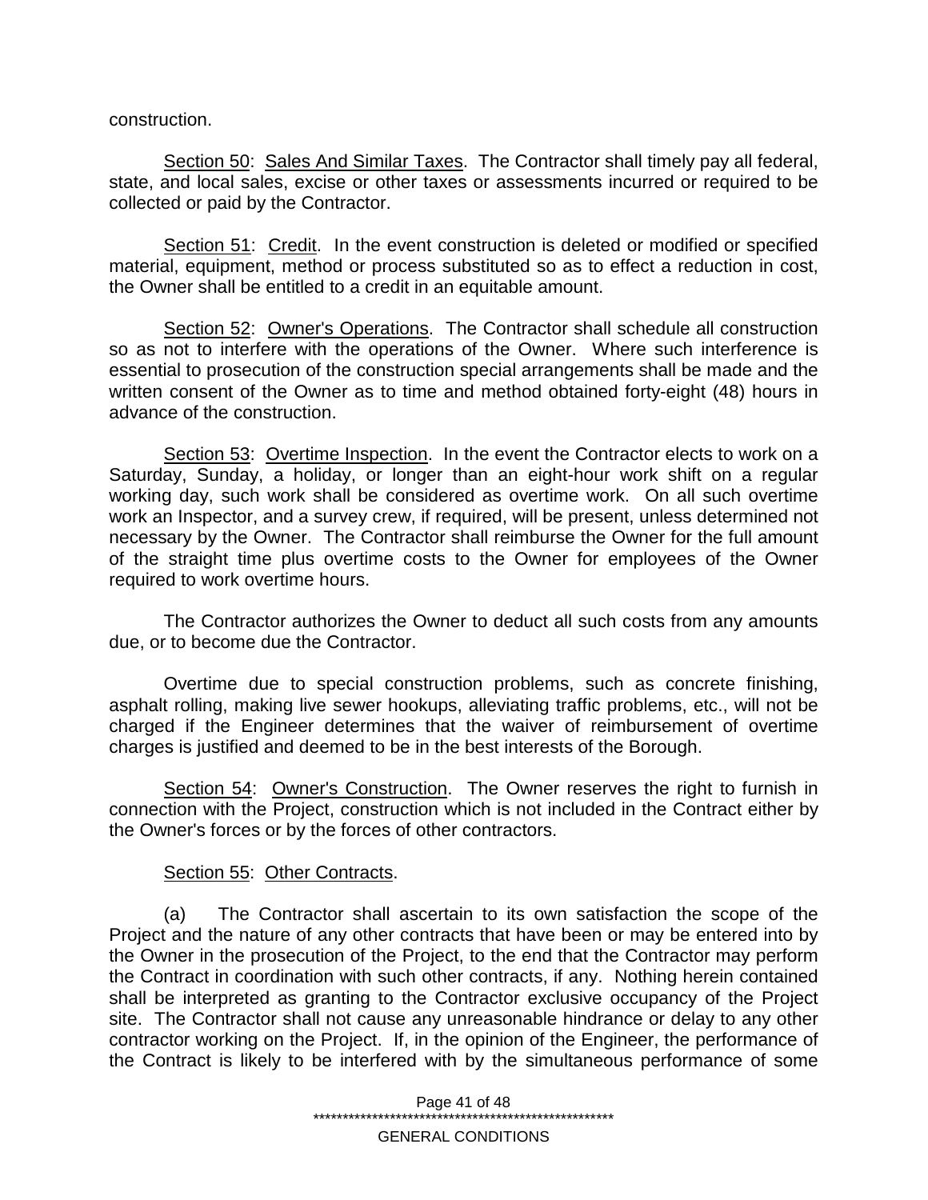construction.

Section 50: Sales And Similar Taxes. The Contractor shall timely pay all federal, state, and local sales, excise or other taxes or assessments incurred or required to be collected or paid by the Contractor.

Section 51: Credit. In the event construction is deleted or modified or specified material, equipment, method or process substituted so as to effect a reduction in cost, the Owner shall be entitled to a credit in an equitable amount.

Section 52: Owner's Operations. The Contractor shall schedule all construction so as not to interfere with the operations of the Owner. Where such interference is essential to prosecution of the construction special arrangements shall be made and the written consent of the Owner as to time and method obtained forty-eight (48) hours in advance of the construction.

Section 53: Overtime Inspection. In the event the Contractor elects to work on a Saturday, Sunday, a holiday, or longer than an eight-hour work shift on a regular working day, such work shall be considered as overtime work. On all such overtime work an Inspector, and a survey crew, if required, will be present, unless determined not necessary by the Owner. The Contractor shall reimburse the Owner for the full amount of the straight time plus overtime costs to the Owner for employees of the Owner required to work overtime hours.

The Contractor authorizes the Owner to deduct all such costs from any amounts due, or to become due the Contractor.

Overtime due to special construction problems, such as concrete finishing, asphalt rolling, making live sewer hookups, alleviating traffic problems, etc., will not be charged if the Engineer determines that the waiver of reimbursement of overtime charges is justified and deemed to be in the best interests of the Borough.

Section 54: Owner's Construction. The Owner reserves the right to furnish in connection with the Project, construction which is not included in the Contract either by the Owner's forces or by the forces of other contractors.

Section 55: Other Contracts.

(a) The Contractor shall ascertain to its own satisfaction the scope of the Project and the nature of any other contracts that have been or may be entered into by the Owner in the prosecution of the Project, to the end that the Contractor may perform the Contract in coordination with such other contracts, if any. Nothing herein contained shall be interpreted as granting to the Contractor exclusive occupancy of the Project site. The Contractor shall not cause any unreasonable hindrance or delay to any other contractor working on the Project. If, in the opinion of the Engineer, the performance of the Contract is likely to be interfered with by the simultaneous performance of some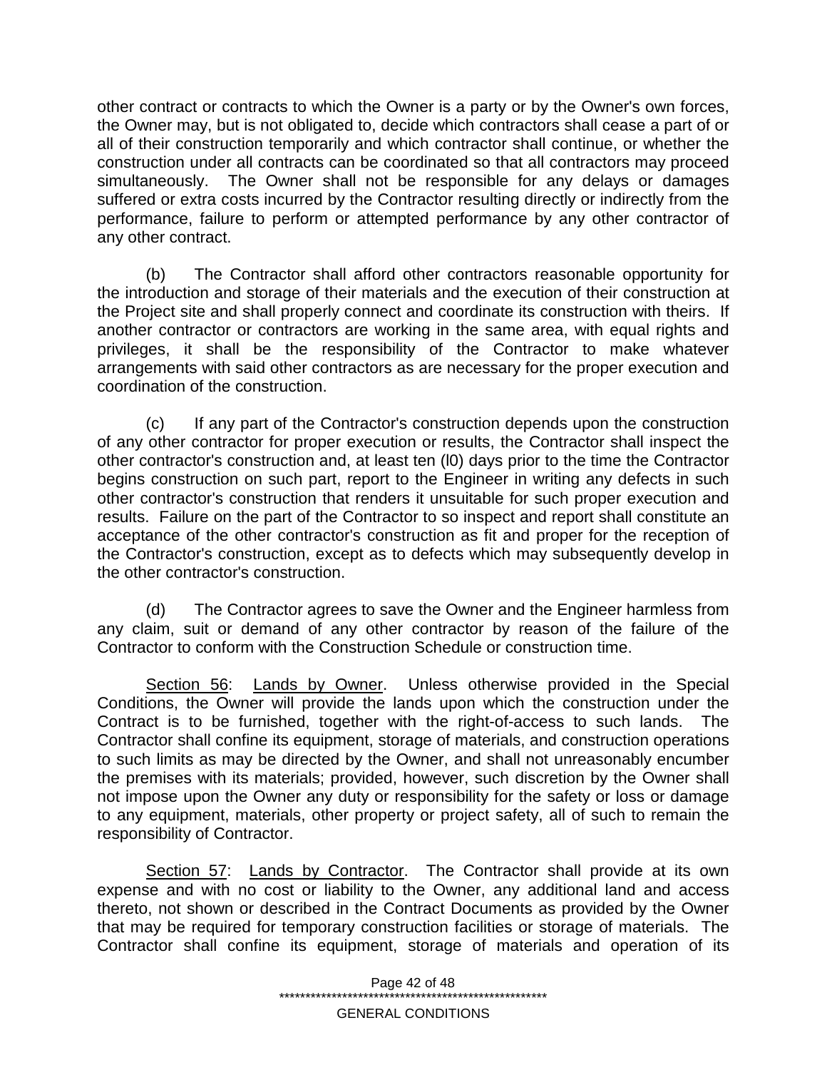other contract or contracts to which the Owner is a party or by the Owner's own forces, the Owner may, but is not obligated to, decide which contractors shall cease a part of or all of their construction temporarily and which contractor shall continue, or whether the construction under all contracts can be coordinated so that all contractors may proceed simultaneously. The Owner shall not be responsible for any delays or damages suffered or extra costs incurred by the Contractor resulting directly or indirectly from the performance, failure to perform or attempted performance by any other contractor of any other contract.

(b) The Contractor shall afford other contractors reasonable opportunity for the introduction and storage of their materials and the execution of their construction at the Project site and shall properly connect and coordinate its construction with theirs. If another contractor or contractors are working in the same area, with equal rights and privileges, it shall be the responsibility of the Contractor to make whatever arrangements with said other contractors as are necessary for the proper execution and coordination of the construction.

(c) If any part of the Contractor's construction depends upon the construction of any other contractor for proper execution or results, the Contractor shall inspect the other contractor's construction and, at least ten (l0) days prior to the time the Contractor begins construction on such part, report to the Engineer in writing any defects in such other contractor's construction that renders it unsuitable for such proper execution and results. Failure on the part of the Contractor to so inspect and report shall constitute an acceptance of the other contractor's construction as fit and proper for the reception of the Contractor's construction, except as to defects which may subsequently develop in the other contractor's construction.

(d) The Contractor agrees to save the Owner and the Engineer harmless from any claim, suit or demand of any other contractor by reason of the failure of the Contractor to conform with the Construction Schedule or construction time.

Section 56: Lands by Owner. Unless otherwise provided in the Special Conditions, the Owner will provide the lands upon which the construction under the Contract is to be furnished, together with the right-of-access to such lands. The Contractor shall confine its equipment, storage of materials, and construction operations to such limits as may be directed by the Owner, and shall not unreasonably encumber the premises with its materials; provided, however, such discretion by the Owner shall not impose upon the Owner any duty or responsibility for the safety or loss or damage to any equipment, materials, other property or project safety, all of such to remain the responsibility of Contractor.

Section 57: Lands by Contractor. The Contractor shall provide at its own expense and with no cost or liability to the Owner, any additional land and access thereto, not shown or described in the Contract Documents as provided by the Owner that may be required for temporary construction facilities or storage of materials. The Contractor shall confine its equipment, storage of materials and operation of its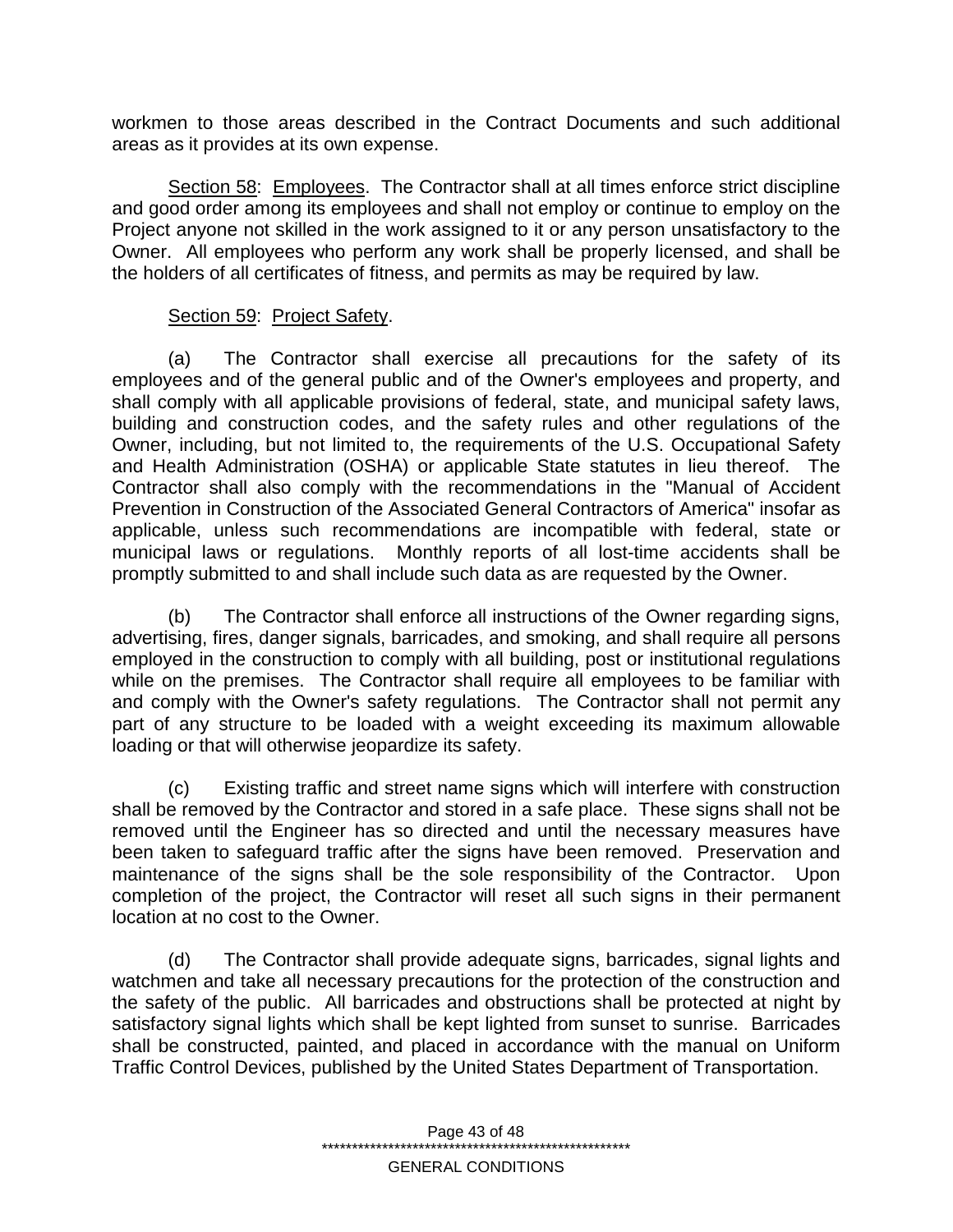workmen to those areas described in the Contract Documents and such additional areas as it provides at its own expense.

Section 58: Employees. The Contractor shall at all times enforce strict discipline and good order among its employees and shall not employ or continue to employ on the Project anyone not skilled in the work assigned to it or any person unsatisfactory to the Owner. All employees who perform any work shall be properly licensed, and shall be the holders of all certificates of fitness, and permits as may be required by law.

Section 59: Project Safety.

(a) The Contractor shall exercise all precautions for the safety of its employees and of the general public and of the Owner's employees and property, and shall comply with all applicable provisions of federal, state, and municipal safety laws, building and construction codes, and the safety rules and other regulations of the Owner, including, but not limited to, the requirements of the U.S. Occupational Safety and Health Administration (OSHA) or applicable State statutes in lieu thereof. The Contractor shall also comply with the recommendations in the "Manual of Accident Prevention in Construction of the Associated General Contractors of America" insofar as applicable, unless such recommendations are incompatible with federal, state or municipal laws or regulations. Monthly reports of all lost-time accidents shall be promptly submitted to and shall include such data as are requested by the Owner.

(b) The Contractor shall enforce all instructions of the Owner regarding signs, advertising, fires, danger signals, barricades, and smoking, and shall require all persons employed in the construction to comply with all building, post or institutional regulations while on the premises. The Contractor shall require all employees to be familiar with and comply with the Owner's safety regulations. The Contractor shall not permit any part of any structure to be loaded with a weight exceeding its maximum allowable loading or that will otherwise jeopardize its safety.

(c) Existing traffic and street name signs which will interfere with construction shall be removed by the Contractor and stored in a safe place. These signs shall not be removed until the Engineer has so directed and until the necessary measures have been taken to safeguard traffic after the signs have been removed. Preservation and maintenance of the signs shall be the sole responsibility of the Contractor. Upon completion of the project, the Contractor will reset all such signs in their permanent location at no cost to the Owner.

(d) The Contractor shall provide adequate signs, barricades, signal lights and watchmen and take all necessary precautions for the protection of the construction and the safety of the public. All barricades and obstructions shall be protected at night by satisfactory signal lights which shall be kept lighted from sunset to sunrise. Barricades shall be constructed, painted, and placed in accordance with the manual on Uniform Traffic Control Devices, published by the United States Department of Transportation.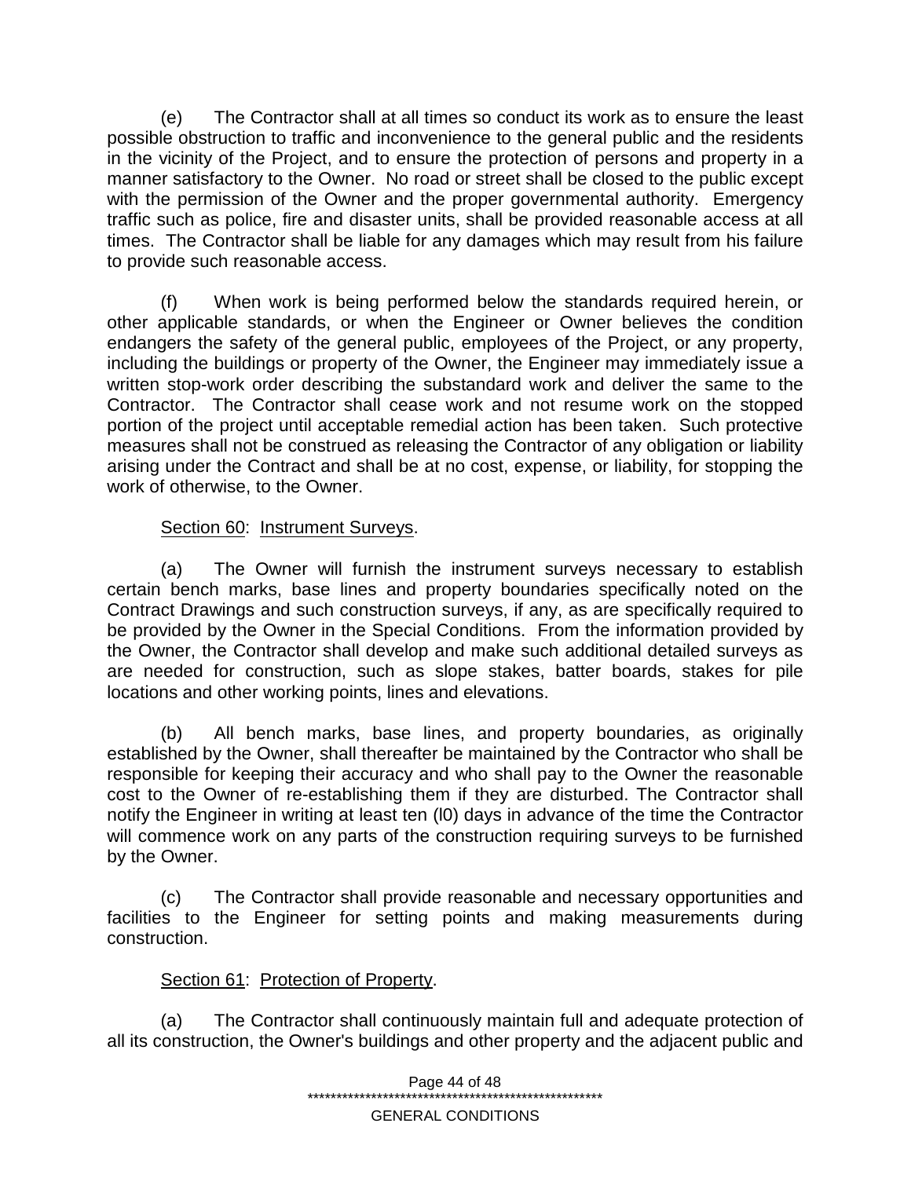(e) The Contractor shall at all times so conduct its work as to ensure the least possible obstruction to traffic and inconvenience to the general public and the residents in the vicinity of the Project, and to ensure the protection of persons and property in a manner satisfactory to the Owner. No road or street shall be closed to the public except with the permission of the Owner and the proper governmental authority. Emergency traffic such as police, fire and disaster units, shall be provided reasonable access at all times. The Contractor shall be liable for any damages which may result from his failure to provide such reasonable access.

(f) When work is being performed below the standards required herein, or other applicable standards, or when the Engineer or Owner believes the condition endangers the safety of the general public, employees of the Project, or any property, including the buildings or property of the Owner, the Engineer may immediately issue a written stop-work order describing the substandard work and deliver the same to the Contractor. The Contractor shall cease work and not resume work on the stopped portion of the project until acceptable remedial action has been taken. Such protective measures shall not be construed as releasing the Contractor of any obligation or liability arising under the Contract and shall be at no cost, expense, or liability, for stopping the work of otherwise, to the Owner.

Section 60: Instrument Surveys.

(a) The Owner will furnish the instrument surveys necessary to establish certain bench marks, base lines and property boundaries specifically noted on the Contract Drawings and such construction surveys, if any, as are specifically required to be provided by the Owner in the Special Conditions. From the information provided by the Owner, the Contractor shall develop and make such additional detailed surveys as are needed for construction, such as slope stakes, batter boards, stakes for pile locations and other working points, lines and elevations.

(b) All bench marks, base lines, and property boundaries, as originally established by the Owner, shall thereafter be maintained by the Contractor who shall be responsible for keeping their accuracy and who shall pay to the Owner the reasonable cost to the Owner of re-establishing them if they are disturbed. The Contractor shall notify the Engineer in writing at least ten (l0) days in advance of the time the Contractor will commence work on any parts of the construction requiring surveys to be furnished by the Owner.

(c) The Contractor shall provide reasonable and necessary opportunities and facilities to the Engineer for setting points and making measurements during construction.

Section 61: Protection of Property.

(a) The Contractor shall continuously maintain full and adequate protection of all its construction, the Owner's buildings and other property and the adjacent public and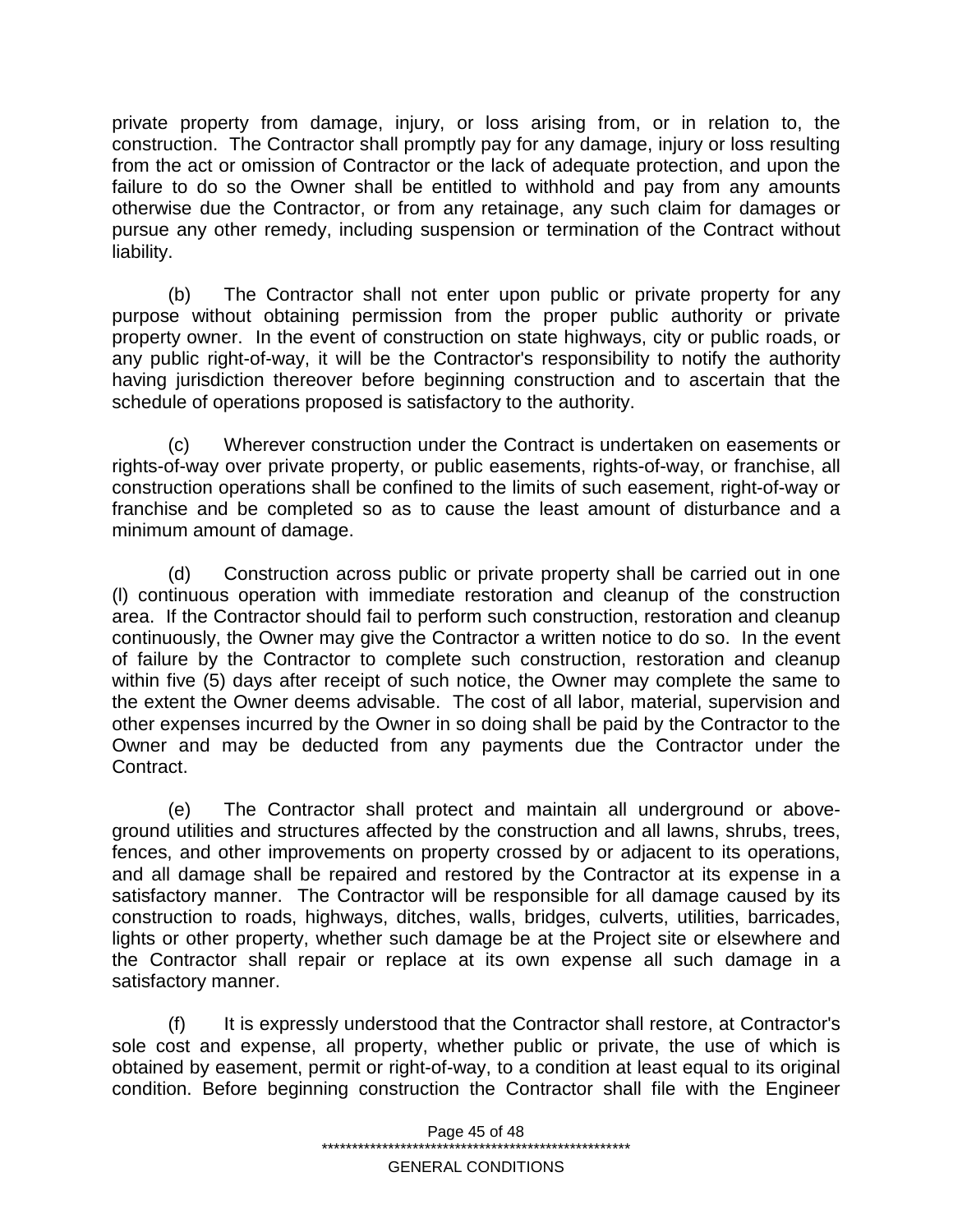private property from damage, injury, or loss arising from, or in relation to, the construction. The Contractor shall promptly pay for any damage, injury or loss resulting from the act or omission of Contractor or the lack of adequate protection, and upon the failure to do so the Owner shall be entitled to withhold and pay from any amounts otherwise due the Contractor, or from any retainage, any such claim for damages or pursue any other remedy, including suspension or termination of the Contract without liability.

(b) The Contractor shall not enter upon public or private property for any purpose without obtaining permission from the proper public authority or private property owner. In the event of construction on state highways, city or public roads, or any public right-of-way, it will be the Contractor's responsibility to notify the authority having jurisdiction thereover before beginning construction and to ascertain that the schedule of operations proposed is satisfactory to the authority.

(c) Wherever construction under the Contract is undertaken on easements or rights-of-way over private property, or public easements, rights-of-way, or franchise, all construction operations shall be confined to the limits of such easement, right-of-way or franchise and be completed so as to cause the least amount of disturbance and a minimum amount of damage.

(d) Construction across public or private property shall be carried out in one (l) continuous operation with immediate restoration and cleanup of the construction area. If the Contractor should fail to perform such construction, restoration and cleanup continuously, the Owner may give the Contractor a written notice to do so. In the event of failure by the Contractor to complete such construction, restoration and cleanup within five (5) days after receipt of such notice, the Owner may complete the same to the extent the Owner deems advisable. The cost of all labor, material, supervision and other expenses incurred by the Owner in so doing shall be paid by the Contractor to the Owner and may be deducted from any payments due the Contractor under the Contract.

(e) The Contractor shall protect and maintain all underground or above-ground utilities and structures affected by the construction and all lawns, shrubs, trees, fences, and other improvements on property crossed by or adjacent to its operations, and all damage shall be repaired and restored by the Contractor at its expense in a satisfactory manner. The Contractor will be responsible for all damage caused by its construction to roads, highways, ditches, walls, bridges, culverts, utilities, barricades, lights or other property, whether such damage be at the Project site or elsewhere and the Contractor shall repair or replace at its own expense all such damage in a satisfactory manner.

(f) It is expressly understood that the Contractor shall restore, at Contractor's sole cost and expense, all property, whether public or private, the use of which is obtained by easement, permit or right-of-way, to a condition at least equal to its original condition. Before beginning construction the Contractor shall file with the Engineer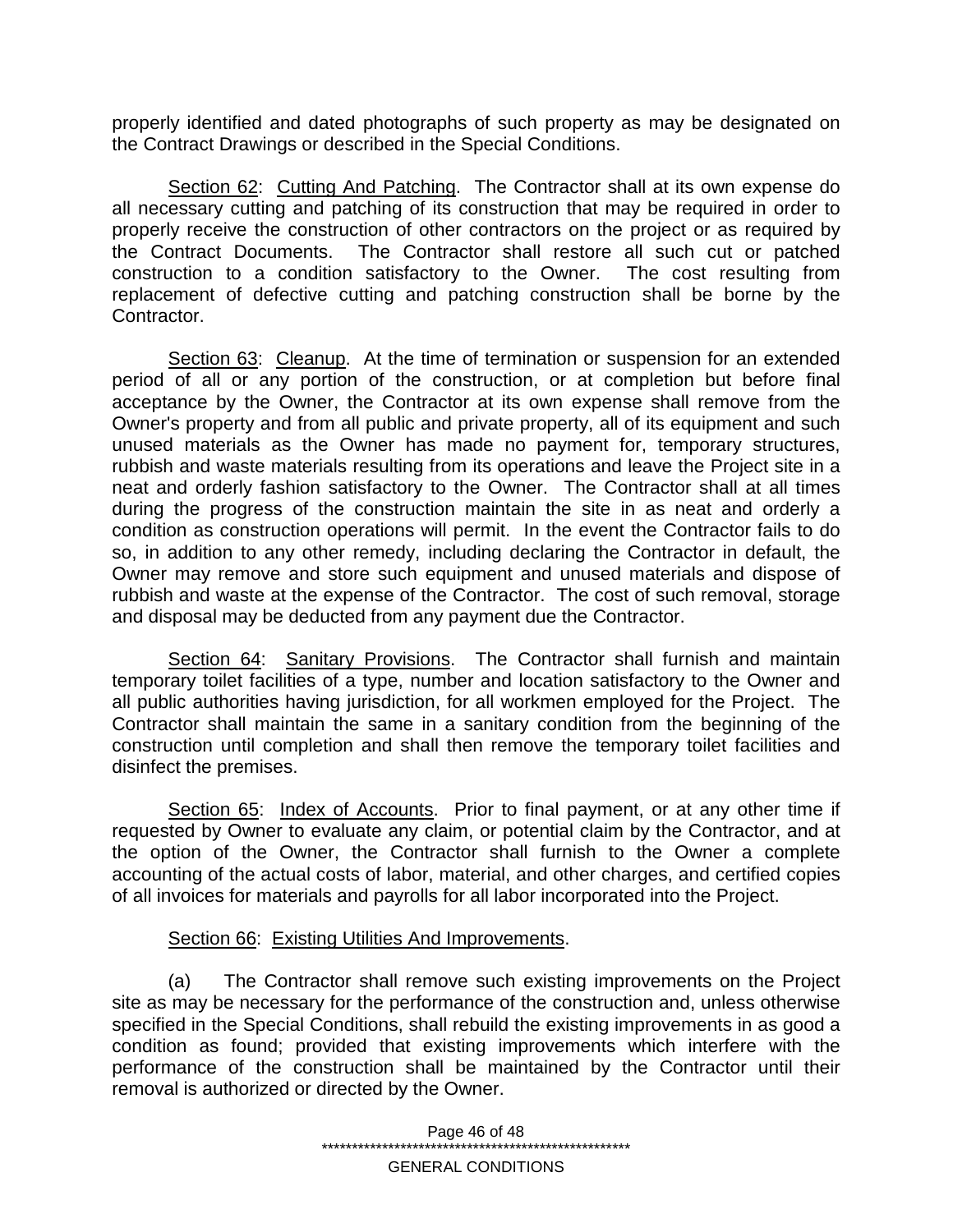properly identified and dated photographs of such property as may be designated on the Contract Drawings or described in the Special Conditions.

Section 62: Cutting And Patching. The Contractor shall at its own expense do all necessary cutting and patching of its construction that may be required in order to properly receive the construction of other contractors on the project or as required by the Contract Documents. The Contractor shall restore all such cut or patched construction to a condition satisfactory to the Owner. The cost resulting from replacement of defective cutting and patching construction shall be borne by the Contractor.

Section 63: Cleanup. At the time of termination or suspension for an extended period of all or any portion of the construction, or at completion but before final acceptance by the Owner, the Contractor at its own expense shall remove from the Owner's property and from all public and private property, all of its equipment and such unused materials as the Owner has made no payment for, temporary structures, rubbish and waste materials resulting from its operations and leave the Project site in a neat and orderly fashion satisfactory to the Owner. The Contractor shall at all times during the progress of the construction maintain the site in as neat and orderly a condition as construction operations will permit. In the event the Contractor fails to do so, in addition to any other remedy, including declaring the Contractor in default, the Owner may remove and store such equipment and unused materials and dispose of rubbish and waste at the expense of the Contractor. The cost of such removal, storage and disposal may be deducted from any payment due the Contractor.

Section 64: Sanitary Provisions. The Contractor shall furnish and maintain temporary toilet facilities of a type, number and location satisfactory to the Owner and all public authorities having jurisdiction, for all workmen employed for the Project. The Contractor shall maintain the same in a sanitary condition from the beginning of the construction until completion and shall then remove the temporary toilet facilities and disinfect the premises.

Section 65: Index of Accounts. Prior to final payment, or at any other time if requested by Owner to evaluate any claim, or potential claim by the Contractor, and at the option of the Owner, the Contractor shall furnish to the Owner a complete accounting of the actual costs of labor, material, and other charges, and certified copies of all invoices for materials and payrolls for all labor incorporated into the Project.

Section 66: Existing Utilities And Improvements.

(a) The Contractor shall remove such existing improvements on the Project site as may be necessary for the performance of the construction and, unless otherwise specified in the Special Conditions, shall rebuild the existing improvements in as good a condition as found; provided that existing improvements which interfere with the performance of the construction shall be maintained by the Contractor until their removal is authorized or directed by the Owner.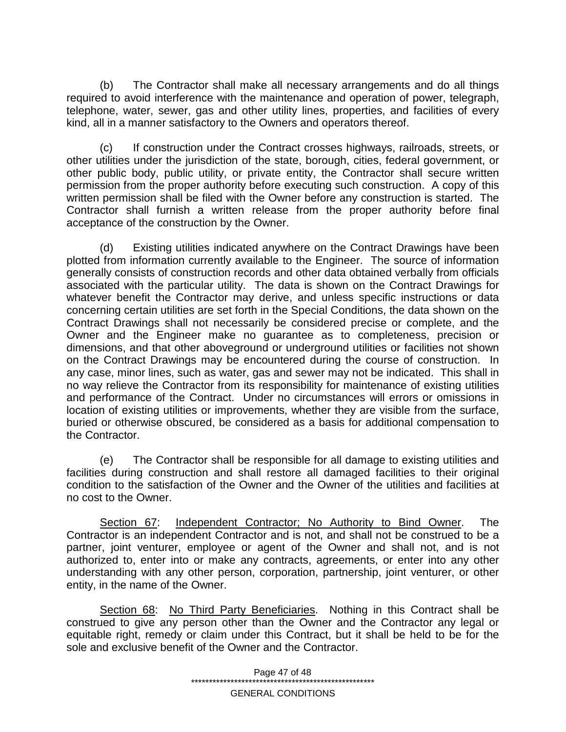(b) The Contractor shall make all necessary arrangements and do all things required to avoid interference with the maintenance and operation of power, telegraph, telephone, water, sewer, gas and other utility lines, properties, and facilities of every kind, all in a manner satisfactory to the Owners and operators thereof.

(c) If construction under the Contract crosses highways, railroads, streets, or other utilities under the jurisdiction of the state, borough, cities, federal government, or other public body, public utility, or private entity, the Contractor shall secure written permission from the proper authority before executing such construction. A copy of this written permission shall be filed with the Owner before any construction is started. The Contractor shall furnish a written release from the proper authority before final acceptance of the construction by the Owner.

(d) Existing utilities indicated anywhere on the Contract Drawings have been plotted from information currently available to the Engineer. The source of information generally consists of construction records and other data obtained verbally from officials associated with the particular utility. The data is shown on the Contract Drawings for whatever benefit the Contractor may derive, and unless specific instructions or data concerning certain utilities are set forth in the Special Conditions, the data shown on the Contract Drawings shall not necessarily be considered precise or complete, and the Owner and the Engineer make no guarantee as to completeness, precision or dimensions, and that other aboveground or underground utilities or facilities not shown on the Contract Drawings may be encountered during the course of construction. In any case, minor lines, such as water, gas and sewer may not be indicated. This shall in no way relieve the Contractor from its responsibility for maintenance of existing utilities and performance of the Contract. Under no circumstances will errors or omissions in location of existing utilities or improvements, whether they are visible from the surface, buried or otherwise obscured, be considered as a basis for additional compensation to the Contractor.

(e) The Contractor shall be responsible for all damage to existing utilities and facilities during construction and shall restore all damaged facilities to their original condition to the satisfaction of the Owner and the Owner of the utilities and facilities at no cost to the Owner.

<u>Section 67</u>: <u>Independent Contractor; No Authority to Bind Owner</u>. The Contractor is an independent Contractor and is not, and shall not be construed to be a partner, joint venturer, employee or agent of the Owner and shall not, and is not authorized to, enter into or make any contracts, agreements, or enter into any other understanding with any other person, corporation, partnership, joint venturer, or other entity, in the name of the Owner.

<u>Section 68</u>: <u>No Third Party Beneficiaries</u>. Nothing in this Contract shall be construed to give any person other than the Owner and the Contractor any legal or equitable right, remedy or claim under this Contract, but it shall be held to be for the sole and exclusive benefit of the Owner and the Contractor.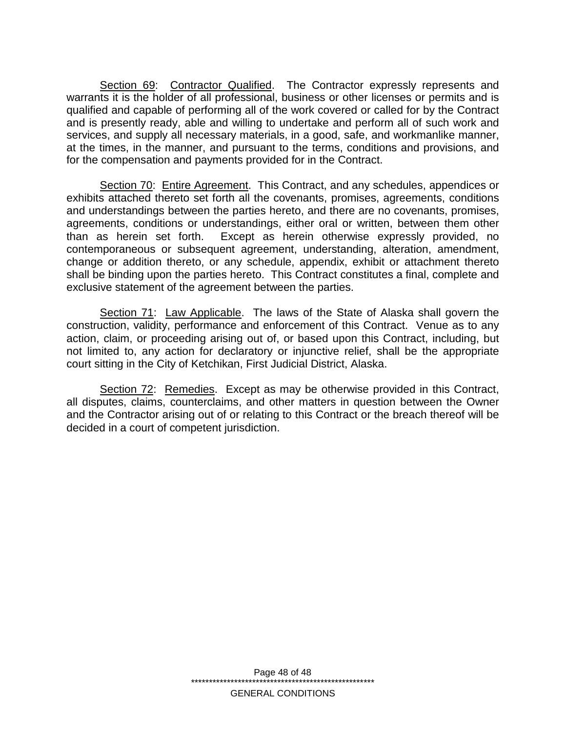Section 69: Contractor Qualified. The Contractor expressly represents and warrants it is the holder of all professional, business or other licenses or permits and is qualified and capable of performing all of the work covered or called for by the Contract and is presently ready, able and willing to undertake and perform all of such work and services, and supply all necessary materials, in a good, safe, and workmanlike manner, at the times, in the manner, and pursuant to the terms, conditions and provisions, and for the compensation and payments provided for in the Contract.

Section 70: Entire Agreement. This Contract, and any schedules, appendices or exhibits attached thereto set forth all the covenants, promises, agreements, conditions and understandings between the parties hereto, and there are no covenants, promises, agreements, conditions or understandings, either oral or written, between them other than as herein set forth. Except as herein otherwise expressly provided, no contemporaneous or subsequent agreement, understanding, alteration, amendment, change or addition thereto, or any schedule, appendix, exhibit or attachment thereto shall be binding upon the parties hereto. This Contract constitutes a final, complete and exclusive statement of the agreement between the parties.

Section 71: Law Applicable. The laws of the State of Alaska shall govern the construction, validity, performance and enforcement of this Contract. Venue as to any action, claim, or proceeding arising out of, or based upon this Contract, including, but not limited to, any action for declaratory or injunctive relief, shall be the appropriate court sitting in the City of Ketchikan, First Judicial District, Alaska.

Section 72: Remedies. Except as may be otherwise provided in this Contract, all disputes, claims, counterclaims, and other matters in question between the Owner and the Contractor arising out of or relating to this Contract or the breach thereof will be decided in a court of competent jurisdiction.